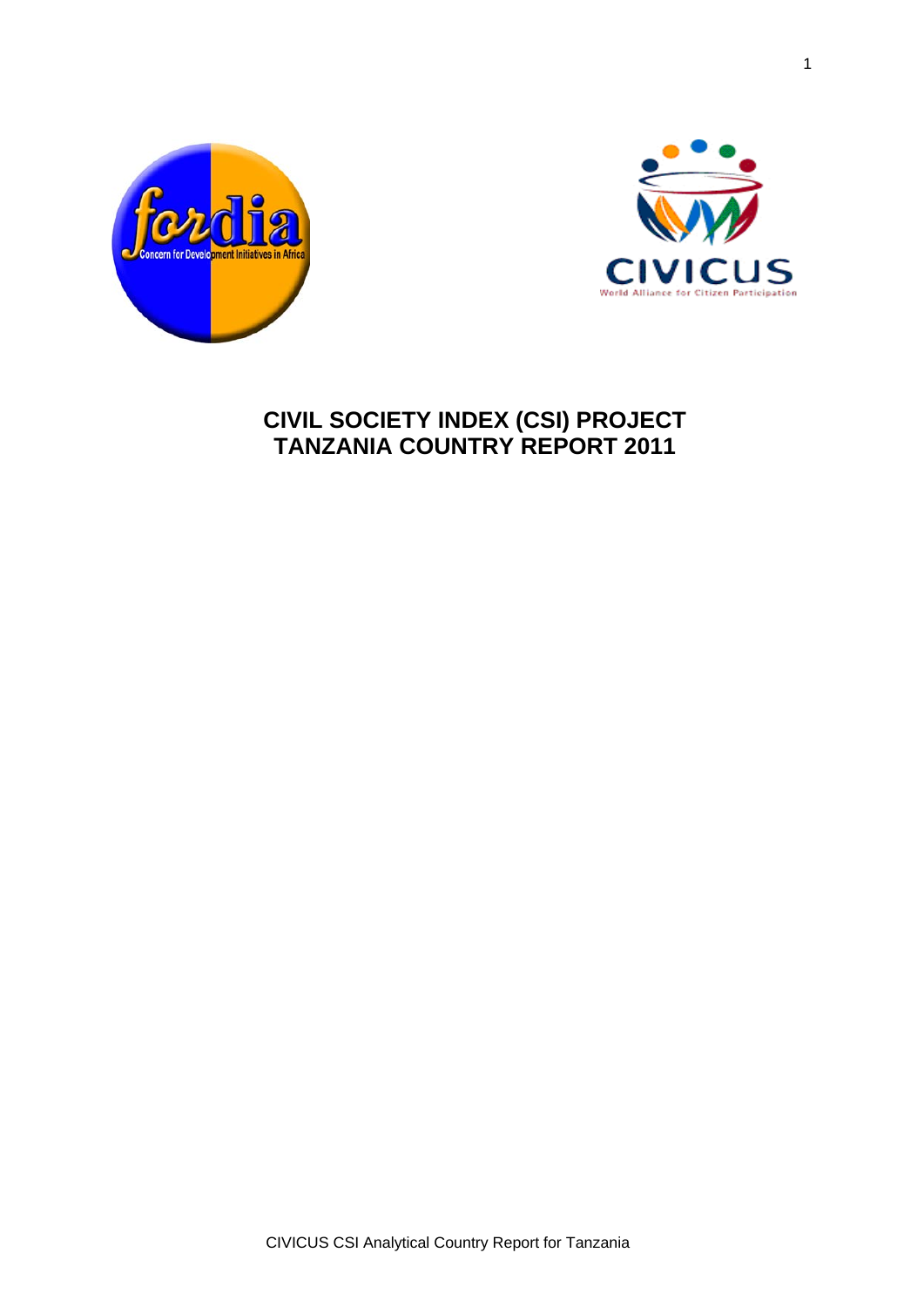# CIVIL SOCIETY INDEX (CSI) PROJECT
# TANZANIA COUNTRY REPORT 2011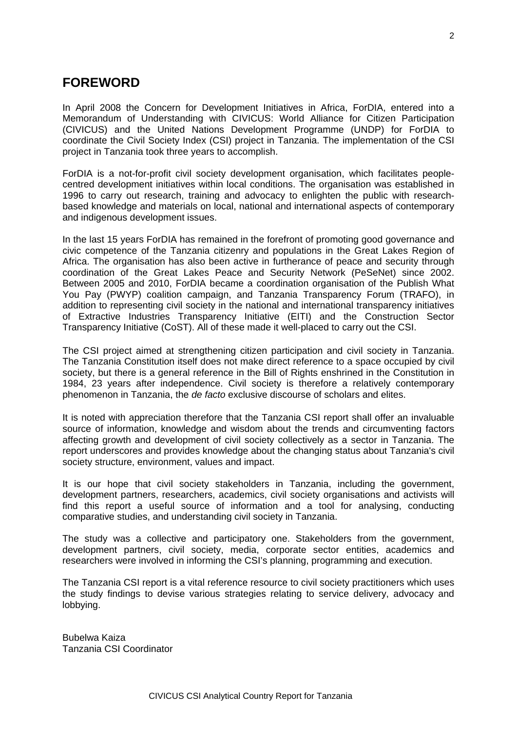## FOREWORD

In April 2008 the Concern for Development Initiatives in Africa, ForDIA, entered into a Memorandum of Understanding with CIVICUS: World Alliance for Citizen Participation (CIVICUS) and the United Nations Development Programme (UNDP) for ForDIA to coordinate the Civil Society Index (CSI) project in Tanzania. The implementation of the CSI project in Tanzania took three years to accomplish.

ForDIA is a not-for-profit civil society development organisation, which facilitates people-centred development initiatives within local conditions. The organisation was established in 1996 to carry out research, training and advocacy to enlighten the public with research-based knowledge and materials on local, national and international aspects of contemporary and indigenous development issues.

In the last 15 years ForDIA has remained in the forefront of promoting good governance and civic competence of the Tanzania citizenry and populations in the Great Lakes Region of Africa. The organisation has also been active in furtherance of peace and security through coordination of the Great Lakes Peace and Security Network (PeSeNet) since 2002. Between 2005 and 2010, ForDIA became a coordination organisation of the Publish What You Pay (PWYP) coalition campaign, and Tanzania Transparency Forum (TRAFO), in addition to representing civil society in the national and international transparency initiatives of Extractive Industries Transparency Initiative (EITI) and the Construction Sector Transparency Initiative (CoST). All of these made it well-placed to carry out the CSI.

The CSI project aimed at strengthening citizen participation and civil society in Tanzania. The Tanzania Constitution itself does not make direct reference to a space occupied by civil society, but there is a general reference in the Bill of Rights enshrined in the Constitution in 1984, 23 years after independence. Civil society is therefore a relatively contemporary phenomenon in Tanzania, the *de facto* exclusive discourse of scholars and elites.

It is noted with appreciation therefore that the Tanzania CSI report shall offer an invaluable source of information, knowledge and wisdom about the trends and circumventing factors affecting growth and development of civil society collectively as a sector in Tanzania. The report underscores and provides knowledge about the changing status about Tanzania's civil society structure, environment, values and impact.

It is our hope that civil society stakeholders in Tanzania, including the government, development partners, researchers, academics, civil society organisations and activists will find this report a useful source of information and a tool for analysing, conducting comparative studies, and understanding civil society in Tanzania.

The study was a collective and participatory one. Stakeholders from the government, development partners, civil society, media, corporate sector entities, academics and researchers were involved in informing the CSI's planning, programming and execution.

The Tanzania CSI report is a vital reference resource to civil society practitioners which uses the study findings to devise various strategies relating to service delivery, advocacy and lobbying.

Bubelwa Kaiza
Tanzania CSI Coordinator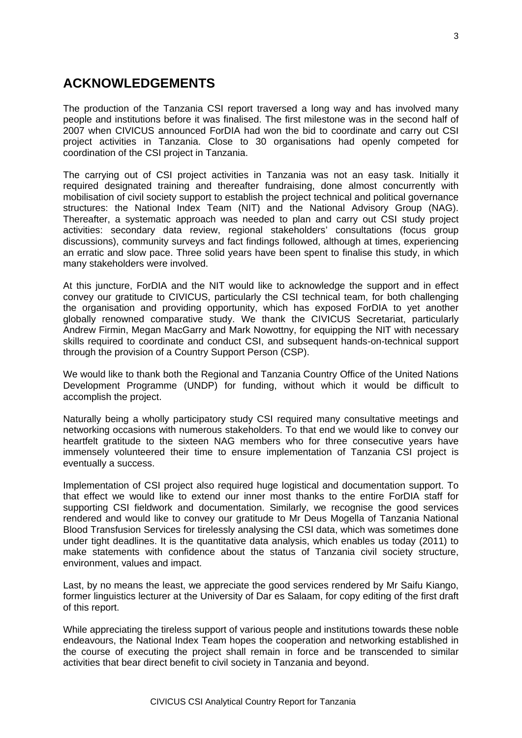# ACKNOWLEDGEMENTS

The production of the Tanzania CSI report traversed a long way and has involved many people and institutions before it was finalised. The first milestone was in the second half of 2007 when CIVICUS announced ForDIA had won the bid to coordinate and carry out CSI project activities in Tanzania. Close to 30 organisations had openly competed for coordination of the CSI project in Tanzania.

The carrying out of CSI project activities in Tanzania was not an easy task. Initially it required designated training and thereafter fundraising, done almost concurrently with mobilisation of civil society support to establish the project technical and political governance structures: the National Index Team (NIT) and the National Advisory Group (NAG). Thereafter, a systematic approach was needed to plan and carry out CSI study project activities: secondary data review, regional stakeholders' consultations (focus group discussions), community surveys and fact findings followed, although at times, experiencing an erratic and slow pace. Three solid years have been spent to finalise this study, in which many stakeholders were involved.

At this juncture, ForDIA and the NIT would like to acknowledge the support and in effect convey our gratitude to CIVICUS, particularly the CSI technical team, for both challenging the organisation and providing opportunity, which has exposed ForDIA to yet another globally renowned comparative study. We thank the CIVICUS Secretariat, particularly Andrew Firmin, Megan MacGarry and Mark Nowottny, for equipping the NIT with necessary skills required to coordinate and conduct CSI, and subsequent hands-on-technical support through the provision of a Country Support Person (CSP).

We would like to thank both the Regional and Tanzania Country Office of the United Nations Development Programme (UNDP) for funding, without which it would be difficult to accomplish the project.

Naturally being a wholly participatory study CSI required many consultative meetings and networking occasions with numerous stakeholders. To that end we would like to convey our heartfelt gratitude to the sixteen NAG members who for three consecutive years have immensely volunteered their time to ensure implementation of Tanzania CSI project is eventually a success.

Implementation of CSI project also required huge logistical and documentation support. To that effect we would like to extend our inner most thanks to the entire ForDIA staff for supporting CSI fieldwork and documentation. Similarly, we recognise the good services rendered and would like to convey our gratitude to Mr Deus Mogella of Tanzania National Blood Transfusion Services for tirelessly analysing the CSI data, which was sometimes done under tight deadlines. It is the quantitative data analysis, which enables us today (2011) to make statements with confidence about the status of Tanzania civil society structure, environment, values and impact.

Last, by no means the least, we appreciate the good services rendered by Mr Saifu Kiango, former linguistics lecturer at the University of Dar es Salaam, for copy editing of the first draft of this report.

While appreciating the tireless support of various people and institutions towards these noble endeavours, the National Index Team hopes the cooperation and networking established in the course of executing the project shall remain in force and be transcended to similar activities that bear direct benefit to civil society in Tanzania and beyond.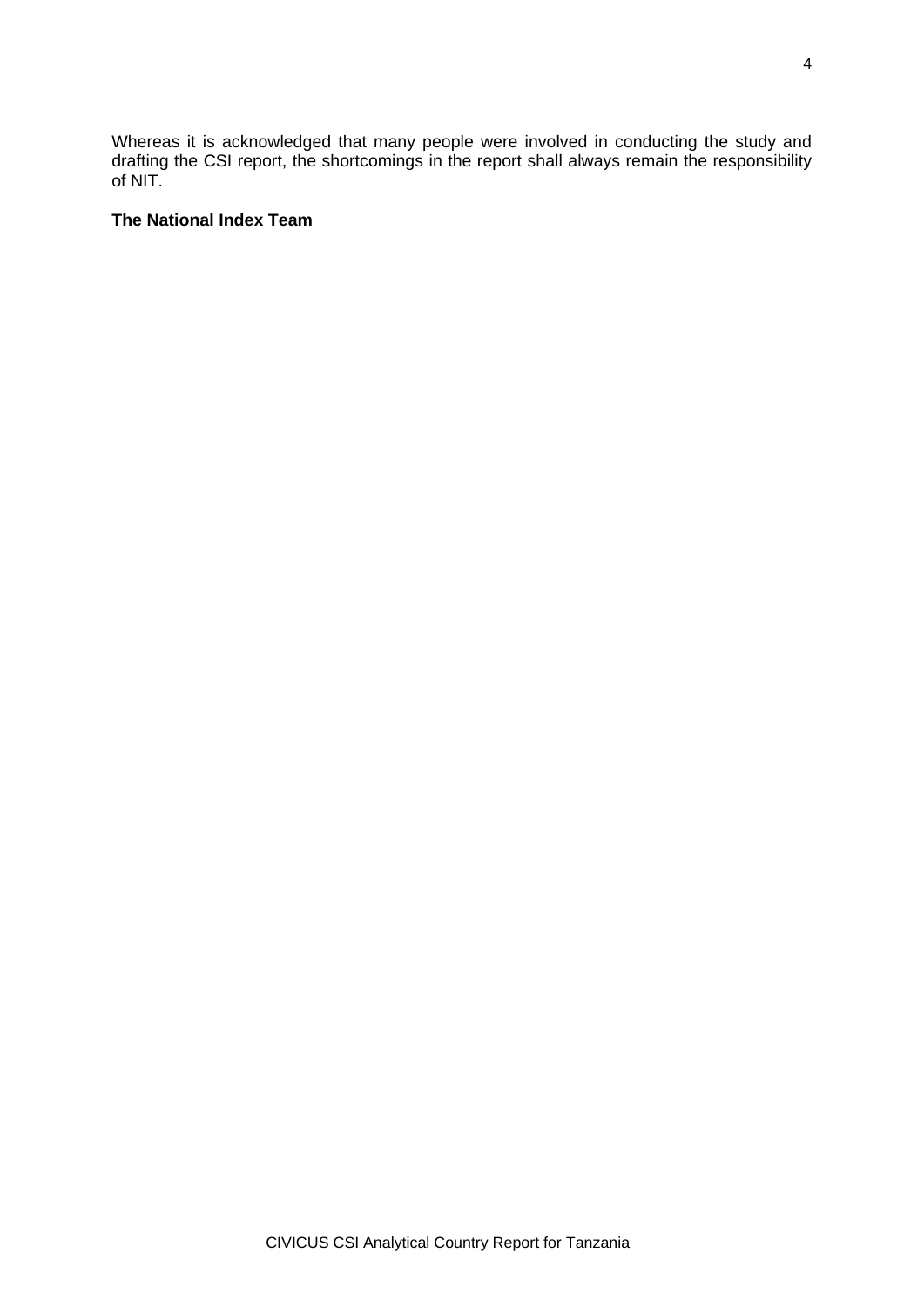Whereas it is acknowledged that many people were involved in conducting the study and drafting the CSI report, the shortcomings in the report shall always remain the responsibility of NIT.

**The National Index Team**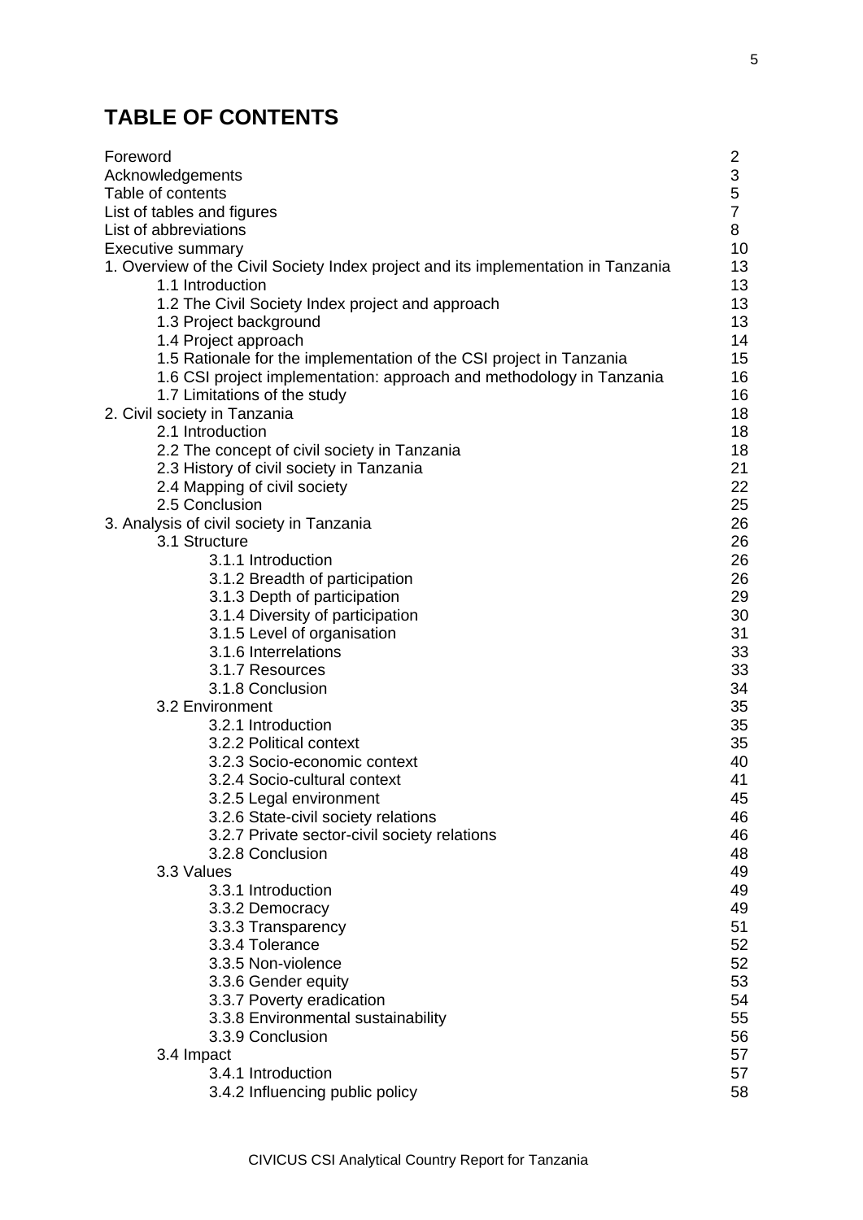# TABLE OF CONTENTS

| | |
|---|---|
| Foreword | 2 |
| Acknowledgements | 3 |
| Table of contents | 5 |
| List of tables and figures | 7 |
| List of abbreviations | 8 |
| Executive summary | 10 |
| 1. Overview of the Civil Society Index project and its implementation in Tanzania | 13 |
| 1.1 Introduction | 13 |
| 1.2 The Civil Society Index project and approach | 13 |
| 1.3 Project background | 13 |
| 1.4 Project approach | 14 |
| 1.5 Rationale for the implementation of the CSI project in Tanzania | 15 |
| 1.6 CSI project implementation: approach and methodology in Tanzania | 16 |
| 1.7 Limitations of the study | 16 |
| 2. Civil society in Tanzania | 18 |
| 2.1 Introduction | 18 |
| 2.2 The concept of civil society in Tanzania | 18 |
| 2.3 History of civil society in Tanzania | 21 |
| 2.4 Mapping of civil society | 22 |
| 2.5 Conclusion | 25 |
| 3. Analysis of civil society in Tanzania | 26 |
| 3.1 Structure | 26 |
| 3.1.1 Introduction | 26 |
| 3.1.2 Breadth of participation | 26 |
| 3.1.3 Depth of participation | 29 |
| 3.1.4 Diversity of participation | 30 |
| 3.1.5 Level of organisation | 31 |
| 3.1.6 Interrelations | 33 |
| 3.1.7 Resources | 33 |
| 3.1.8 Conclusion | 34 |
| 3.2 Environment | 35 |
| 3.2.1 Introduction | 35 |
| 3.2.2 Political context | 35 |
| 3.2.3 Socio-economic context | 40 |
| 3.2.4 Socio-cultural context | 41 |
| 3.2.5 Legal environment | 45 |
| 3.2.6 State-civil society relations | 46 |
| 3.2.7 Private sector-civil society relations | 46 |
| 3.2.8 Conclusion | 48 |
| 3.3 Values | 49 |
| 3.3.1 Introduction | 49 |
| 3.3.2 Democracy | 49 |
| 3.3.3 Transparency | 51 |
| 3.3.4 Tolerance | 52 |
| 3.3.5 Non-violence | 52 |
| 3.3.6 Gender equity | 53 |
| 3.3.7 Poverty eradication | 54 |
| 3.3.8 Environmental sustainability | 55 |
| 3.3.9 Conclusion | 56 |
| 3.4 Impact | 57 |
| 3.4.1 Introduction | 57 |
| 3.4.2 Influencing public policy | 58 |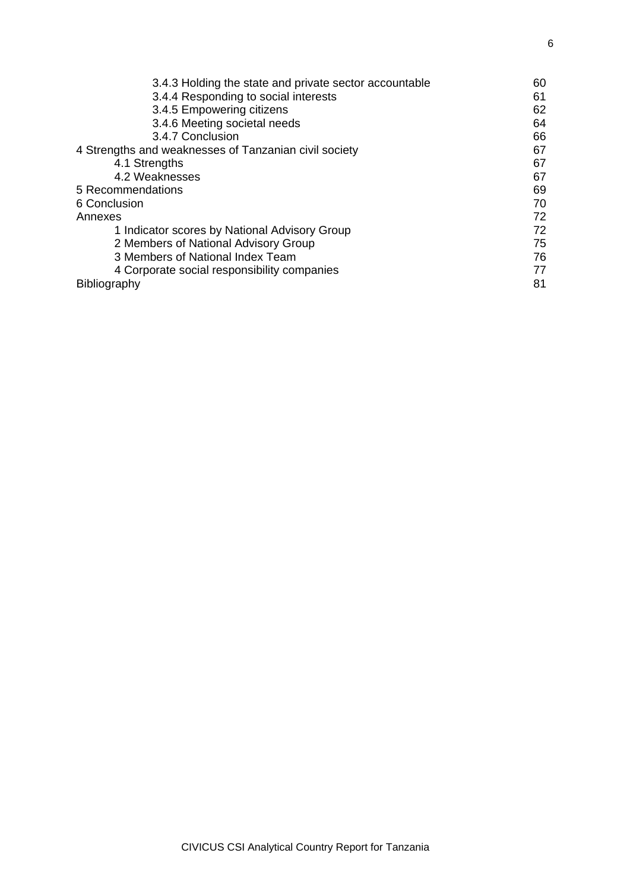| | |
|---|---|
| 3.4.3 Holding the state and private sector accountable | 60 |
| 3.4.4 Responding to social interests | 61 |
| 3.4.5 Empowering citizens | 62 |
| 3.4.6 Meeting societal needs | 64 |
| 3.4.7 Conclusion | 66 |
| 4 Strengths and weaknesses of Tanzanian civil society | 67 |
| 4.1 Strengths | 67 |
| 4.2 Weaknesses | 67 |
| 5 Recommendations | 69 |
| 6 Conclusion | 70 |
| Annexes | 72 |
| 1 Indicator scores by National Advisory Group | 72 |
| 2 Members of National Advisory Group | 75 |
| 3 Members of National Index Team | 76 |
| 4 Corporate social responsibility companies | 77 |
| Bibliography | 81 |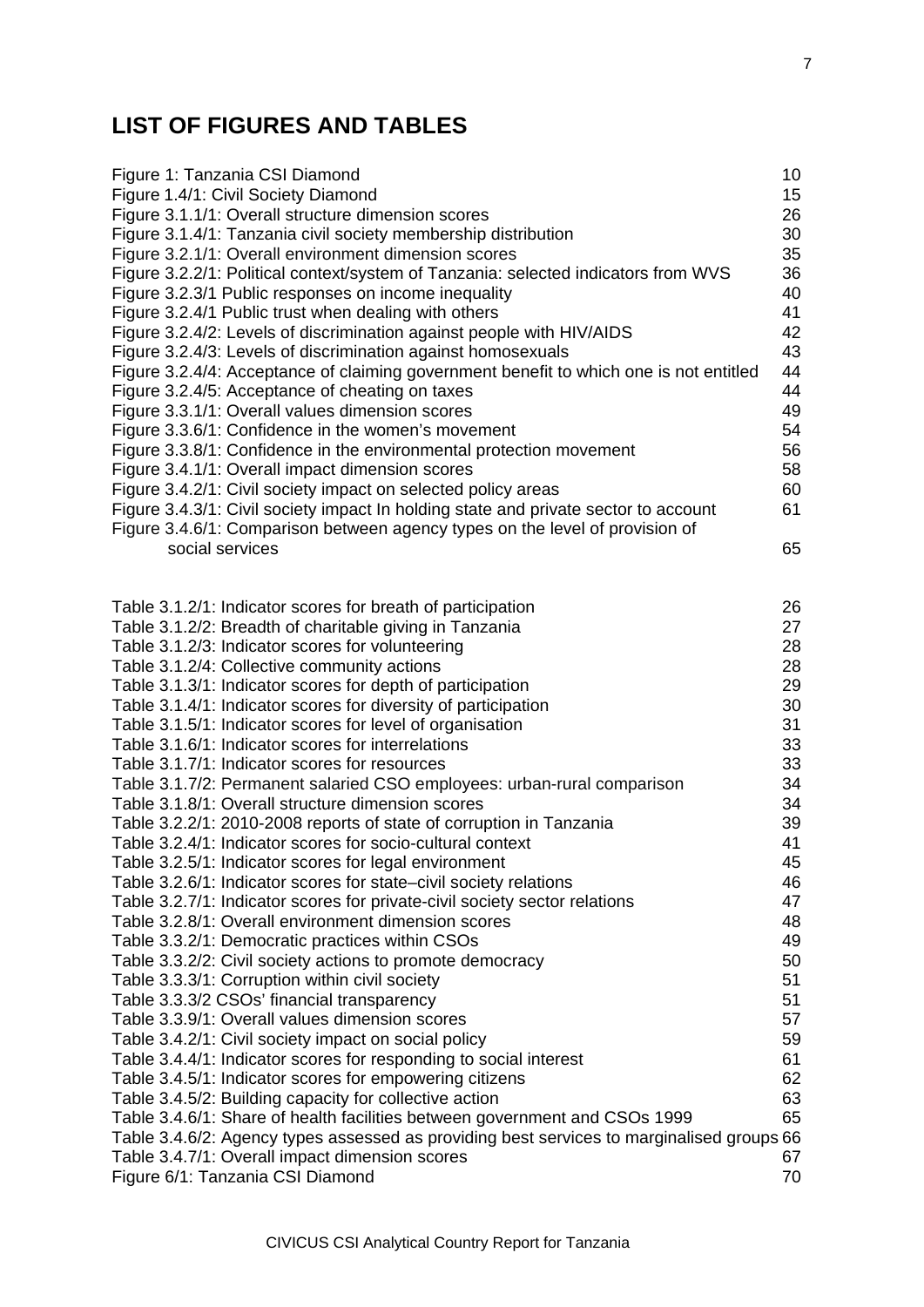# LIST OF FIGURES AND TABLES

| | |
|---|---|
| Figure 1: Tanzania CSI Diamond | 10 |
| Figure 1.4/1: Civil Society Diamond | 15 |
| Figure 3.1.1/1: Overall structure dimension scores | 26 |
| Figure 3.1.4/1: Tanzania civil society membership distribution | 30 |
| Figure 3.2.1/1: Overall environment dimension scores | 35 |
| Figure 3.2.2/1: Political context/system of Tanzania: selected indicators from WVS | 36 |
| Figure 3.2.3/1 Public responses on income inequality | 40 |
| Figure 3.2.4/1 Public trust when dealing with others | 41 |
| Figure 3.2.4/2: Levels of discrimination against people with HIV/AIDS | 42 |
| Figure 3.2.4/3: Levels of discrimination against homosexuals | 43 |
| Figure 3.2.4/4: Acceptance of claiming government benefit to which one is not entitled | 44 |
| Figure 3.2.4/5: Acceptance of cheating on taxes | 44 |
| Figure 3.3.1/1: Overall values dimension scores | 49 |
| Figure 3.3.6/1: Confidence in the women's movement | 54 |
| Figure 3.3.8/1: Confidence in the environmental protection movement | 56 |
| Figure 3.4.1/1: Overall impact dimension scores | 58 |
| Figure 3.4.2/1: Civil society impact on selected policy areas | 60 |
| Figure 3.4.3/1: Civil society impact In holding state and private sector to account | 61 |
| Figure 3.4.6/1: Comparison between agency types on the level of provision of social services | 65 |

| | |
|---|---|
| Table 3.1.2/1: Indicator scores for breath of participation | 26 |
| Table 3.1.2/2: Breadth of charitable giving in Tanzania | 27 |
| Table 3.1.2/3: Indicator scores for volunteering | 28 |
| Table 3.1.2/4: Collective community actions | 28 |
| Table 3.1.3/1: Indicator scores for depth of participation | 29 |
| Table 3.1.4/1: Indicator scores for diversity of participation | 30 |
| Table 3.1.5/1: Indicator scores for level of organisation | 31 |
| Table 3.1.6/1: Indicator scores for interrelations | 33 |
| Table 3.1.7/1: Indicator scores for resources | 33 |
| Table 3.1.7/2: Permanent salaried CSO employees: urban-rural comparison | 34 |
| Table 3.1.8/1: Overall structure dimension scores | 34 |
| Table 3.2.2/1: 2010-2008 reports of state of corruption in Tanzania | 39 |
| Table 3.2.4/1: Indicator scores for socio-cultural context | 41 |
| Table 3.2.5/1: Indicator scores for legal environment | 45 |
| Table 3.2.6/1: Indicator scores for state–civil society relations | 46 |
| Table 3.2.7/1: Indicator scores for private-civil society sector relations | 47 |
| Table 3.2.8/1: Overall environment dimension scores | 48 |
| Table 3.3.2/1: Democratic practices within CSOs | 49 |
| Table 3.3.2/2: Civil society actions to promote democracy | 50 |
| Table 3.3.3/1: Corruption within civil society | 51 |
| Table 3.3.3/2 CSOs' financial transparency | 51 |
| Table 3.3.9/1: Overall values dimension scores | 57 |
| Table 3.4.2/1: Civil society impact on social policy | 59 |
| Table 3.4.4/1: Indicator scores for responding to social interest | 61 |
| Table 3.4.5/1: Indicator scores for empowering citizens | 62 |
| Table 3.4.5/2: Building capacity for collective action | 63 |
| Table 3.4.6/1: Share of health facilities between government and CSOs 1999 | 65 |
| Table 3.4.6/2: Agency types assessed as providing best services to marginalised groups | 66 |
| Table 3.4.7/1: Overall impact dimension scores | 67 |
| Figure 6/1: Tanzania CSI Diamond | 70 |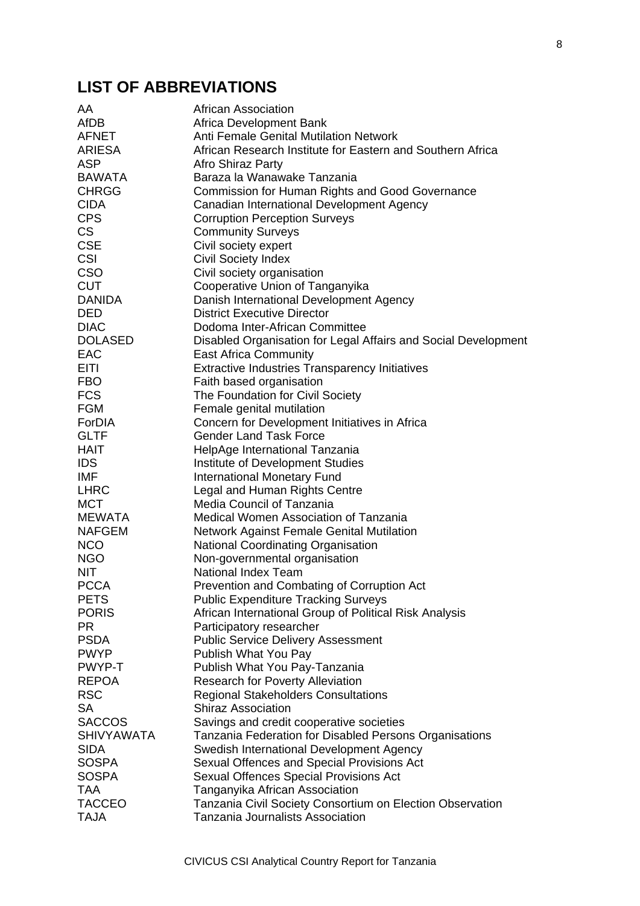## LIST OF ABBREVIATIONS

| | |
|---|---|
| AA | African Association |
| AfDB | Africa Development Bank |
| AFNET | Anti Female Genital Mutilation Network |
| ARIESA | African Research Institute for Eastern and Southern Africa |
| ASP | Afro Shiraz Party |
| BAWATA | Baraza la Wanawake Tanzania |
| CHRGG | Commission for Human Rights and Good Governance |
| CIDA | Canadian International Development Agency |
| CPS | Corruption Perception Surveys |
| CS | Community Surveys |
| CSE | Civil society expert |
| CSI | Civil Society Index |
| CSO | Civil society organisation |
| CUT | Cooperative Union of Tanganyika |
| DANIDA | Danish International Development Agency |
| DED | District Executive Director |
| DIAC | Dodoma Inter-African Committee |
| DOLASED | Disabled Organisation for Legal Affairs and Social Development |
| EAC | East Africa Community |
| EITI | Extractive Industries Transparency Initiatives |
| FBO | Faith based organisation |
| FCS | The Foundation for Civil Society |
| FGM | Female genital mutilation |
| ForDIA | Concern for Development Initiatives in Africa |
| GLTF | Gender Land Task Force |
| HAIT | HelpAge International Tanzania |
| IDS | Institute of Development Studies |
| IMF | International Monetary Fund |
| LHRC | Legal and Human Rights Centre |
| MCT | Media Council of Tanzania |
| MEWATA | Medical Women Association of Tanzania |
| NAFGEM | Network Against Female Genital Mutilation |
| NCO | National Coordinating Organisation |
| NGO | Non-governmental organisation |
| NIT | National Index Team |
| PCCA | Prevention and Combating of Corruption Act |
| PETS | Public Expenditure Tracking Surveys |
| PORIS | African International Group of Political Risk Analysis |
| PR | Participatory researcher |
| PSDA | Public Service Delivery Assessment |
| PWYP | Publish What You Pay |
| PWYP-T | Publish What You Pay-Tanzania |
| REPOA | Research for Poverty Alleviation |
| RSC | Regional Stakeholders Consultations |
| SA | Shiraz Association |
| SACCOS | Savings and credit cooperative societies |
| SHIVYAWATA | Tanzania Federation for Disabled Persons Organisations |
| SIDA | Swedish International Development Agency |
| SOSPA | Sexual Offences and Special Provisions Act |
| SOSPA | Sexual Offences Special Provisions Act |
| TAA | Tanganyika African Association |
| TACCEO | Tanzania Civil Society Consortium on Election Observation |
| TAJA | Tanzania Journalists Association |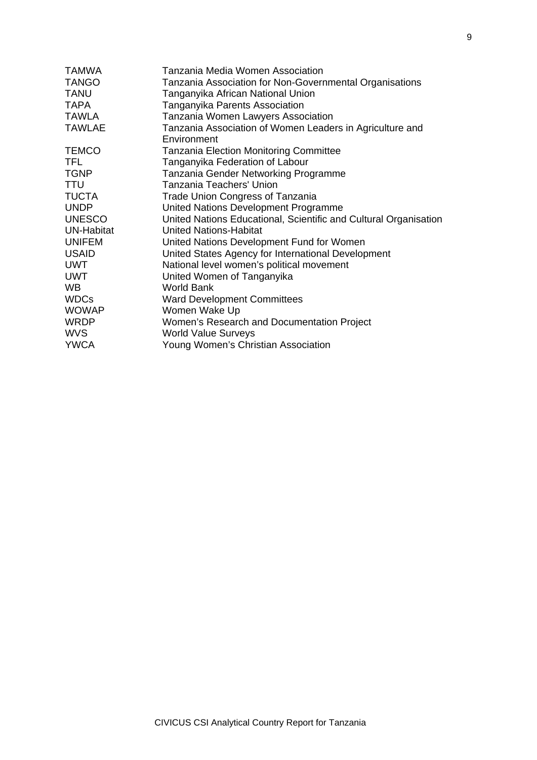| | |
|---|---|
| TAMWA | Tanzania Media Women Association |
| TANGO | Tanzania Association for Non-Governmental Organisations |
| TANU | Tanganyika African National Union |
| TAPA | Tanganyika Parents Association |
| TAWLA | Tanzania Women Lawyers Association |
| TAWLAE | Tanzania Association of Women Leaders in Agriculture and Environment |
| TEMCO | Tanzania Election Monitoring Committee |
| TFL | Tanganyika Federation of Labour |
| TGNP | Tanzania Gender Networking Programme |
| TTU | Tanzania Teachers' Union |
| TUCTA | Trade Union Congress of Tanzania |
| UNDP | United Nations Development Programme |
| UNESCO | United Nations Educational, Scientific and Cultural Organisation |
| UN-Habitat | United Nations-Habitat |
| UNIFEM | United Nations Development Fund for Women |
| USAID | United States Agency for International Development |
| UWT | National level women's political movement |
| UWT | United Women of Tanganyika |
| WB | World Bank |
| WDCs | Ward Development Committees |
| WOWAP | Women Wake Up |
| WRDP | Women's Research and Documentation Project |
| WVS | World Value Surveys |
| YWCA | Young Women's Christian Association |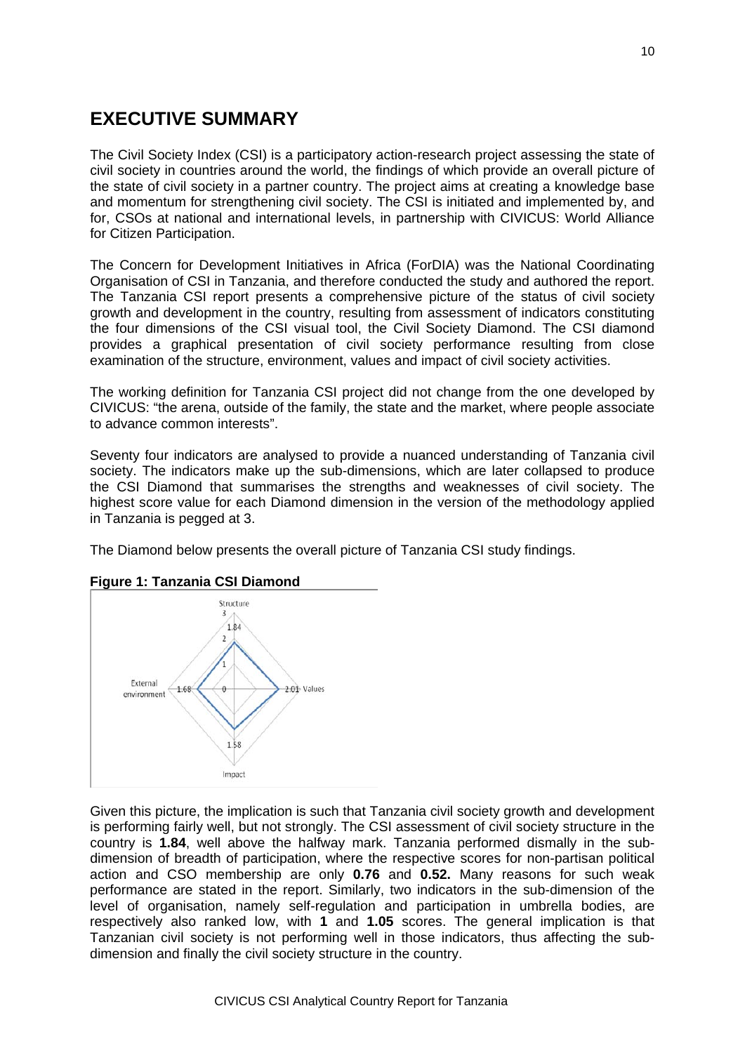# EXECUTIVE SUMMARY

The Civil Society Index (CSI) is a participatory action-research project assessing the state of civil society in countries around the world, the findings of which provide an overall picture of the state of civil society in a partner country. The project aims at creating a knowledge base and momentum for strengthening civil society. The CSI is initiated and implemented by, and for, CSOs at national and international levels, in partnership with CIVICUS: World Alliance for Citizen Participation.

The Concern for Development Initiatives in Africa (ForDIA) was the National Coordinating Organisation of CSI in Tanzania, and therefore conducted the study and authored the report. The Tanzania CSI report presents a comprehensive picture of the status of civil society growth and development in the country, resulting from assessment of indicators constituting the four dimensions of the CSI visual tool, the Civil Society Diamond. The CSI diamond provides a graphical presentation of civil society performance resulting from close examination of the structure, environment, values and impact of civil society activities.

The working definition for Tanzania CSI project did not change from the one developed by CIVICUS: "the arena, outside of the family, the state and the market, where people associate to advance common interests".

Seventy four indicators are analysed to provide a nuanced understanding of Tanzania civil society. The indicators make up the sub-dimensions, which are later collapsed to produce the CSI Diamond that summarises the strengths and weaknesses of civil society. The highest score value for each Diamond dimension in the version of the methodology applied in Tanzania is pegged at 3.

The Diamond below presents the overall picture of Tanzania CSI study findings.

**Figure 1: Tanzania CSI Diamond**

Structure: 1.84; Values: 2.01; Impact: 1.58; External environment: 1.68

Given this picture, the implication is such that Tanzania civil society growth and development is performing fairly well, but not strongly. The CSI assessment of civil society structure in the country is **1.84**, well above the halfway mark. Tanzania performed dismally in the sub-dimension of breadth of participation, where the respective scores for non-partisan political action and CSO membership are only **0.76** and **0.52.** Many reasons for such weak performance are stated in the report. Similarly, two indicators in the sub-dimension of the level of organisation, namely self-regulation and participation in umbrella bodies, are respectively also ranked low, with **1** and **1.05** scores. The general implication is that Tanzanian civil society is not performing well in those indicators, thus affecting the sub-dimension and finally the civil society structure in the country.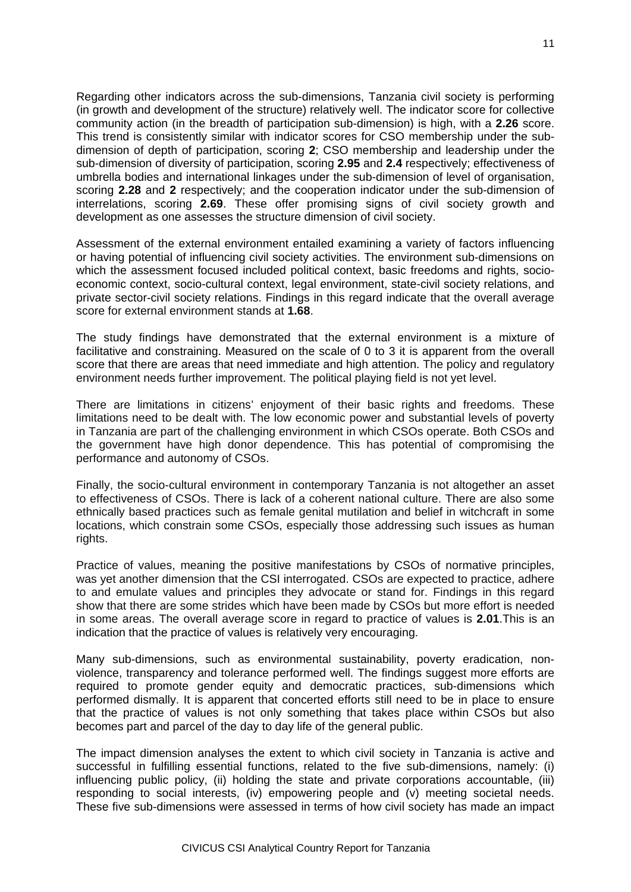Regarding other indicators across the sub-dimensions, Tanzania civil society is performing (in growth and development of the structure) relatively well. The indicator score for collective community action (in the breadth of participation sub-dimension) is high, with a **2.26** score. This trend is consistently similar with indicator scores for CSO membership under the sub-dimension of depth of participation, scoring **2**; CSO membership and leadership under the sub-dimension of diversity of participation, scoring **2.95** and **2.4** respectively; effectiveness of umbrella bodies and international linkages under the sub-dimension of level of organisation, scoring **2.28** and **2** respectively; and the cooperation indicator under the sub-dimension of interrelations, scoring **2.69**. These offer promising signs of civil society growth and development as one assesses the structure dimension of civil society.

Assessment of the external environment entailed examining a variety of factors influencing or having potential of influencing civil society activities. The environment sub-dimensions on which the assessment focused included political context, basic freedoms and rights, socio-economic context, socio-cultural context, legal environment, state-civil society relations, and private sector-civil society relations. Findings in this regard indicate that the overall average score for external environment stands at **1.68**.

The study findings have demonstrated that the external environment is a mixture of facilitative and constraining. Measured on the scale of 0 to 3 it is apparent from the overall score that there are areas that need immediate and high attention. The policy and regulatory environment needs further improvement. The political playing field is not yet level.

There are limitations in citizens' enjoyment of their basic rights and freedoms. These limitations need to be dealt with. The low economic power and substantial levels of poverty in Tanzania are part of the challenging environment in which CSOs operate. Both CSOs and the government have high donor dependence. This has potential of compromising the performance and autonomy of CSOs.

Finally, the socio-cultural environment in contemporary Tanzania is not altogether an asset to effectiveness of CSOs. There is lack of a coherent national culture. There are also some ethnically based practices such as female genital mutilation and belief in witchcraft in some locations, which constrain some CSOs, especially those addressing such issues as human rights.

Practice of values, meaning the positive manifestations by CSOs of normative principles, was yet another dimension that the CSI interrogated. CSOs are expected to practice, adhere to and emulate values and principles they advocate or stand for. Findings in this regard show that there are some strides which have been made by CSOs but more effort is needed in some areas. The overall average score in regard to practice of values is **2.01**.This is an indication that the practice of values is relatively very encouraging.

Many sub-dimensions, such as environmental sustainability, poverty eradication, non-violence, transparency and tolerance performed well. The findings suggest more efforts are required to promote gender equity and democratic practices, sub-dimensions which performed dismally. It is apparent that concerted efforts still need to be in place to ensure that the practice of values is not only something that takes place within CSOs but also becomes part and parcel of the day to day life of the general public.

The impact dimension analyses the extent to which civil society in Tanzania is active and successful in fulfilling essential functions, related to the five sub-dimensions, namely: (i) influencing public policy, (ii) holding the state and private corporations accountable, (iii) responding to social interests, (iv) empowering people and (v) meeting societal needs. These five sub-dimensions were assessed in terms of how civil society has made an impact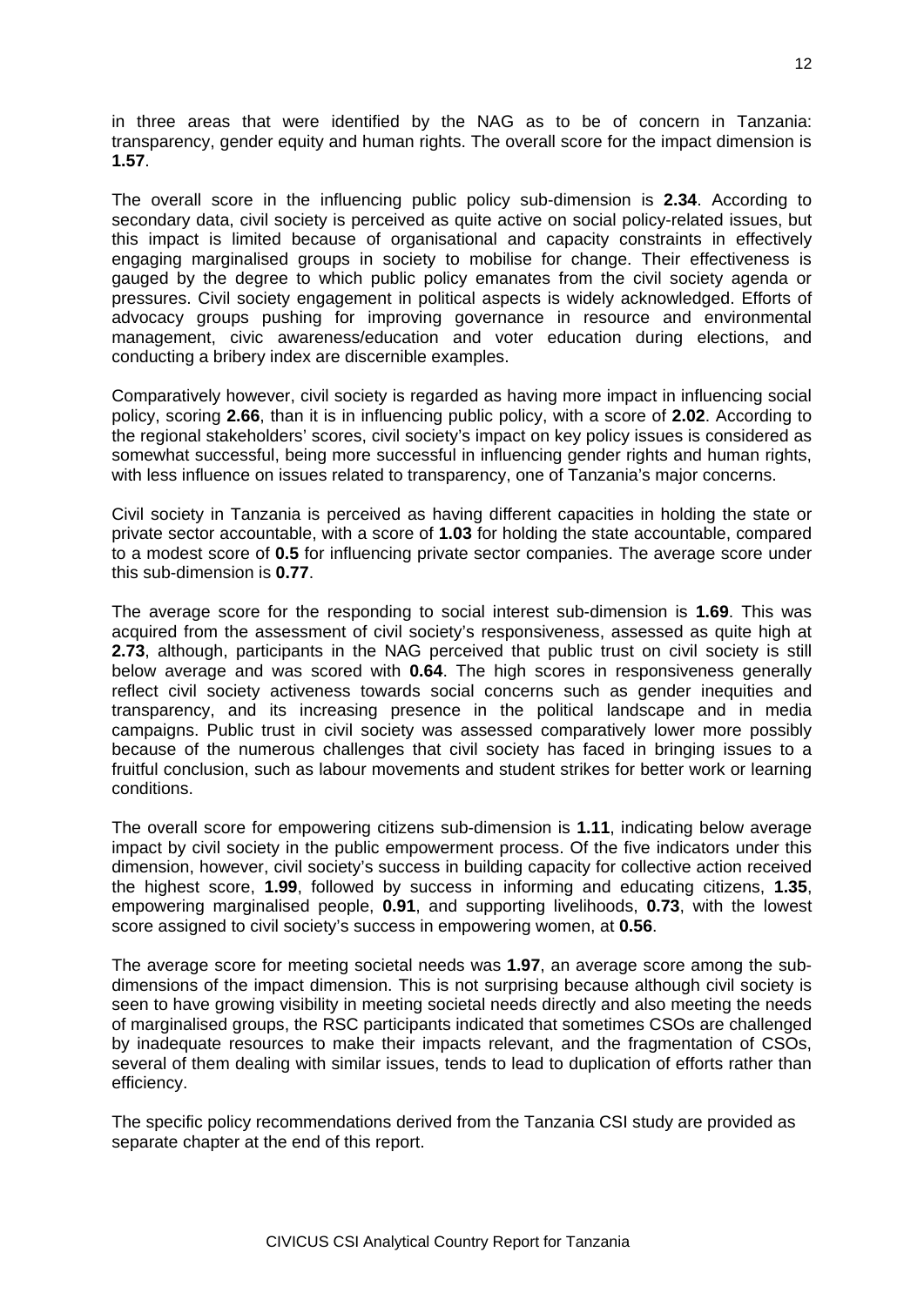in three areas that were identified by the NAG as to be of concern in Tanzania: transparency, gender equity and human rights. The overall score for the impact dimension is **1.57**.

The overall score in the influencing public policy sub-dimension is **2.34**. According to secondary data, civil society is perceived as quite active on social policy-related issues, but this impact is limited because of organisational and capacity constraints in effectively engaging marginalised groups in society to mobilise for change. Their effectiveness is gauged by the degree to which public policy emanates from the civil society agenda or pressures. Civil society engagement in political aspects is widely acknowledged. Efforts of advocacy groups pushing for improving governance in resource and environmental management, civic awareness/education and voter education during elections, and conducting a bribery index are discernible examples.

Comparatively however, civil society is regarded as having more impact in influencing social policy, scoring **2.66**, than it is in influencing public policy, with a score of **2.02**. According to the regional stakeholders' scores, civil society's impact on key policy issues is considered as somewhat successful, being more successful in influencing gender rights and human rights, with less influence on issues related to transparency, one of Tanzania's major concerns.

Civil society in Tanzania is perceived as having different capacities in holding the state or private sector accountable, with a score of **1.03** for holding the state accountable, compared to a modest score of **0.5** for influencing private sector companies. The average score under this sub-dimension is **0.77**.

The average score for the responding to social interest sub-dimension is **1.69**. This was acquired from the assessment of civil society's responsiveness, assessed as quite high at **2.73**, although, participants in the NAG perceived that public trust on civil society is still below average and was scored with **0.64**. The high scores in responsiveness generally reflect civil society activeness towards social concerns such as gender inequities and transparency, and its increasing presence in the political landscape and in media campaigns. Public trust in civil society was assessed comparatively lower more possibly because of the numerous challenges that civil society has faced in bringing issues to a fruitful conclusion, such as labour movements and student strikes for better work or learning conditions.

The overall score for empowering citizens sub-dimension is **1.11**, indicating below average impact by civil society in the public empowerment process. Of the five indicators under this dimension, however, civil society's success in building capacity for collective action received the highest score, **1.99**, followed by success in informing and educating citizens, **1.35**, empowering marginalised people, **0.91**, and supporting livelihoods, **0.73**, with the lowest score assigned to civil society's success in empowering women, at **0.56**.

The average score for meeting societal needs was **1.97**, an average score among the sub-dimensions of the impact dimension. This is not surprising because although civil society is seen to have growing visibility in meeting societal needs directly and also meeting the needs of marginalised groups, the RSC participants indicated that sometimes CSOs are challenged by inadequate resources to make their impacts relevant, and the fragmentation of CSOs, several of them dealing with similar issues, tends to lead to duplication of efforts rather than efficiency.

The specific policy recommendations derived from the Tanzania CSI study are provided as separate chapter at the end of this report.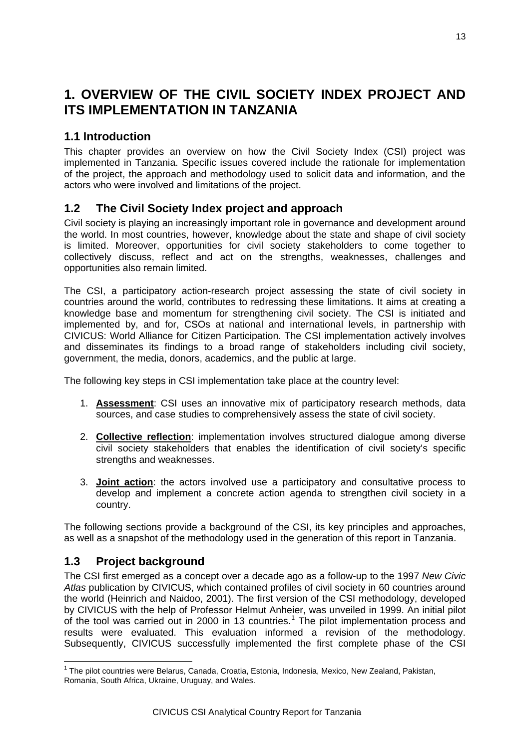# 1. OVERVIEW OF THE CIVIL SOCIETY INDEX PROJECT AND ITS IMPLEMENTATION IN TANZANIA

## 1.1 Introduction

This chapter provides an overview on how the Civil Society Index (CSI) project was implemented in Tanzania. Specific issues covered include the rationale for implementation of the project, the approach and methodology used to solicit data and information, and the actors who were involved and limitations of the project.

## 1.2 The Civil Society Index project and approach

Civil society is playing an increasingly important role in governance and development around the world. In most countries, however, knowledge about the state and shape of civil society is limited. Moreover, opportunities for civil society stakeholders to come together to collectively discuss, reflect and act on the strengths, weaknesses, challenges and opportunities also remain limited.

The CSI, a participatory action-research project assessing the state of civil society in countries around the world, contributes to redressing these limitations. It aims at creating a knowledge base and momentum for strengthening civil society. The CSI is initiated and implemented by, and for, CSOs at national and international levels, in partnership with CIVICUS: World Alliance for Citizen Participation. The CSI implementation actively involves and disseminates its findings to a broad range of stakeholders including civil society, government, the media, donors, academics, and the public at large.

The following key steps in CSI implementation take place at the country level:

1. **Assessment**: CSI uses an innovative mix of participatory research methods, data sources, and case studies to comprehensively assess the state of civil society.

2. **Collective reflection**: implementation involves structured dialogue among diverse civil society stakeholders that enables the identification of civil society's specific strengths and weaknesses.

3. **Joint action**: the actors involved use a participatory and consultative process to develop and implement a concrete action agenda to strengthen civil society in a country.

The following sections provide a background of the CSI, its key principles and approaches, as well as a snapshot of the methodology used in the generation of this report in Tanzania.

## 1.3 Project background

The CSI first emerged as a concept over a decade ago as a follow-up to the 1997 *New Civic Atlas* publication by CIVICUS, which contained profiles of civil society in 60 countries around the world (Heinrich and Naidoo, 2001). The first version of the CSI methodology, developed by CIVICUS with the help of Professor Helmut Anheier, was unveiled in 1999. An initial pilot of the tool was carried out in 2000 in 13 countries.[1] The pilot implementation process and results were evaluated. This evaluation informed a revision of the methodology. Subsequently, CIVICUS successfully implemented the first complete phase of the CSI

[1] The pilot countries were Belarus, Canada, Croatia, Estonia, Indonesia, Mexico, New Zealand, Pakistan, Romania, South Africa, Ukraine, Uruguay, and Wales.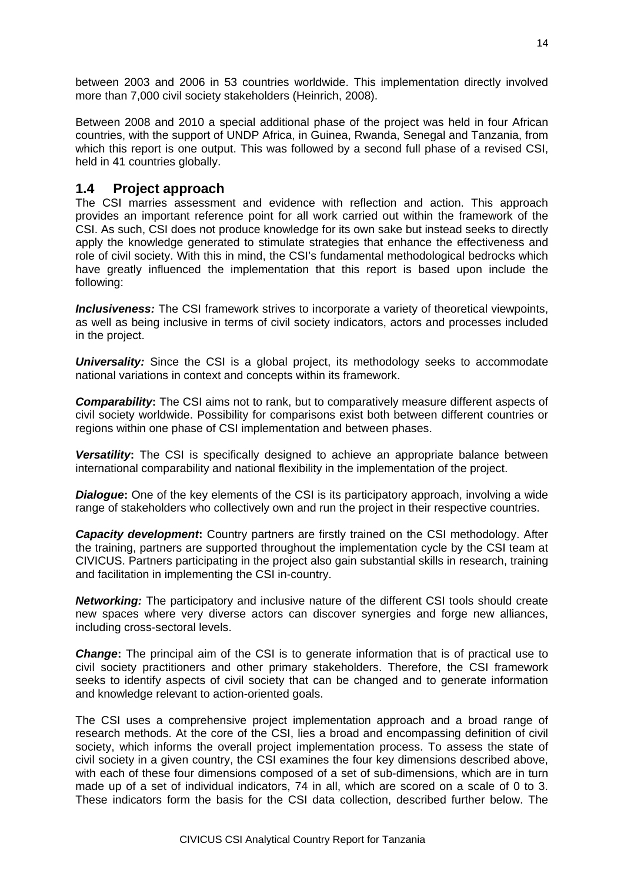between 2003 and 2006 in 53 countries worldwide. This implementation directly involved more than 7,000 civil society stakeholders (Heinrich, 2008).

Between 2008 and 2010 a special additional phase of the project was held in four African countries, with the support of UNDP Africa, in Guinea, Rwanda, Senegal and Tanzania, from which this report is one output. This was followed by a second full phase of a revised CSI, held in 41 countries globally.

## 1.4 Project approach

The CSI marries assessment and evidence with reflection and action. This approach provides an important reference point for all work carried out within the framework of the CSI. As such, CSI does not produce knowledge for its own sake but instead seeks to directly apply the knowledge generated to stimulate strategies that enhance the effectiveness and role of civil society. With this in mind, the CSI's fundamental methodological bedrocks which have greatly influenced the implementation that this report is based upon include the following:

***Inclusiveness:*** The CSI framework strives to incorporate a variety of theoretical viewpoints, as well as being inclusive in terms of civil society indicators, actors and processes included in the project.

***Universality:*** Since the CSI is a global project, its methodology seeks to accommodate national variations in context and concepts within its framework.

***Comparability*:** The CSI aims not to rank, but to comparatively measure different aspects of civil society worldwide. Possibility for comparisons exist both between different countries or regions within one phase of CSI implementation and between phases.

***Versatility*:** The CSI is specifically designed to achieve an appropriate balance between international comparability and national flexibility in the implementation of the project.

***Dialogue*:** One of the key elements of the CSI is its participatory approach, involving a wide range of stakeholders who collectively own and run the project in their respective countries.

***Capacity development*:** Country partners are firstly trained on the CSI methodology. After the training, partners are supported throughout the implementation cycle by the CSI team at CIVICUS. Partners participating in the project also gain substantial skills in research, training and facilitation in implementing the CSI in-country.

***Networking:*** The participatory and inclusive nature of the different CSI tools should create new spaces where very diverse actors can discover synergies and forge new alliances, including cross-sectoral levels.

***Change*:** The principal aim of the CSI is to generate information that is of practical use to civil society practitioners and other primary stakeholders. Therefore, the CSI framework seeks to identify aspects of civil society that can be changed and to generate information and knowledge relevant to action-oriented goals.

The CSI uses a comprehensive project implementation approach and a broad range of research methods. At the core of the CSI, lies a broad and encompassing definition of civil society, which informs the overall project implementation process. To assess the state of civil society in a given country, the CSI examines the four key dimensions described above, with each of these four dimensions composed of a set of sub-dimensions, which are in turn made up of a set of individual indicators, 74 in all, which are scored on a scale of 0 to 3. These indicators form the basis for the CSI data collection, described further below. The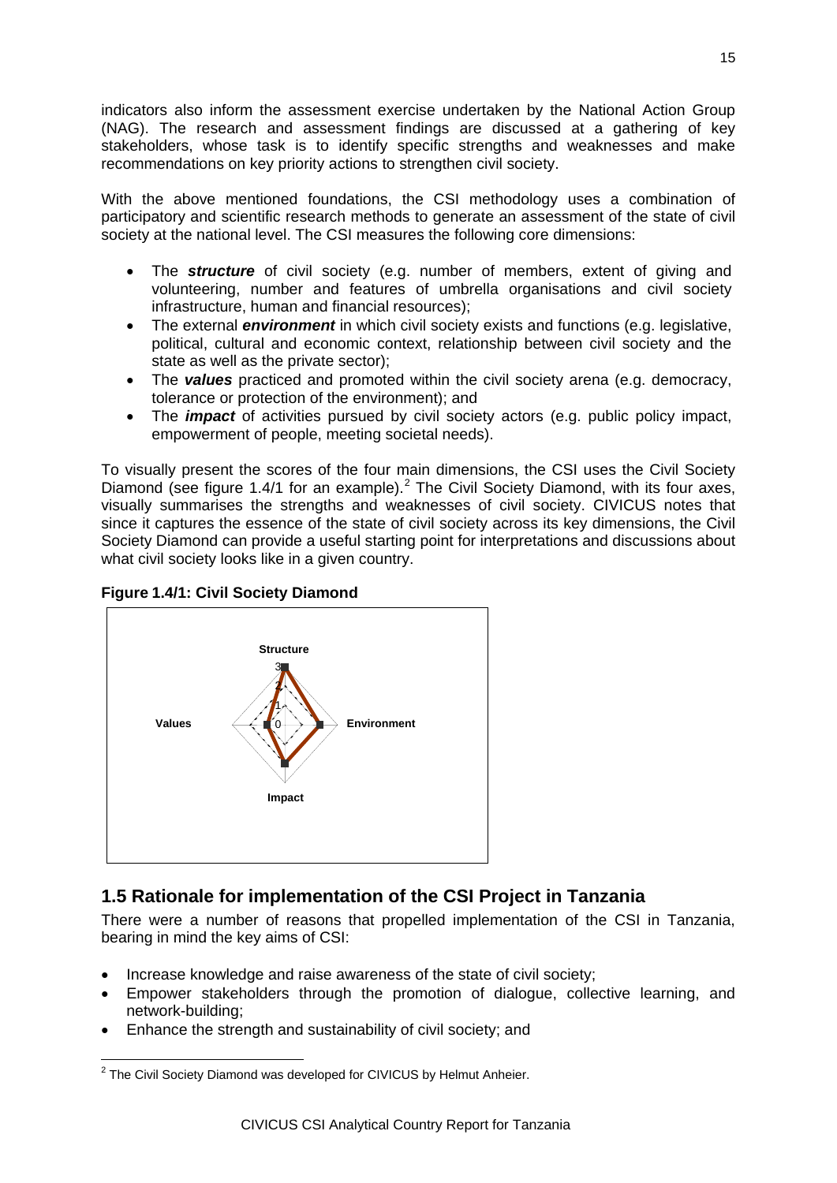indicators also inform the assessment exercise undertaken by the National Action Group (NAG). The research and assessment findings are discussed at a gathering of key stakeholders, whose task is to identify specific strengths and weaknesses and make recommendations on key priority actions to strengthen civil society.

With the above mentioned foundations, the CSI methodology uses a combination of participatory and scientific research methods to generate an assessment of the state of civil society at the national level. The CSI measures the following core dimensions:

- The ***structure*** of civil society (e.g. number of members, extent of giving and volunteering, number and features of umbrella organisations and civil society infrastructure, human and financial resources);
- The external ***environment*** in which civil society exists and functions (e.g. legislative, political, cultural and economic context, relationship between civil society and the state as well as the private sector);
- The ***values*** practiced and promoted within the civil society arena (e.g. democracy, tolerance or protection of the environment); and
- The ***impact*** of activities pursued by civil society actors (e.g. public policy impact, empowerment of people, meeting societal needs).

To visually present the scores of the four main dimensions, the CSI uses the Civil Society Diamond (see figure 1.4/1 for an example).[2] The Civil Society Diamond, with its four axes, visually summarises the strengths and weaknesses of civil society. CIVICUS notes that since it captures the essence of the state of civil society across its key dimensions, the Civil Society Diamond can provide a useful starting point for interpretations and discussions about what civil society looks like in a given country.

**Figure 1.4/1: Civil Society Diamond**

## 1.5 Rationale for implementation of the CSI Project in Tanzania

There were a number of reasons that propelled implementation of the CSI in Tanzania, bearing in mind the key aims of CSI:

- Increase knowledge and raise awareness of the state of civil society;
- Empower stakeholders through the promotion of dialogue, collective learning, and network-building;
- Enhance the strength and sustainability of civil society; and

[2] The Civil Society Diamond was developed for CIVICUS by Helmut Anheier.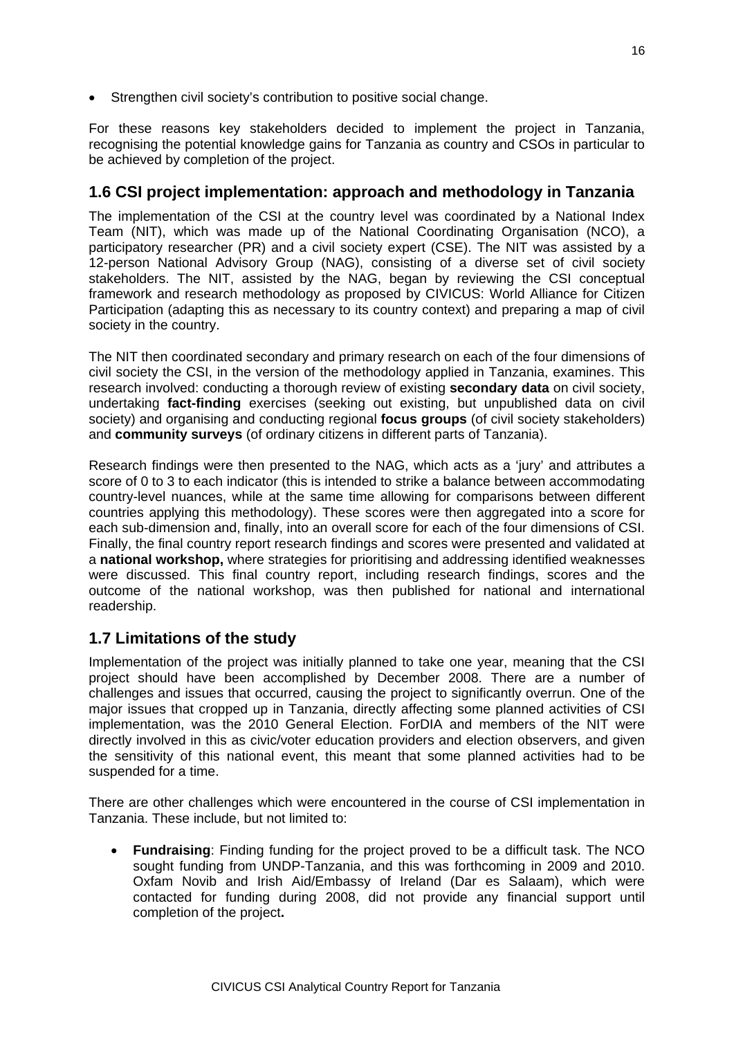- Strengthen civil society's contribution to positive social change.

For these reasons key stakeholders decided to implement the project in Tanzania, recognising the potential knowledge gains for Tanzania as country and CSOs in particular to be achieved by completion of the project.

## 1.6 CSI project implementation: approach and methodology in Tanzania

The implementation of the CSI at the country level was coordinated by a National Index Team (NIT), which was made up of the National Coordinating Organisation (NCO), a participatory researcher (PR) and a civil society expert (CSE). The NIT was assisted by a 12-person National Advisory Group (NAG), consisting of a diverse set of civil society stakeholders. The NIT, assisted by the NAG, began by reviewing the CSI conceptual framework and research methodology as proposed by CIVICUS: World Alliance for Citizen Participation (adapting this as necessary to its country context) and preparing a map of civil society in the country.

The NIT then coordinated secondary and primary research on each of the four dimensions of civil society the CSI, in the version of the methodology applied in Tanzania, examines. This research involved: conducting a thorough review of existing **secondary data** on civil society, undertaking **fact-finding** exercises (seeking out existing, but unpublished data on civil society) and organising and conducting regional **focus groups** (of civil society stakeholders) and **community surveys** (of ordinary citizens in different parts of Tanzania).

Research findings were then presented to the NAG, which acts as a 'jury' and attributes a score of 0 to 3 to each indicator (this is intended to strike a balance between accommodating country-level nuances, while at the same time allowing for comparisons between different countries applying this methodology). These scores were then aggregated into a score for each sub-dimension and, finally, into an overall score for each of the four dimensions of CSI. Finally, the final country report research findings and scores were presented and validated at a **national workshop,** where strategies for prioritising and addressing identified weaknesses were discussed. This final country report, including research findings, scores and the outcome of the national workshop, was then published for national and international readership.

## 1.7 Limitations of the study

Implementation of the project was initially planned to take one year, meaning that the CSI project should have been accomplished by December 2008. There are a number of challenges and issues that occurred, causing the project to significantly overrun. One of the major issues that cropped up in Tanzania, directly affecting some planned activities of CSI implementation, was the 2010 General Election. ForDIA and members of the NIT were directly involved in this as civic/voter education providers and election observers, and given the sensitivity of this national event, this meant that some planned activities had to be suspended for a time.

There are other challenges which were encountered in the course of CSI implementation in Tanzania. These include, but not limited to:

- **Fundraising**: Finding funding for the project proved to be a difficult task. The NCO sought funding from UNDP-Tanzania, and this was forthcoming in 2009 and 2010. Oxfam Novib and Irish Aid/Embassy of Ireland (Dar es Salaam), which were contacted for funding during 2008, did not provide any financial support until completion of the project**.**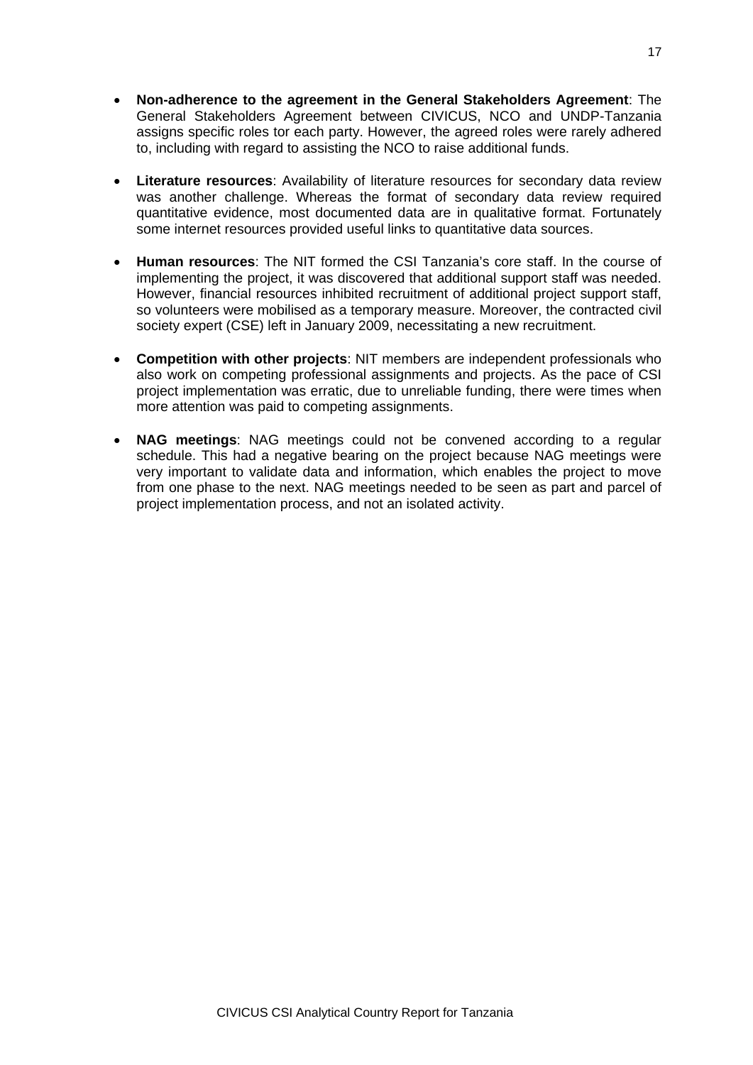- **Non-adherence to the agreement in the General Stakeholders Agreement**: The General Stakeholders Agreement between CIVICUS, NCO and UNDP-Tanzania assigns specific roles tor each party. However, the agreed roles were rarely adhered to, including with regard to assisting the NCO to raise additional funds.

- **Literature resources**: Availability of literature resources for secondary data review was another challenge. Whereas the format of secondary data review required quantitative evidence, most documented data are in qualitative format. Fortunately some internet resources provided useful links to quantitative data sources.

- **Human resources**: The NIT formed the CSI Tanzania's core staff. In the course of implementing the project, it was discovered that additional support staff was needed. However, financial resources inhibited recruitment of additional project support staff, so volunteers were mobilised as a temporary measure. Moreover, the contracted civil society expert (CSE) left in January 2009, necessitating a new recruitment.

- **Competition with other projects**: NIT members are independent professionals who also work on competing professional assignments and projects. As the pace of CSI project implementation was erratic, due to unreliable funding, there were times when more attention was paid to competing assignments.

- **NAG meetings**: NAG meetings could not be convened according to a regular schedule. This had a negative bearing on the project because NAG meetings were very important to validate data and information, which enables the project to move from one phase to the next. NAG meetings needed to be seen as part and parcel of project implementation process, and not an isolated activity.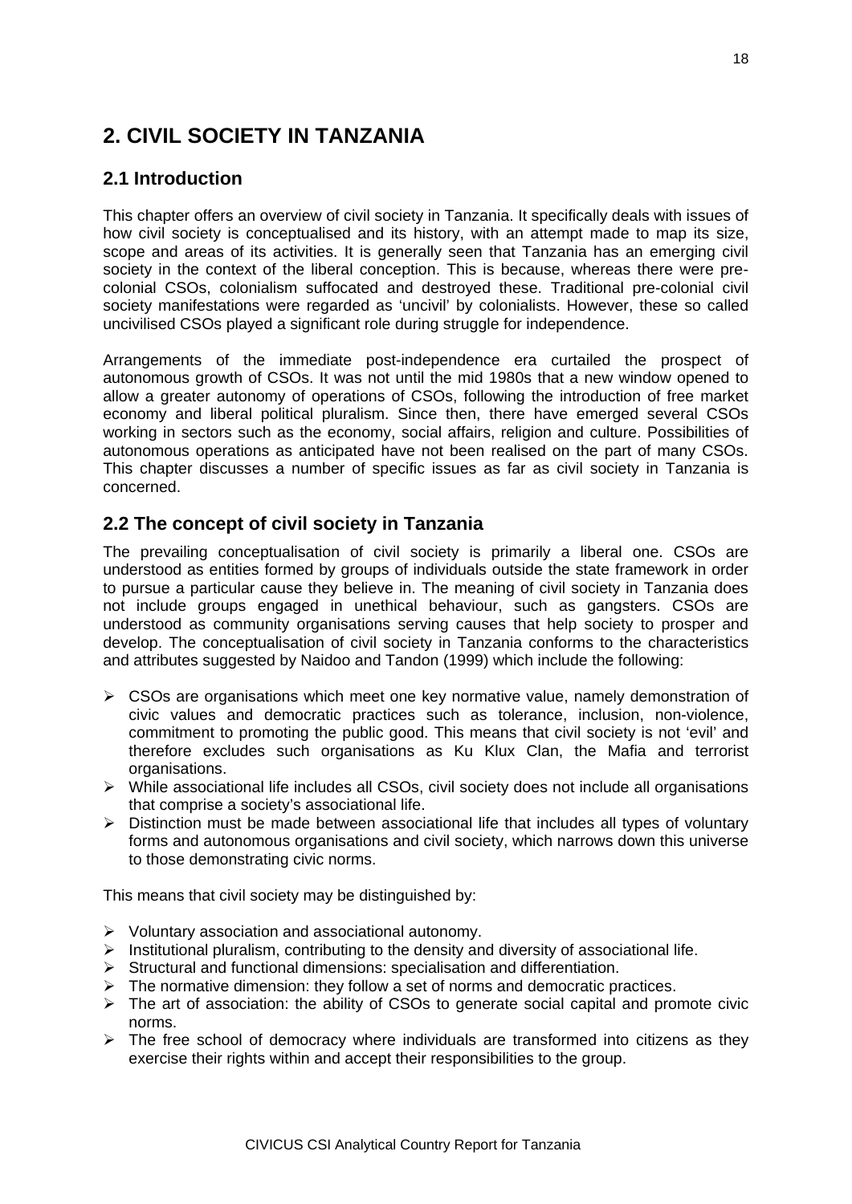# 2. CIVIL SOCIETY IN TANZANIA

## 2.1 Introduction

This chapter offers an overview of civil society in Tanzania. It specifically deals with issues of how civil society is conceptualised and its history, with an attempt made to map its size, scope and areas of its activities. It is generally seen that Tanzania has an emerging civil society in the context of the liberal conception. This is because, whereas there were pre-colonial CSOs, colonialism suffocated and destroyed these. Traditional pre-colonial civil society manifestations were regarded as 'uncivil' by colonialists. However, these so called uncivilised CSOs played a significant role during struggle for independence.

Arrangements of the immediate post-independence era curtailed the prospect of autonomous growth of CSOs. It was not until the mid 1980s that a new window opened to allow a greater autonomy of operations of CSOs, following the introduction of free market economy and liberal political pluralism. Since then, there have emerged several CSOs working in sectors such as the economy, social affairs, religion and culture. Possibilities of autonomous operations as anticipated have not been realised on the part of many CSOs. This chapter discusses a number of specific issues as far as civil society in Tanzania is concerned.

## 2.2 The concept of civil society in Tanzania

The prevailing conceptualisation of civil society is primarily a liberal one. CSOs are understood as entities formed by groups of individuals outside the state framework in order to pursue a particular cause they believe in. The meaning of civil society in Tanzania does not include groups engaged in unethical behaviour, such as gangsters. CSOs are understood as community organisations serving causes that help society to prosper and develop. The conceptualisation of civil society in Tanzania conforms to the characteristics and attributes suggested by Naidoo and Tandon (1999) which include the following:

- CSOs are organisations which meet one key normative value, namely demonstration of civic values and democratic practices such as tolerance, inclusion, non-violence, commitment to promoting the public good. This means that civil society is not 'evil' and therefore excludes such organisations as Ku Klux Clan, the Mafia and terrorist organisations.
- While associational life includes all CSOs, civil society does not include all organisations that comprise a society's associational life.
- Distinction must be made between associational life that includes all types of voluntary forms and autonomous organisations and civil society, which narrows down this universe to those demonstrating civic norms.

This means that civil society may be distinguished by:

- Voluntary association and associational autonomy.
- Institutional pluralism, contributing to the density and diversity of associational life.
- Structural and functional dimensions: specialisation and differentiation.
- The normative dimension: they follow a set of norms and democratic practices.
- The art of association: the ability of CSOs to generate social capital and promote civic norms.
- The free school of democracy where individuals are transformed into citizens as they exercise their rights within and accept their responsibilities to the group.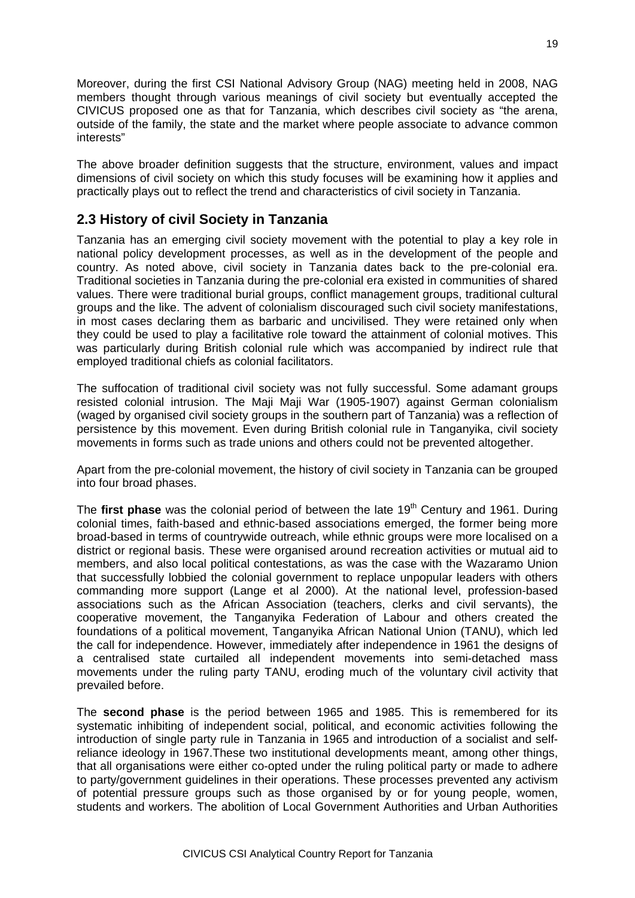Moreover, during the first CSI National Advisory Group (NAG) meeting held in 2008, NAG members thought through various meanings of civil society but eventually accepted the CIVICUS proposed one as that for Tanzania, which describes civil society as "the arena, outside of the family, the state and the market where people associate to advance common interests"

The above broader definition suggests that the structure, environment, values and impact dimensions of civil society on which this study focuses will be examining how it applies and practically plays out to reflect the trend and characteristics of civil society in Tanzania.

## 2.3 History of civil Society in Tanzania

Tanzania has an emerging civil society movement with the potential to play a key role in national policy development processes, as well as in the development of the people and country. As noted above, civil society in Tanzania dates back to the pre-colonial era. Traditional societies in Tanzania during the pre-colonial era existed in communities of shared values. There were traditional burial groups, conflict management groups, traditional cultural groups and the like. The advent of colonialism discouraged such civil society manifestations, in most cases declaring them as barbaric and uncivilised. They were retained only when they could be used to play a facilitative role toward the attainment of colonial motives. This was particularly during British colonial rule which was accompanied by indirect rule that employed traditional chiefs as colonial facilitators.

The suffocation of traditional civil society was not fully successful. Some adamant groups resisted colonial intrusion. The Maji Maji War (1905-1907) against German colonialism (waged by organised civil society groups in the southern part of Tanzania) was a reflection of persistence by this movement. Even during British colonial rule in Tanganyika, civil society movements in forms such as trade unions and others could not be prevented altogether.

Apart from the pre-colonial movement, the history of civil society in Tanzania can be grouped into four broad phases.

The **first phase** was the colonial period of between the late 19th Century and 1961. During colonial times, faith-based and ethnic-based associations emerged, the former being more broad-based in terms of countrywide outreach, while ethnic groups were more localised on a district or regional basis. These were organised around recreation activities or mutual aid to members, and also local political contestations, as was the case with the Wazaramo Union that successfully lobbied the colonial government to replace unpopular leaders with others commanding more support (Lange et al 2000). At the national level, profession-based associations such as the African Association (teachers, clerks and civil servants), the cooperative movement, the Tanganyika Federation of Labour and others created the foundations of a political movement, Tanganyika African National Union (TANU), which led the call for independence. However, immediately after independence in 1961 the designs of a centralised state curtailed all independent movements into semi-detached mass movements under the ruling party TANU, eroding much of the voluntary civil activity that prevailed before.

The **second phase** is the period between 1965 and 1985. This is remembered for its systematic inhibiting of independent social, political, and economic activities following the introduction of single party rule in Tanzania in 1965 and introduction of a socialist and self-reliance ideology in 1967.These two institutional developments meant, among other things, that all organisations were either co-opted under the ruling political party or made to adhere to party/government guidelines in their operations. These processes prevented any activism of potential pressure groups such as those organised by or for young people, women, students and workers. The abolition of Local Government Authorities and Urban Authorities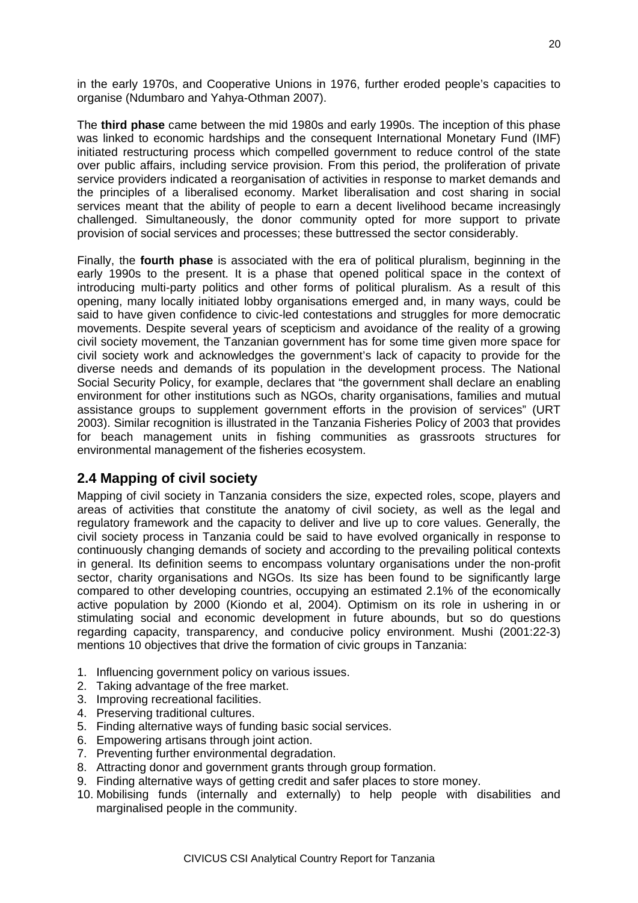in the early 1970s, and Cooperative Unions in 1976, further eroded people's capacities to organise (Ndumbaro and Yahya-Othman 2007).

The **third phase** came between the mid 1980s and early 1990s. The inception of this phase was linked to economic hardships and the consequent International Monetary Fund (IMF) initiated restructuring process which compelled government to reduce control of the state over public affairs, including service provision. From this period, the proliferation of private service providers indicated a reorganisation of activities in response to market demands and the principles of a liberalised economy. Market liberalisation and cost sharing in social services meant that the ability of people to earn a decent livelihood became increasingly challenged. Simultaneously, the donor community opted for more support to private provision of social services and processes; these buttressed the sector considerably.

Finally, the **fourth phase** is associated with the era of political pluralism, beginning in the early 1990s to the present. It is a phase that opened political space in the context of introducing multi-party politics and other forms of political pluralism. As a result of this opening, many locally initiated lobby organisations emerged and, in many ways, could be said to have given confidence to civic-led contestations and struggles for more democratic movements. Despite several years of scepticism and avoidance of the reality of a growing civil society movement, the Tanzanian government has for some time given more space for civil society work and acknowledges the government's lack of capacity to provide for the diverse needs and demands of its population in the development process. The National Social Security Policy, for example, declares that "the government shall declare an enabling environment for other institutions such as NGOs, charity organisations, families and mutual assistance groups to supplement government efforts in the provision of services" (URT 2003). Similar recognition is illustrated in the Tanzania Fisheries Policy of 2003 that provides for beach management units in fishing communities as grassroots structures for environmental management of the fisheries ecosystem.

## 2.4 Mapping of civil society

Mapping of civil society in Tanzania considers the size, expected roles, scope, players and areas of activities that constitute the anatomy of civil society, as well as the legal and regulatory framework and the capacity to deliver and live up to core values. Generally, the civil society process in Tanzania could be said to have evolved organically in response to continuously changing demands of society and according to the prevailing political contexts in general. Its definition seems to encompass voluntary organisations under the non-profit sector, charity organisations and NGOs. Its size has been found to be significantly large compared to other developing countries, occupying an estimated 2.1% of the economically active population by 2000 (Kiondo et al, 2004). Optimism on its role in ushering in or stimulating social and economic development in future abounds, but so do questions regarding capacity, transparency, and conducive policy environment. Mushi (2001:22-3) mentions 10 objectives that drive the formation of civic groups in Tanzania:

1. Influencing government policy on various issues.
2. Taking advantage of the free market.
3. Improving recreational facilities.
4. Preserving traditional cultures.
5. Finding alternative ways of funding basic social services.
6. Empowering artisans through joint action.
7. Preventing further environmental degradation.
8. Attracting donor and government grants through group formation.
9. Finding alternative ways of getting credit and safer places to store money.
10. Mobilising funds (internally and externally) to help people with disabilities and marginalised people in the community.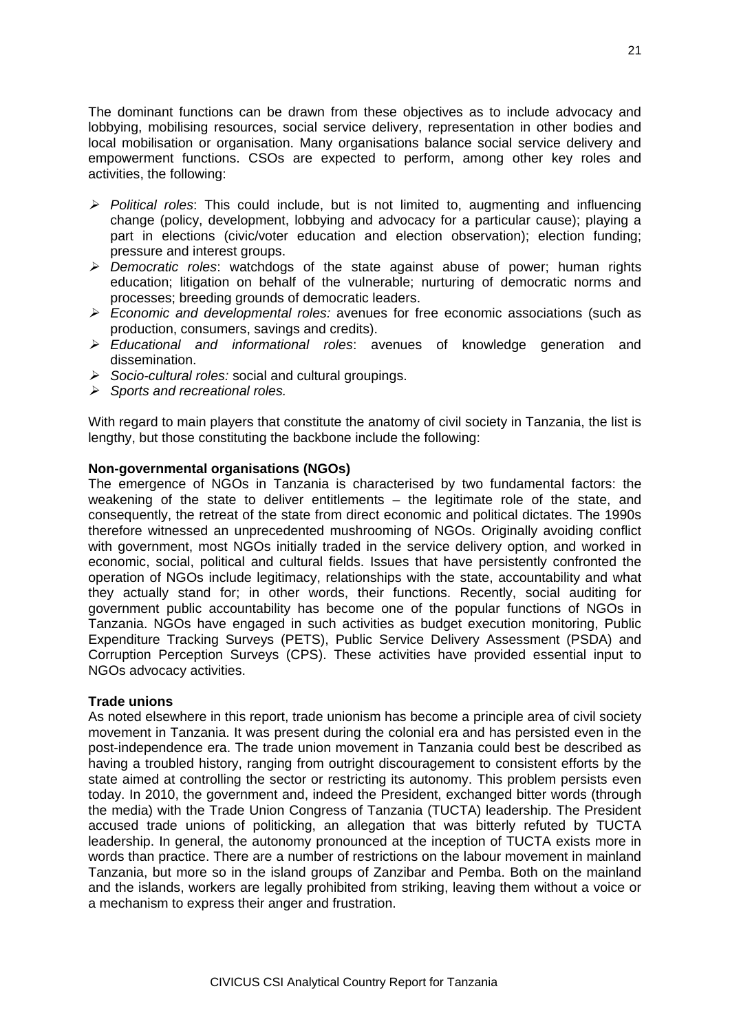The dominant functions can be drawn from these objectives as to include advocacy and lobbying, mobilising resources, social service delivery, representation in other bodies and local mobilisation or organisation. Many organisations balance social service delivery and empowerment functions. CSOs are expected to perform, among other key roles and activities, the following:

- *Political roles*: This could include, but is not limited to, augmenting and influencing change (policy, development, lobbying and advocacy for a particular cause); playing a part in elections (civic/voter education and election observation); election funding; pressure and interest groups.
- *Democratic roles*: watchdogs of the state against abuse of power; human rights education; litigation on behalf of the vulnerable; nurturing of democratic norms and processes; breeding grounds of democratic leaders.
- *Economic and developmental roles:* avenues for free economic associations (such as production, consumers, savings and credits).
- *Educational and informational roles*: avenues of knowledge generation and dissemination.
- *Socio-cultural roles:* social and cultural groupings.
- *Sports and recreational roles.*

With regard to main players that constitute the anatomy of civil society in Tanzania, the list is lengthy, but those constituting the backbone include the following:

**Non-governmental organisations (NGOs)**

The emergence of NGOs in Tanzania is characterised by two fundamental factors: the weakening of the state to deliver entitlements – the legitimate role of the state, and consequently, the retreat of the state from direct economic and political dictates. The 1990s therefore witnessed an unprecedented mushrooming of NGOs. Originally avoiding conflict with government, most NGOs initially traded in the service delivery option, and worked in economic, social, political and cultural fields. Issues that have persistently confronted the operation of NGOs include legitimacy, relationships with the state, accountability and what they actually stand for; in other words, their functions. Recently, social auditing for government public accountability has become one of the popular functions of NGOs in Tanzania. NGOs have engaged in such activities as budget execution monitoring, Public Expenditure Tracking Surveys (PETS), Public Service Delivery Assessment (PSDA) and Corruption Perception Surveys (CPS). These activities have provided essential input to NGOs advocacy activities.

**Trade unions**

As noted elsewhere in this report, trade unionism has become a principle area of civil society movement in Tanzania. It was present during the colonial era and has persisted even in the post-independence era. The trade union movement in Tanzania could best be described as having a troubled history, ranging from outright discouragement to consistent efforts by the state aimed at controlling the sector or restricting its autonomy. This problem persists even today. In 2010, the government and, indeed the President, exchanged bitter words (through the media) with the Trade Union Congress of Tanzania (TUCTA) leadership. The President accused trade unions of politicking, an allegation that was bitterly refuted by TUCTA leadership. In general, the autonomy pronounced at the inception of TUCTA exists more in words than practice. There are a number of restrictions on the labour movement in mainland Tanzania, but more so in the island groups of Zanzibar and Pemba. Both on the mainland and the islands, workers are legally prohibited from striking, leaving them without a voice or a mechanism to express their anger and frustration.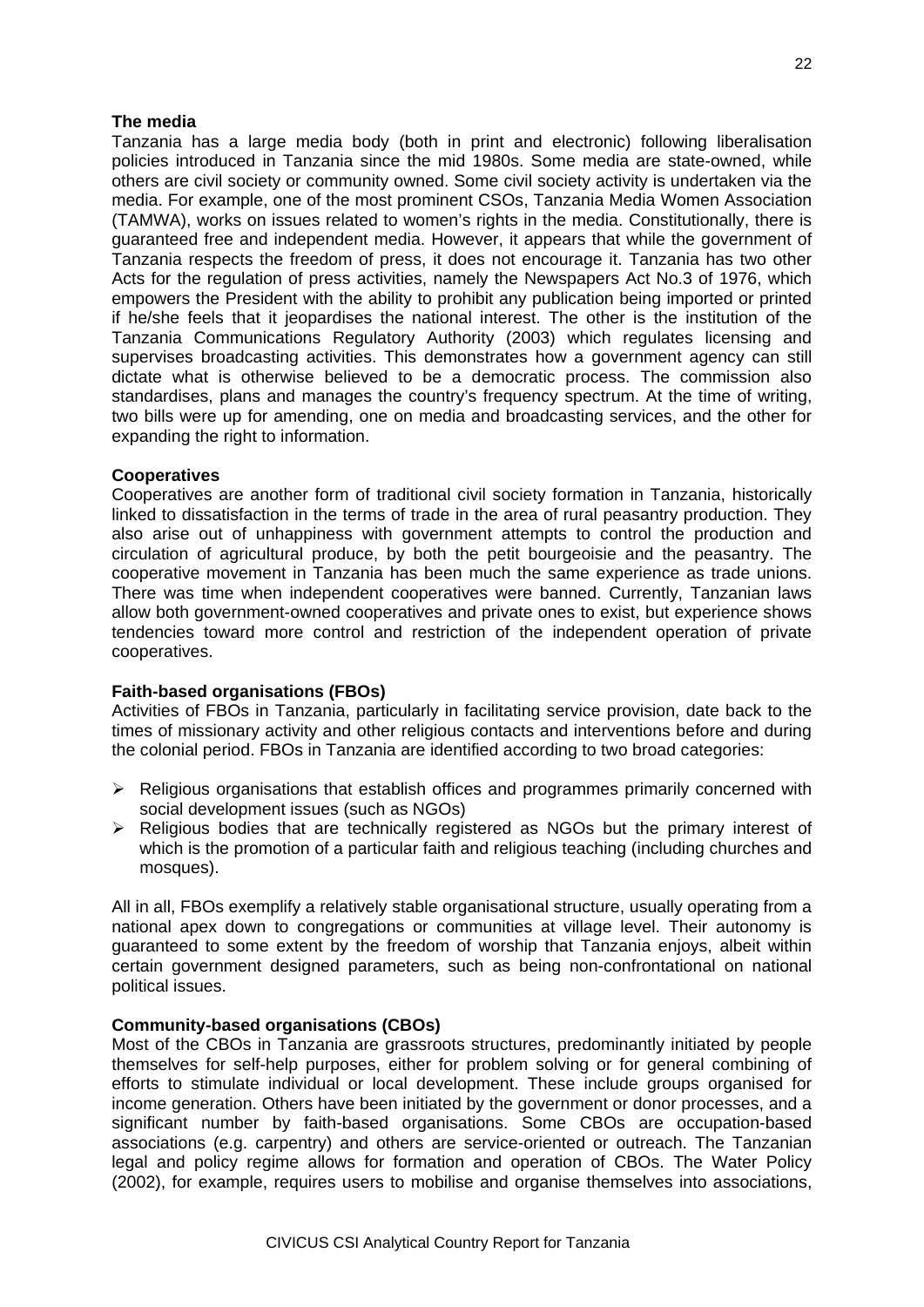**The media**

Tanzania has a large media body (both in print and electronic) following liberalisation policies introduced in Tanzania since the mid 1980s. Some media are state-owned, while others are civil society or community owned. Some civil society activity is undertaken via the media. For example, one of the most prominent CSOs, Tanzania Media Women Association (TAMWA), works on issues related to women's rights in the media. Constitutionally, there is guaranteed free and independent media. However, it appears that while the government of Tanzania respects the freedom of press, it does not encourage it. Tanzania has two other Acts for the regulation of press activities, namely the Newspapers Act No.3 of 1976, which empowers the President with the ability to prohibit any publication being imported or printed if he/she feels that it jeopardises the national interest. The other is the institution of the Tanzania Communications Regulatory Authority (2003) which regulates licensing and supervises broadcasting activities. This demonstrates how a government agency can still dictate what is otherwise believed to be a democratic process. The commission also standardises, plans and manages the country's frequency spectrum. At the time of writing, two bills were up for amending, one on media and broadcasting services, and the other for expanding the right to information.

**Cooperatives**

Cooperatives are another form of traditional civil society formation in Tanzania, historically linked to dissatisfaction in the terms of trade in the area of rural peasantry production. They also arise out of unhappiness with government attempts to control the production and circulation of agricultural produce, by both the petit bourgeoisie and the peasantry. The cooperative movement in Tanzania has been much the same experience as trade unions. There was time when independent cooperatives were banned. Currently, Tanzanian laws allow both government-owned cooperatives and private ones to exist, but experience shows tendencies toward more control and restriction of the independent operation of private cooperatives.

**Faith-based organisations (FBOs)**

Activities of FBOs in Tanzania, particularly in facilitating service provision, date back to the times of missionary activity and other religious contacts and interventions before and during the colonial period. FBOs in Tanzania are identified according to two broad categories:

- Religious organisations that establish offices and programmes primarily concerned with social development issues (such as NGOs)
- Religious bodies that are technically registered as NGOs but the primary interest of which is the promotion of a particular faith and religious teaching (including churches and mosques).

All in all, FBOs exemplify a relatively stable organisational structure, usually operating from a national apex down to congregations or communities at village level. Their autonomy is guaranteed to some extent by the freedom of worship that Tanzania enjoys, albeit within certain government designed parameters, such as being non-confrontational on national political issues.

**Community-based organisations (CBOs)**

Most of the CBOs in Tanzania are grassroots structures, predominantly initiated by people themselves for self-help purposes, either for problem solving or for general combining of efforts to stimulate individual or local development. These include groups organised for income generation. Others have been initiated by the government or donor processes, and a significant number by faith-based organisations. Some CBOs are occupation-based associations (e.g. carpentry) and others are service-oriented or outreach. The Tanzanian legal and policy regime allows for formation and operation of CBOs. The Water Policy (2002), for example, requires users to mobilise and organise themselves into associations,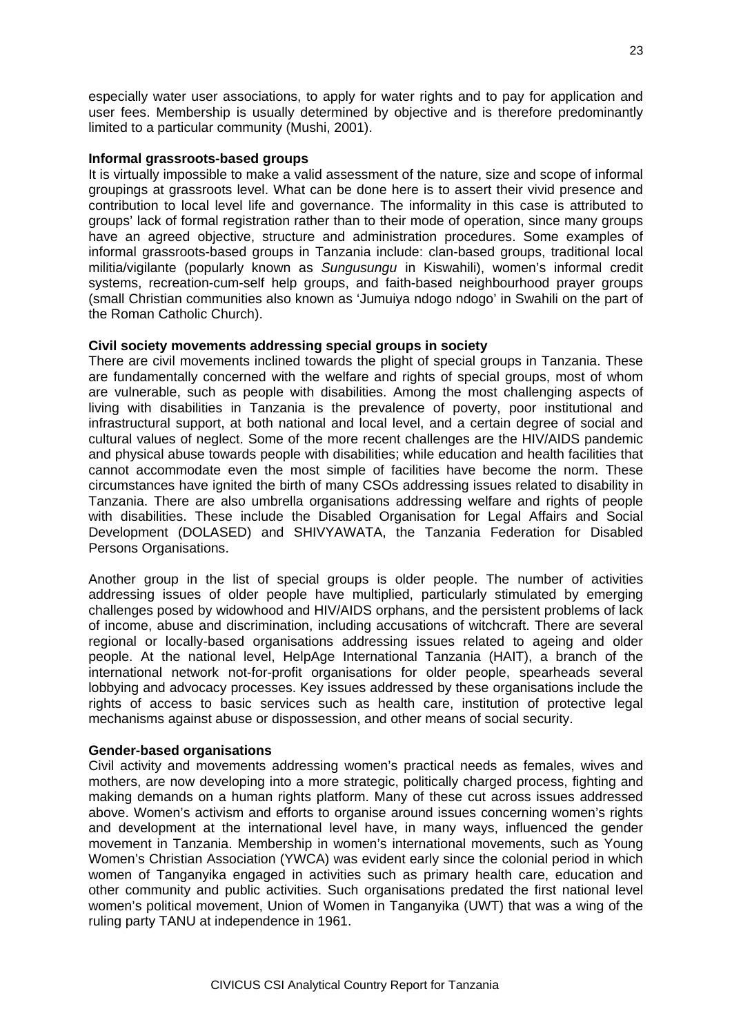especially water user associations, to apply for water rights and to pay for application and user fees. Membership is usually determined by objective and is therefore predominantly limited to a particular community (Mushi, 2001).

**Informal grassroots-based groups**

It is virtually impossible to make a valid assessment of the nature, size and scope of informal groupings at grassroots level. What can be done here is to assert their vivid presence and contribution to local level life and governance. The informality in this case is attributed to groups' lack of formal registration rather than to their mode of operation, since many groups have an agreed objective, structure and administration procedures. Some examples of informal grassroots-based groups in Tanzania include: clan-based groups, traditional local militia/vigilante (popularly known as *Sungusungu* in Kiswahili), women's informal credit systems, recreation-cum-self help groups, and faith-based neighbourhood prayer groups (small Christian communities also known as 'Jumuiya ndogo ndogo' in Swahili on the part of the Roman Catholic Church).

**Civil society movements addressing special groups in society**

There are civil movements inclined towards the plight of special groups in Tanzania. These are fundamentally concerned with the welfare and rights of special groups, most of whom are vulnerable, such as people with disabilities. Among the most challenging aspects of living with disabilities in Tanzania is the prevalence of poverty, poor institutional and infrastructural support, at both national and local level, and a certain degree of social and cultural values of neglect. Some of the more recent challenges are the HIV/AIDS pandemic and physical abuse towards people with disabilities; while education and health facilities that cannot accommodate even the most simple of facilities have become the norm. These circumstances have ignited the birth of many CSOs addressing issues related to disability in Tanzania. There are also umbrella organisations addressing welfare and rights of people with disabilities. These include the Disabled Organisation for Legal Affairs and Social Development (DOLASED) and SHIVYAWATA, the Tanzania Federation for Disabled Persons Organisations.

Another group in the list of special groups is older people. The number of activities addressing issues of older people have multiplied, particularly stimulated by emerging challenges posed by widowhood and HIV/AIDS orphans, and the persistent problems of lack of income, abuse and discrimination, including accusations of witchcraft. There are several regional or locally-based organisations addressing issues related to ageing and older people. At the national level, HelpAge International Tanzania (HAIT), a branch of the international network not-for-profit organisations for older people, spearheads several lobbying and advocacy processes. Key issues addressed by these organisations include the rights of access to basic services such as health care, institution of protective legal mechanisms against abuse or dispossession, and other means of social security.

**Gender-based organisations**

Civil activity and movements addressing women's practical needs as females, wives and mothers, are now developing into a more strategic, politically charged process, fighting and making demands on a human rights platform. Many of these cut across issues addressed above. Women's activism and efforts to organise around issues concerning women's rights and development at the international level have, in many ways, influenced the gender movement in Tanzania. Membership in women's international movements, such as Young Women's Christian Association (YWCA) was evident early since the colonial period in which women of Tanganyika engaged in activities such as primary health care, education and other community and public activities. Such organisations predated the first national level women's political movement, Union of Women in Tanganyika (UWT) that was a wing of the ruling party TANU at independence in 1961.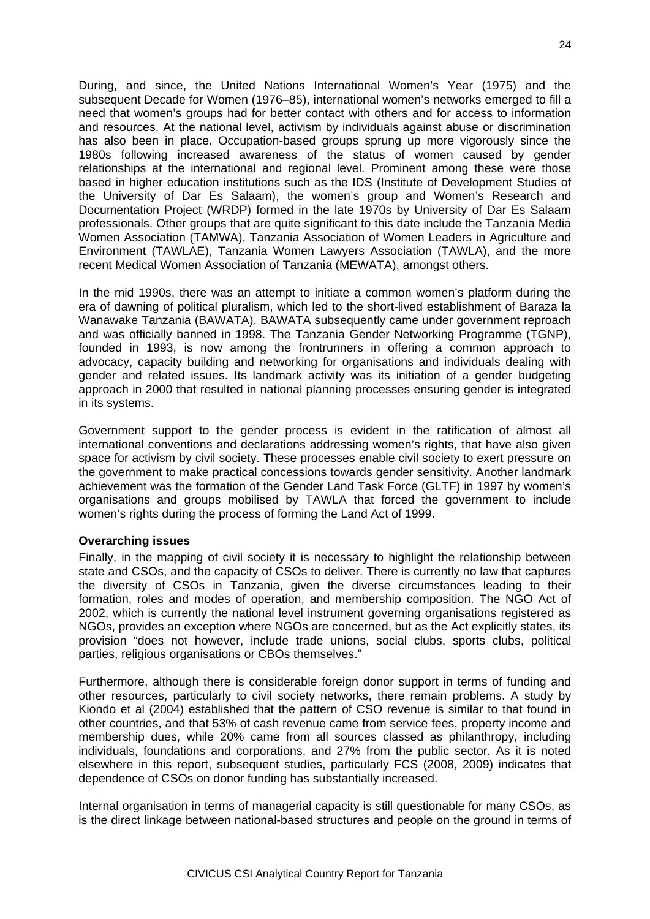During, and since, the United Nations International Women's Year (1975) and the subsequent Decade for Women (1976–85), international women's networks emerged to fill a need that women's groups had for better contact with others and for access to information and resources. At the national level, activism by individuals against abuse or discrimination has also been in place. Occupation-based groups sprung up more vigorously since the 1980s following increased awareness of the status of women caused by gender relationships at the international and regional level. Prominent among these were those based in higher education institutions such as the IDS (Institute of Development Studies of the University of Dar Es Salaam), the women's group and Women's Research and Documentation Project (WRDP) formed in the late 1970s by University of Dar Es Salaam professionals. Other groups that are quite significant to this date include the Tanzania Media Women Association (TAMWA), Tanzania Association of Women Leaders in Agriculture and Environment (TAWLAE), Tanzania Women Lawyers Association (TAWLA), and the more recent Medical Women Association of Tanzania (MEWATA), amongst others.

In the mid 1990s, there was an attempt to initiate a common women's platform during the era of dawning of political pluralism, which led to the short-lived establishment of Baraza la Wanawake Tanzania (BAWATA). BAWATA subsequently came under government reproach and was officially banned in 1998. The Tanzania Gender Networking Programme (TGNP), founded in 1993, is now among the frontrunners in offering a common approach to advocacy, capacity building and networking for organisations and individuals dealing with gender and related issues. Its landmark activity was its initiation of a gender budgeting approach in 2000 that resulted in national planning processes ensuring gender is integrated in its systems.

Government support to the gender process is evident in the ratification of almost all international conventions and declarations addressing women's rights, that have also given space for activism by civil society. These processes enable civil society to exert pressure on the government to make practical concessions towards gender sensitivity. Another landmark achievement was the formation of the Gender Land Task Force (GLTF) in 1997 by women's organisations and groups mobilised by TAWLA that forced the government to include women's rights during the process of forming the Land Act of 1999.

**Overarching issues**

Finally, in the mapping of civil society it is necessary to highlight the relationship between state and CSOs, and the capacity of CSOs to deliver. There is currently no law that captures the diversity of CSOs in Tanzania, given the diverse circumstances leading to their formation, roles and modes of operation, and membership composition. The NGO Act of 2002, which is currently the national level instrument governing organisations registered as NGOs, provides an exception where NGOs are concerned, but as the Act explicitly states, its provision "does not however, include trade unions, social clubs, sports clubs, political parties, religious organisations or CBOs themselves."

Furthermore, although there is considerable foreign donor support in terms of funding and other resources, particularly to civil society networks, there remain problems. A study by Kiondo et al (2004) established that the pattern of CSO revenue is similar to that found in other countries, and that 53% of cash revenue came from service fees, property income and membership dues, while 20% came from all sources classed as philanthropy, including individuals, foundations and corporations, and 27% from the public sector. As it is noted elsewhere in this report, subsequent studies, particularly FCS (2008, 2009) indicates that dependence of CSOs on donor funding has substantially increased.

Internal organisation in terms of managerial capacity is still questionable for many CSOs, as is the direct linkage between national-based structures and people on the ground in terms of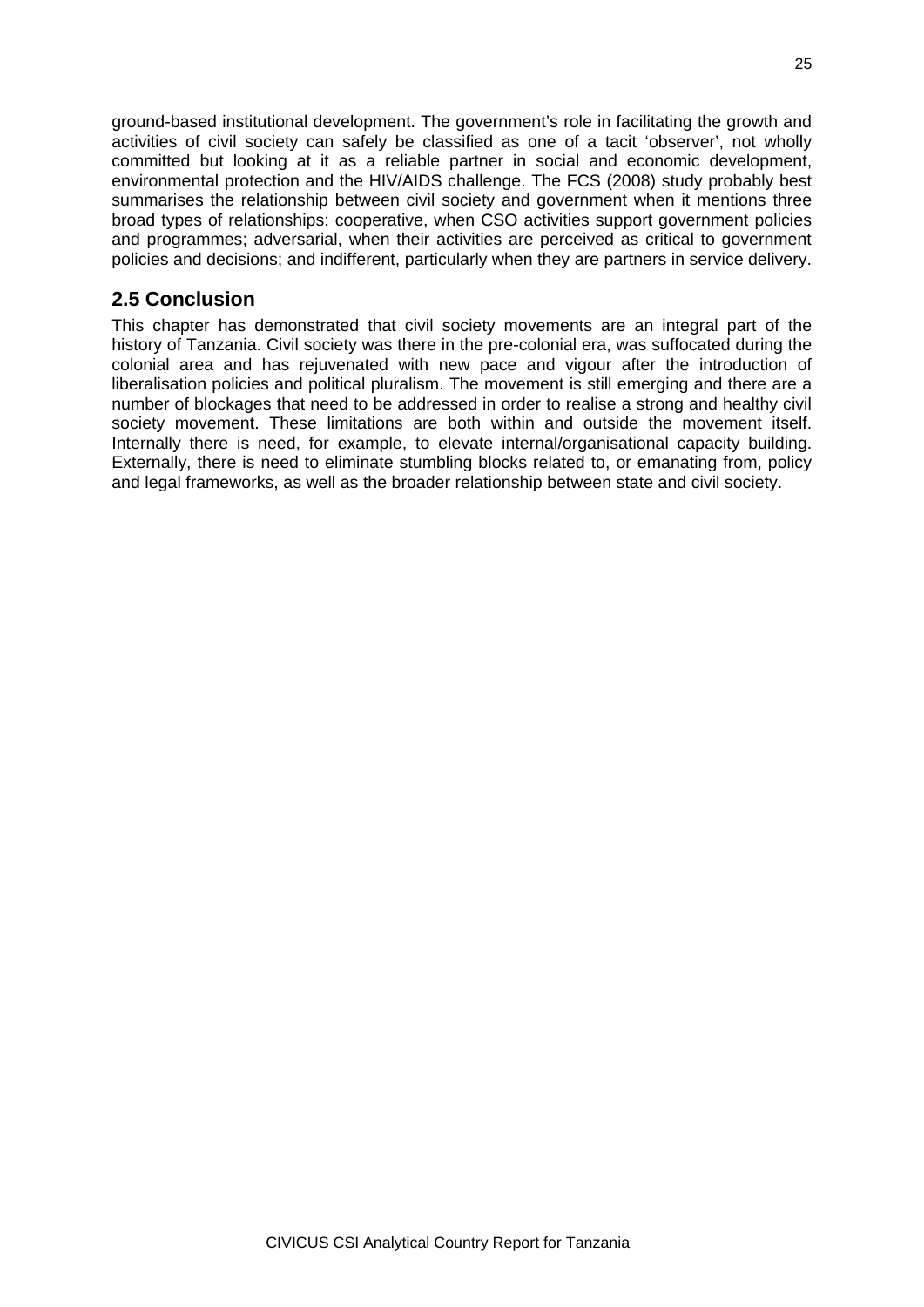ground-based institutional development. The government's role in facilitating the growth and activities of civil society can safely be classified as one of a tacit 'observer', not wholly committed but looking at it as a reliable partner in social and economic development, environmental protection and the HIV/AIDS challenge. The FCS (2008) study probably best summarises the relationship between civil society and government when it mentions three broad types of relationships: cooperative, when CSO activities support government policies and programmes; adversarial, when their activities are perceived as critical to government policies and decisions; and indifferent, particularly when they are partners in service delivery.

## 2.5 Conclusion

This chapter has demonstrated that civil society movements are an integral part of the history of Tanzania. Civil society was there in the pre-colonial era, was suffocated during the colonial area and has rejuvenated with new pace and vigour after the introduction of liberalisation policies and political pluralism. The movement is still emerging and there are a number of blockages that need to be addressed in order to realise a strong and healthy civil society movement. These limitations are both within and outside the movement itself. Internally there is need, for example, to elevate internal/organisational capacity building. Externally, there is need to eliminate stumbling blocks related to, or emanating from, policy and legal frameworks, as well as the broader relationship between state and civil society.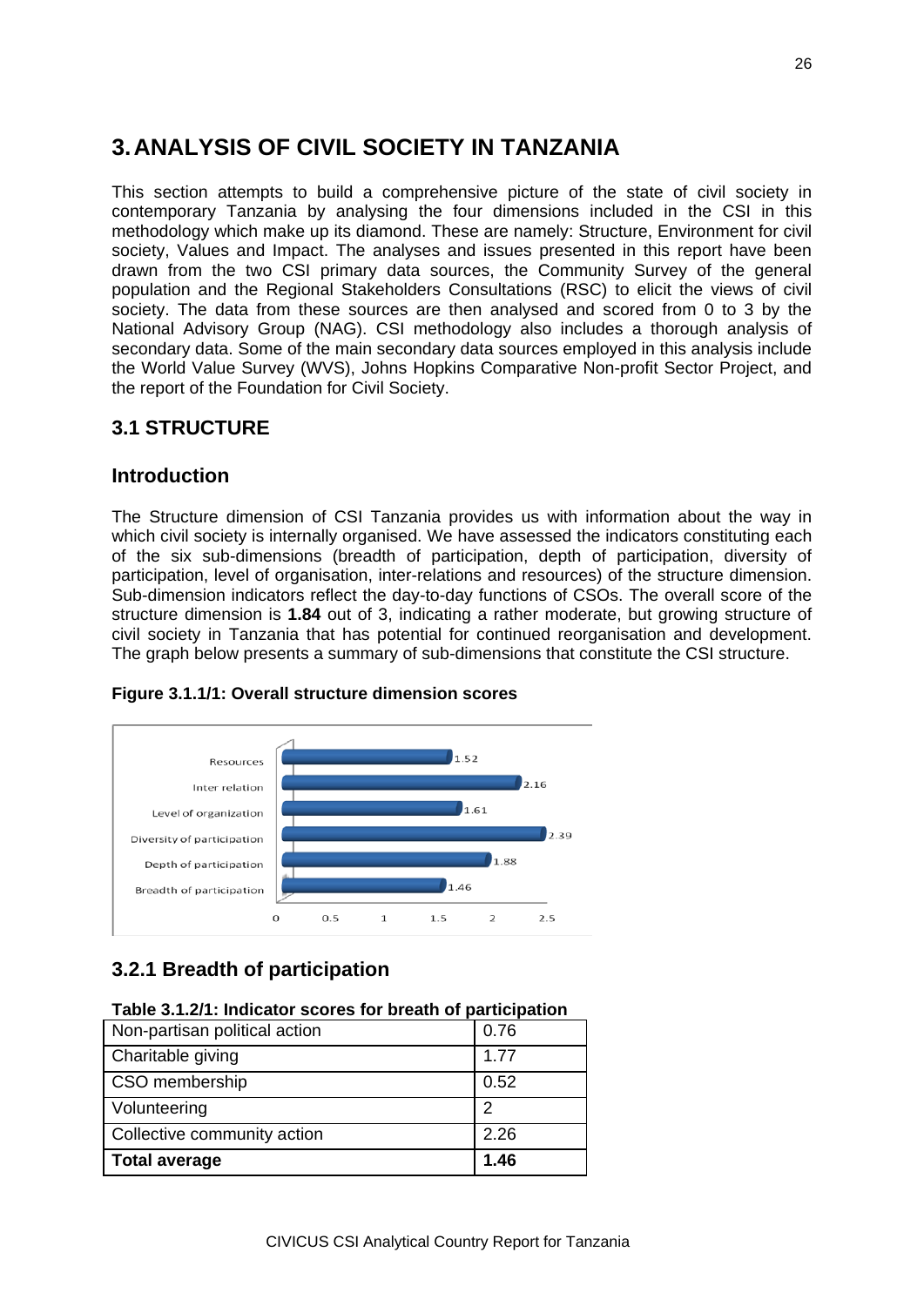# 3. ANALYSIS OF CIVIL SOCIETY IN TANZANIA

This section attempts to build a comprehensive picture of the state of civil society in contemporary Tanzania by analysing the four dimensions included in the CSI in this methodology which make up its diamond. These are namely: Structure, Environment for civil society, Values and Impact. The analyses and issues presented in this report have been drawn from the two CSI primary data sources, the Community Survey of the general population and the Regional Stakeholders Consultations (RSC) to elicit the views of civil society. The data from these sources are then analysed and scored from 0 to 3 by the National Advisory Group (NAG). CSI methodology also includes a thorough analysis of secondary data. Some of the main secondary data sources employed in this analysis include the World Value Survey (WVS), Johns Hopkins Comparative Non-profit Sector Project, and the report of the Foundation for Civil Society.

## 3.1 STRUCTURE

### Introduction

The Structure dimension of CSI Tanzania provides us with information about the way in which civil society is internally organised. We have assessed the indicators constituting each of the six sub-dimensions (breadth of participation, depth of participation, diversity of participation, level of organisation, inter-relations and resources) of the structure dimension. Sub-dimension indicators reflect the day-to-day functions of CSOs. The overall score of the structure dimension is **1.84** out of 3, indicating a rather moderate, but growing structure of civil society in Tanzania that has potential for continued reorganisation and development. The graph below presents a summary of sub-dimensions that constitute the CSI structure.

**Figure 3.1.1/1: Overall structure dimension scores**

| Sub-dimension | Score |
|---|---|
| Resources | 1.52 |
| Inter relation | 2.16 |
| Level of organization | 1.61 |
| Diversity of participation | 2.39 |
| Depth of participation | 1.88 |
| Breadth of participation | 1.46 |

### 3.2.1 Breadth of participation

**Table 3.1.2/1: Indicator scores for breath of participation**

| Indicator | Score |
|---|---|
| Non-partisan political action | 0.76 |
| Charitable giving | 1.77 |
| CSO membership | 0.52 |
| Volunteering | 2 |
| Collective community action | 2.26 |
| **Total average** | **1.46** |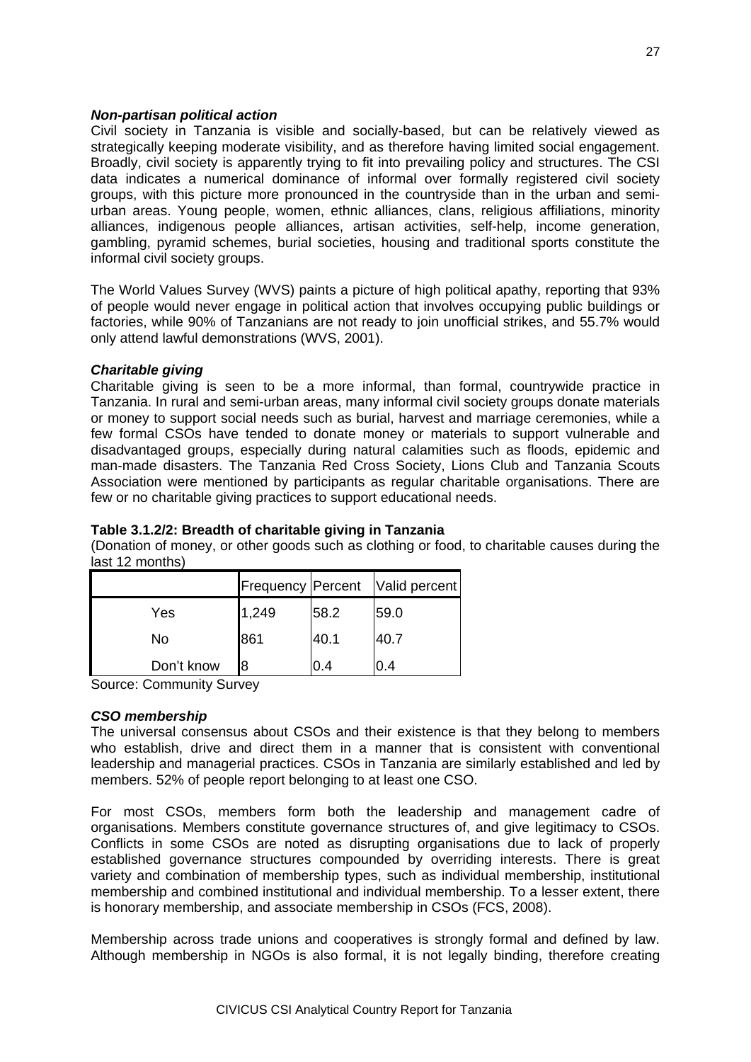***Non-partisan political action***

Civil society in Tanzania is visible and socially-based, but can be relatively viewed as strategically keeping moderate visibility, and as therefore having limited social engagement. Broadly, civil society is apparently trying to fit into prevailing policy and structures. The CSI data indicates a numerical dominance of informal over formally registered civil society groups, with this picture more pronounced in the countryside than in the urban and semi-urban areas. Young people, women, ethnic alliances, clans, religious affiliations, minority alliances, indigenous people alliances, artisan activities, self-help, income generation, gambling, pyramid schemes, burial societies, housing and traditional sports constitute the informal civil society groups.

The World Values Survey (WVS) paints a picture of high political apathy, reporting that 93% of people would never engage in political action that involves occupying public buildings or factories, while 90% of Tanzanians are not ready to join unofficial strikes, and 55.7% would only attend lawful demonstrations (WVS, 2001).

***Charitable giving***

Charitable giving is seen to be a more informal, than formal, countrywide practice in Tanzania. In rural and semi-urban areas, many informal civil society groups donate materials or money to support social needs such as burial, harvest and marriage ceremonies, while a few formal CSOs have tended to donate money or materials to support vulnerable and disadvantaged groups, especially during natural calamities such as floods, epidemic and man-made disasters. The Tanzania Red Cross Society, Lions Club and Tanzania Scouts Association were mentioned by participants as regular charitable organisations. There are few or no charitable giving practices to support educational needs.

**Table 3.1.2/2: Breadth of charitable giving in Tanzania**

(Donation of money, or other goods such as clothing or food, to charitable causes during the last 12 months)

| | Frequency | Percent | Valid percent |
|---|---|---|---|
| Yes | 1,249 | 58.2 | 59.0 |
| No | 861 | 40.1 | 40.7 |
| Don't know | 8 | 0.4 | 0.4 |

Source: Community Survey

***CSO membership***

The universal consensus about CSOs and their existence is that they belong to members who establish, drive and direct them in a manner that is consistent with conventional leadership and managerial practices. CSOs in Tanzania are similarly established and led by members. 52% of people report belonging to at least one CSO.

For most CSOs, members form both the leadership and management cadre of organisations. Members constitute governance structures of, and give legitimacy to CSOs. Conflicts in some CSOs are noted as disrupting organisations due to lack of properly established governance structures compounded by overriding interests. There is great variety and combination of membership types, such as individual membership, institutional membership and combined institutional and individual membership. To a lesser extent, there is honorary membership, and associate membership in CSOs (FCS, 2008).

Membership across trade unions and cooperatives is strongly formal and defined by law. Although membership in NGOs is also formal, it is not legally binding, therefore creating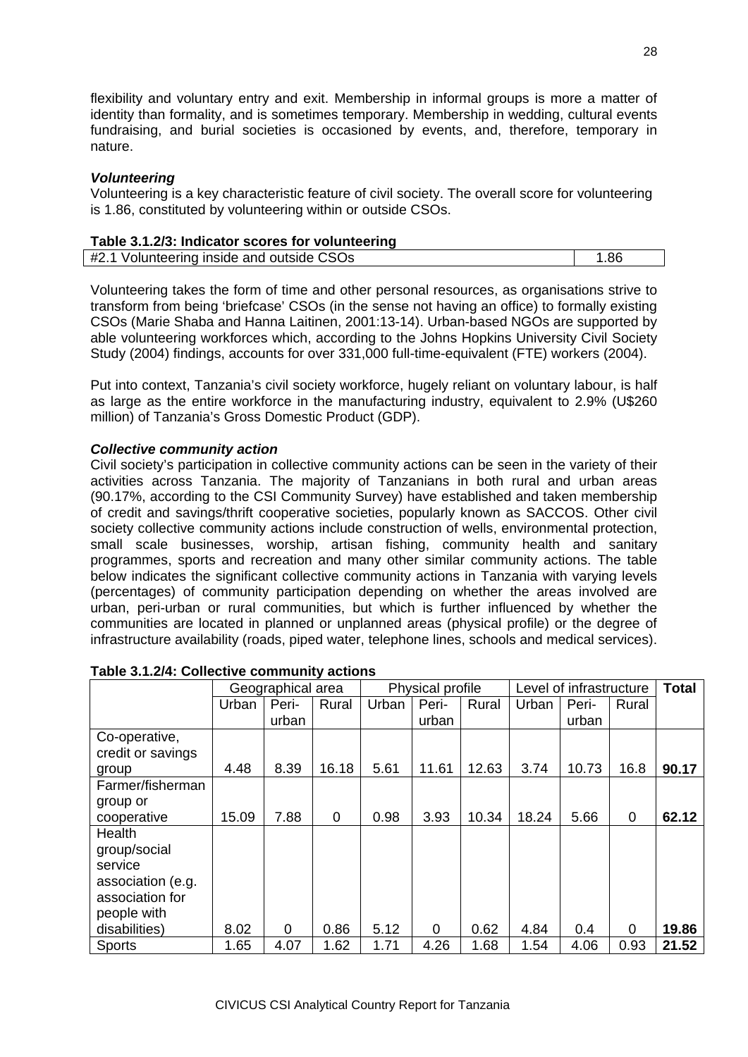flexibility and voluntary entry and exit. Membership in informal groups is more a matter of identity than formality, and is sometimes temporary. Membership in wedding, cultural events fundraising, and burial societies is occasioned by events, and, therefore, temporary in nature.

***Volunteering***

Volunteering is a key characteristic feature of civil society. The overall score for volunteering is 1.86, constituted by volunteering within or outside CSOs.

**Table 3.1.2/3: Indicator scores for volunteering**

| #2.1 Volunteering inside and outside CSOs | 1.86 |
|---|---|

Volunteering takes the form of time and other personal resources, as organisations strive to transform from being 'briefcase' CSOs (in the sense not having an office) to formally existing CSOs (Marie Shaba and Hanna Laitinen, 2001:13-14). Urban-based NGOs are supported by able volunteering workforces which, according to the Johns Hopkins University Civil Society Study (2004) findings, accounts for over 331,000 full-time-equivalent (FTE) workers (2004).

Put into context, Tanzania's civil society workforce, hugely reliant on voluntary labour, is half as large as the entire workforce in the manufacturing industry, equivalent to 2.9% (U$260 million) of Tanzania's Gross Domestic Product (GDP).

***Collective community action***

Civil society's participation in collective community actions can be seen in the variety of their activities across Tanzania. The majority of Tanzanians in both rural and urban areas (90.17%, according to the CSI Community Survey) have established and taken membership of credit and savings/thrift cooperative societies, popularly known as SACCOS. Other civil society collective community actions include construction of wells, environmental protection, small scale businesses, worship, artisan fishing, community health and sanitary programmes, sports and recreation and many other similar community actions. The table below indicates the significant collective community actions in Tanzania with varying levels (percentages) of community participation depending on whether the areas involved are urban, peri-urban or rural communities, but which is further influenced by whether the communities are located in planned or unplanned areas (physical profile) or the degree of infrastructure availability (roads, piped water, telephone lines, schools and medical services).

**Table 3.1.2/4: Collective community actions**

| | Geographical area | | | Physical profile | | | Level of infrastructure | | | **Total** |
|---|---|---|---|---|---|---|---|---|---|---|
| | Urban | Peri-urban | Rural | Urban | Peri-urban | Rural | Urban | Peri-urban | Rural | |
| Co-operative, credit or savings group | 4.48 | 8.39 | 16.18 | 5.61 | 11.61 | 12.63 | 3.74 | 10.73 | 16.8 | **90.17** |
| Farmer/fisherman group or cooperative | 15.09 | 7.88 | 0 | 0.98 | 3.93 | 10.34 | 18.24 | 5.66 | 0 | **62.12** |
| Health group/social service association (e.g. association for people with disabilities) | 8.02 | 0 | 0.86 | 5.12 | 0 | 0.62 | 4.84 | 0.4 | 0 | **19.86** |
| Sports | 1.65 | 4.07 | 1.62 | 1.71 | 4.26 | 1.68 | 1.54 | 4.06 | 0.93 | **21.52** |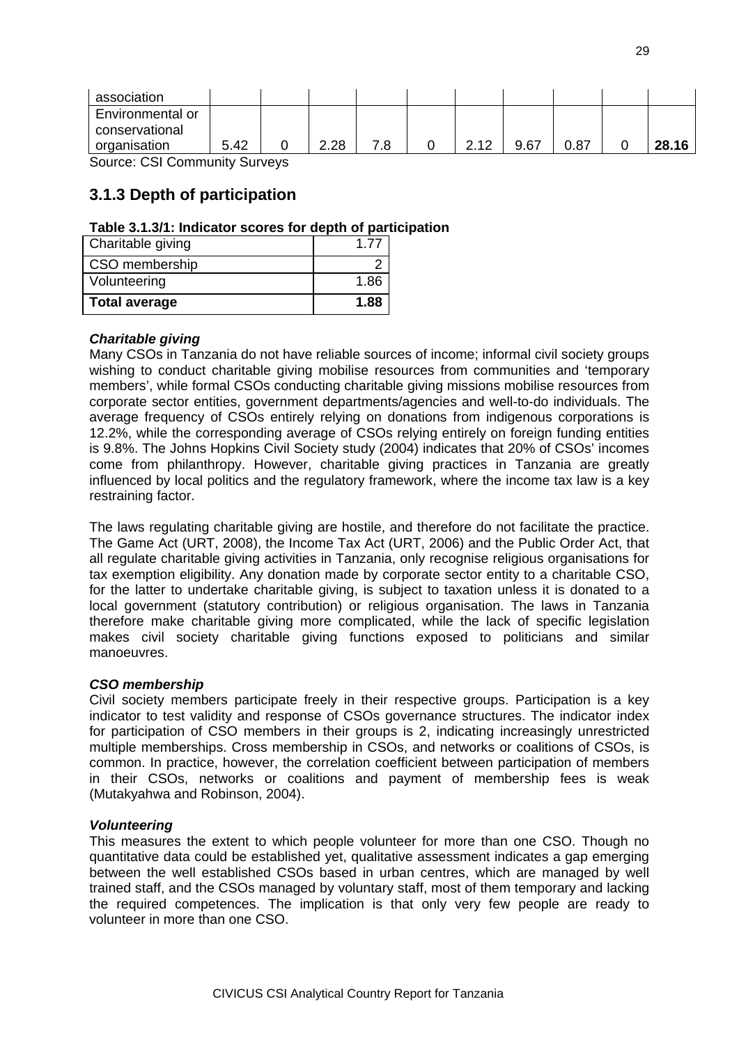| association | | | | | | | | | | |
|---|---|---|---|---|---|---|---|---|---|---|
| Environmental or conservational organisation | 5.42 | 0 | 2.28 | 7.8 | 0 | 2.12 | 9.67 | 0.87 | 0 | **28.16** |

Source: CSI Community Surveys

## 3.1.3 Depth of participation

**Table 3.1.3/1: Indicator scores for depth of participation**

| Charitable giving | 1.77 |
|---|---|
| CSO membership | 2 |
| Volunteering | 1.86 |
| **Total average** | **1.88** |

***Charitable giving***

Many CSOs in Tanzania do not have reliable sources of income; informal civil society groups wishing to conduct charitable giving mobilise resources from communities and 'temporary members', while formal CSOs conducting charitable giving missions mobilise resources from corporate sector entities, government departments/agencies and well-to-do individuals. The average frequency of CSOs entirely relying on donations from indigenous corporations is 12.2%, while the corresponding average of CSOs relying entirely on foreign funding entities is 9.8%. The Johns Hopkins Civil Society study (2004) indicates that 20% of CSOs' incomes come from philanthropy. However, charitable giving practices in Tanzania are greatly influenced by local politics and the regulatory framework, where the income tax law is a key restraining factor.

The laws regulating charitable giving are hostile, and therefore do not facilitate the practice. The Game Act (URT, 2008), the Income Tax Act (URT, 2006) and the Public Order Act, that all regulate charitable giving activities in Tanzania, only recognise religious organisations for tax exemption eligibility. Any donation made by corporate sector entity to a charitable CSO, for the latter to undertake charitable giving, is subject to taxation unless it is donated to a local government (statutory contribution) or religious organisation. The laws in Tanzania therefore make charitable giving more complicated, while the lack of specific legislation makes civil society charitable giving functions exposed to politicians and similar manoeuvres.

***CSO membership***

Civil society members participate freely in their respective groups. Participation is a key indicator to test validity and response of CSOs governance structures. The indicator index for participation of CSO members in their groups is 2, indicating increasingly unrestricted multiple memberships. Cross membership in CSOs, and networks or coalitions of CSOs, is common. In practice, however, the correlation coefficient between participation of members in their CSOs, networks or coalitions and payment of membership fees is weak (Mutakyahwa and Robinson, 2004).

***Volunteering***

This measures the extent to which people volunteer for more than one CSO. Though no quantitative data could be established yet, qualitative assessment indicates a gap emerging between the well established CSOs based in urban centres, which are managed by well trained staff, and the CSOs managed by voluntary staff, most of them temporary and lacking the required competences. The implication is that only very few people are ready to volunteer in more than one CSO.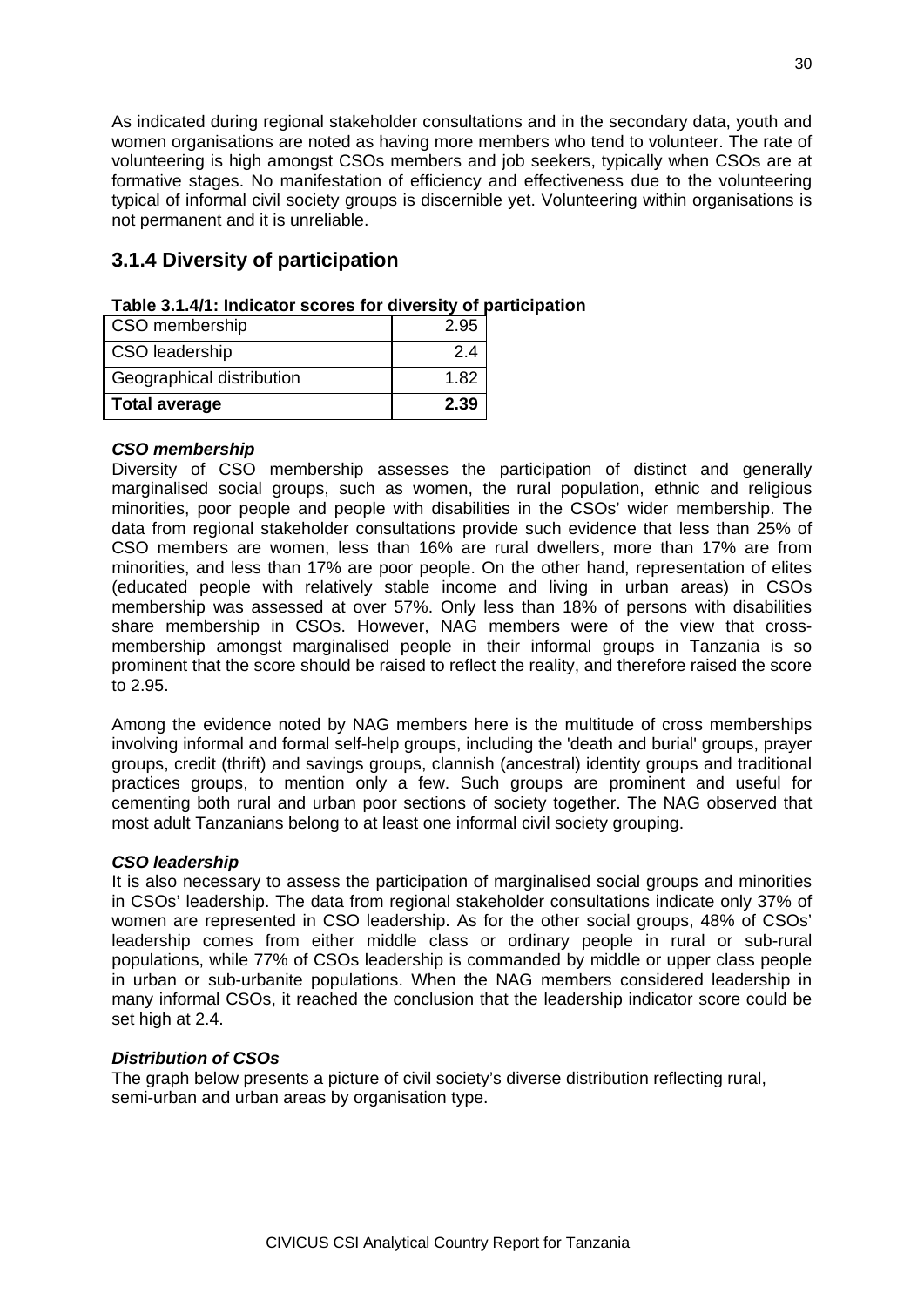As indicated during regional stakeholder consultations and in the secondary data, youth and women organisations are noted as having more members who tend to volunteer. The rate of volunteering is high amongst CSOs members and job seekers, typically when CSOs are at formative stages. No manifestation of efficiency and effectiveness due to the volunteering typical of informal civil society groups is discernible yet. Volunteering within organisations is not permanent and it is unreliable.

## 3.1.4 Diversity of participation

**Table 3.1.4/1: Indicator scores for diversity of participation**

| | |
|---|---|
| CSO membership | 2.95 |
| CSO leadership | 2.4 |
| Geographical distribution | 1.82 |
| **Total average** | **2.39** |

***CSO membership***

Diversity of CSO membership assesses the participation of distinct and generally marginalised social groups, such as women, the rural population, ethnic and religious minorities, poor people and people with disabilities in the CSOs' wider membership. The data from regional stakeholder consultations provide such evidence that less than 25% of CSO members are women, less than 16% are rural dwellers, more than 17% are from minorities, and less than 17% are poor people. On the other hand, representation of elites (educated people with relatively stable income and living in urban areas) in CSOs membership was assessed at over 57%. Only less than 18% of persons with disabilities share membership in CSOs. However, NAG members were of the view that cross-membership amongst marginalised people in their informal groups in Tanzania is so prominent that the score should be raised to reflect the reality, and therefore raised the score to 2.95.

Among the evidence noted by NAG members here is the multitude of cross memberships involving informal and formal self-help groups, including the 'death and burial' groups, prayer groups, credit (thrift) and savings groups, clannish (ancestral) identity groups and traditional practices groups, to mention only a few. Such groups are prominent and useful for cementing both rural and urban poor sections of society together. The NAG observed that most adult Tanzanians belong to at least one informal civil society grouping.

***CSO leadership***

It is also necessary to assess the participation of marginalised social groups and minorities in CSOs' leadership. The data from regional stakeholder consultations indicate only 37% of women are represented in CSO leadership. As for the other social groups, 48% of CSOs' leadership comes from either middle class or ordinary people in rural or sub-rural populations, while 77% of CSOs leadership is commanded by middle or upper class people in urban or sub-urbanite populations. When the NAG members considered leadership in many informal CSOs, it reached the conclusion that the leadership indicator score could be set high at 2.4.

***Distribution of CSOs***

The graph below presents a picture of civil society's diverse distribution reflecting rural, semi-urban and urban areas by organisation type.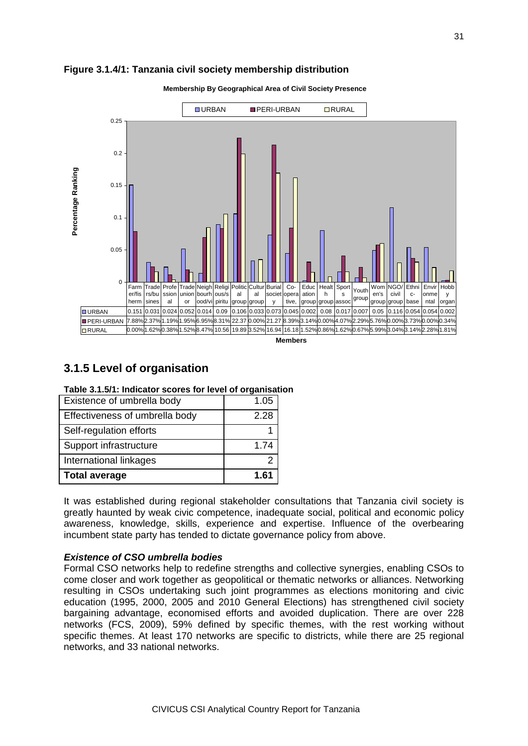**Figure 3.1.4/1: Tanzania civil society membership distribution**

**Membership By Geographical Area of Civil Society Presence**

| | Farmer/fisherm | Traders/business | Professional | Trade union | Neighbourhood/vi | Religious/spiritu | Political group | Cultural group | Burial society | Co-operative, | Education group | Health group | Sports assoc | Youth group | Women's group | NGO/civil group | Ethnic-base | Environmental | Hobby organ |
|---|---|---|---|---|---|---|---|---|---|---|---|---|---|---|---|---|---|---|---|
| URBAN | 0.151 | 0.031 | 0.024 | 0.052 | 0.014 | 0.09 | 0.106 | 0.033 | 0.073 | 0.045 | 0.002 | 0.08 | 0.017 | 0.007 | 0.05 | 0.116 | 0.054 | 0.054 | 0.002 |
| PERI-URBAN | 7.88% | 2.37% | 1.19% | 1.95% | 6.95% | 8.31% | 22.37 | 0.00% | 21.27 | 8.39% | 3.14% | 0.00% | 4.07% | 2.29% | 5.76% | 0.00% | 3.73% | 0.00% | 0.34% |
| RURAL | 0.00% | 1.62% | 0.38% | 1.52% | 8.47% | 10.56 | 19.89 | 3.52% | 16.94 | 16.18 | 1.52% | 0.86% | 1.62% | 0.67% | 5.99% | 3.04% | 3.14% | 2.28% | 1.81% |

Members

## 3.1.5 Level of organisation

**Table 3.1.5/1: Indicator scores for level of organisation**

| Indicator | Score |
|---|---|
| Existence of umbrella body | 1.05 |
| Effectiveness of umbrella body | 2.28 |
| Self-regulation efforts | 1 |
| Support infrastructure | 1.74 |
| International linkages | 2 |
| **Total average** | **1.61** |

It was established during regional stakeholder consultations that Tanzania civil society is greatly haunted by weak civic competence, inadequate social, political and economic policy awareness, knowledge, skills, experience and expertise. Influence of the overbearing incumbent state party has tended to dictate governance policy from above.

### *Existence of CSO umbrella bodies*

Formal CSO networks help to redefine strengths and collective synergies, enabling CSOs to come closer and work together as geopolitical or thematic networks or alliances. Networking resulting in CSOs undertaking such joint programmes as elections monitoring and civic education (1995, 2000, 2005 and 2010 General Elections) has strengthened civil society bargaining advantage, economised efforts and avoided duplication. There are over 228 networks (FCS, 2009), 59% defined by specific themes, with the rest working without specific themes. At least 170 networks are specific to districts, while there are 25 regional networks, and 33 national networks.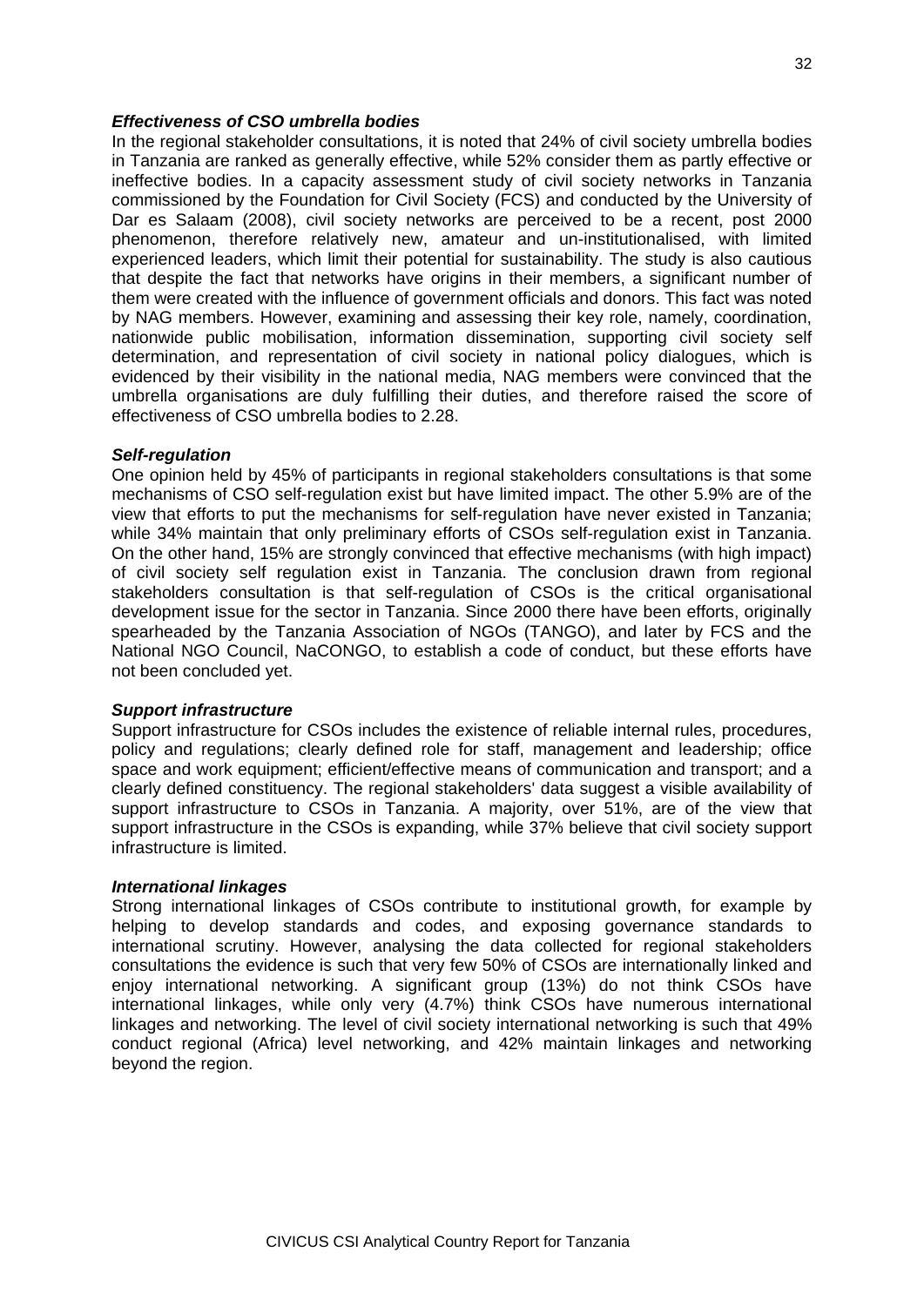***Effectiveness of CSO umbrella bodies***

In the regional stakeholder consultations, it is noted that 24% of civil society umbrella bodies in Tanzania are ranked as generally effective, while 52% consider them as partly effective or ineffective bodies. In a capacity assessment study of civil society networks in Tanzania commissioned by the Foundation for Civil Society (FCS) and conducted by the University of Dar es Salaam (2008), civil society networks are perceived to be a recent, post 2000 phenomenon, therefore relatively new, amateur and un-institutionalised, with limited experienced leaders, which limit their potential for sustainability. The study is also cautious that despite the fact that networks have origins in their members, a significant number of them were created with the influence of government officials and donors. This fact was noted by NAG members. However, examining and assessing their key role, namely, coordination, nationwide public mobilisation, information dissemination, supporting civil society self determination, and representation of civil society in national policy dialogues, which is evidenced by their visibility in the national media, NAG members were convinced that the umbrella organisations are duly fulfilling their duties, and therefore raised the score of effectiveness of CSO umbrella bodies to 2.28.

***Self-regulation***

One opinion held by 45% of participants in regional stakeholders consultations is that some mechanisms of CSO self-regulation exist but have limited impact. The other 5.9% are of the view that efforts to put the mechanisms for self-regulation have never existed in Tanzania; while 34% maintain that only preliminary efforts of CSOs self-regulation exist in Tanzania. On the other hand, 15% are strongly convinced that effective mechanisms (with high impact) of civil society self regulation exist in Tanzania. The conclusion drawn from regional stakeholders consultation is that self-regulation of CSOs is the critical organisational development issue for the sector in Tanzania. Since 2000 there have been efforts, originally spearheaded by the Tanzania Association of NGOs (TANGO), and later by FCS and the National NGO Council, NaCONGO, to establish a code of conduct, but these efforts have not been concluded yet.

***Support infrastructure***

Support infrastructure for CSOs includes the existence of reliable internal rules, procedures, policy and regulations; clearly defined role for staff, management and leadership; office space and work equipment; efficient/effective means of communication and transport; and a clearly defined constituency. The regional stakeholders' data suggest a visible availability of support infrastructure to CSOs in Tanzania. A majority, over 51%, are of the view that support infrastructure in the CSOs is expanding, while 37% believe that civil society support infrastructure is limited.

***International linkages***

Strong international linkages of CSOs contribute to institutional growth, for example by helping to develop standards and codes, and exposing governance standards to international scrutiny. However, analysing the data collected for regional stakeholders consultations the evidence is such that very few 50% of CSOs are internationally linked and enjoy international networking. A significant group (13%) do not think CSOs have international linkages, while only very (4.7%) think CSOs have numerous international linkages and networking. The level of civil society international networking is such that 49% conduct regional (Africa) level networking, and 42% maintain linkages and networking beyond the region.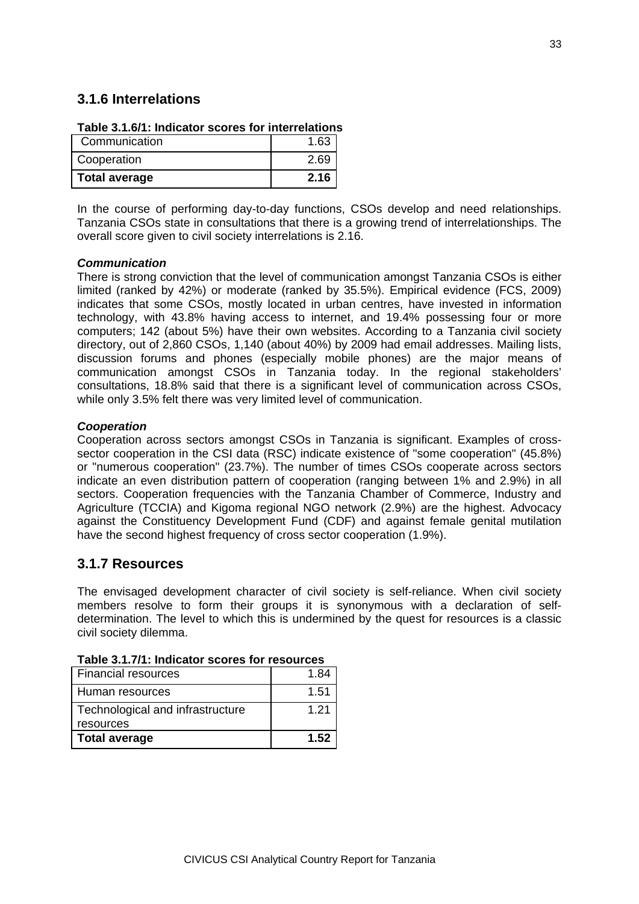## 3.1.6 Interrelations

**Table 3.1.6/1: Indicator scores for interrelations**

| Communication | 1.63 |
|---|---|
| Cooperation | 2.69 |
| **Total average** | **2.16** |

In the course of performing day-to-day functions, CSOs develop and need relationships. Tanzania CSOs state in consultations that there is a growing trend of interrelationships. The overall score given to civil society interrelations is 2.16.

***Communication***

There is strong conviction that the level of communication amongst Tanzania CSOs is either limited (ranked by 42%) or moderate (ranked by 35.5%). Empirical evidence (FCS, 2009) indicates that some CSOs, mostly located in urban centres, have invested in information technology, with 43.8% having access to internet, and 19.4% possessing four or more computers; 142 (about 5%) have their own websites. According to a Tanzania civil society directory, out of 2,860 CSOs, 1,140 (about 40%) by 2009 had email addresses. Mailing lists, discussion forums and phones (especially mobile phones) are the major means of communication amongst CSOs in Tanzania today. In the regional stakeholders' consultations, 18.8% said that there is a significant level of communication across CSOs, while only 3.5% felt there was very limited level of communication.

***Cooperation***

Cooperation across sectors amongst CSOs in Tanzania is significant. Examples of cross-sector cooperation in the CSI data (RSC) indicate existence of "some cooperation" (45.8%) or "numerous cooperation" (23.7%). The number of times CSOs cooperate across sectors indicate an even distribution pattern of cooperation (ranging between 1% and 2.9%) in all sectors. Cooperation frequencies with the Tanzania Chamber of Commerce, Industry and Agriculture (TCCIA) and Kigoma regional NGO network (2.9%) are the highest. Advocacy against the Constituency Development Fund (CDF) and against female genital mutilation have the second highest frequency of cross sector cooperation (1.9%).

## 3.1.7 Resources

The envisaged development character of civil society is self-reliance. When civil society members resolve to form their groups it is synonymous with a declaration of self-determination. The level to which this is undermined by the quest for resources is a classic civil society dilemma.

**Table 3.1.7/1: Indicator scores for resources**

| Financial resources | 1.84 |
|---|---|
| Human resources | 1.51 |
| Technological and infrastructure resources | 1.21 |
| **Total average** | **1.52** |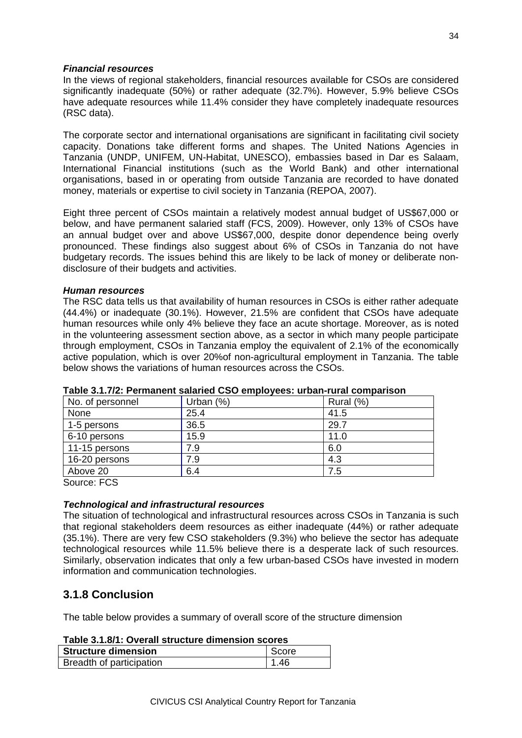***Financial resources***

In the views of regional stakeholders, financial resources available for CSOs are considered significantly inadequate (50%) or rather adequate (32.7%). However, 5.9% believe CSOs have adequate resources while 11.4% consider they have completely inadequate resources (RSC data).

The corporate sector and international organisations are significant in facilitating civil society capacity. Donations take different forms and shapes. The United Nations Agencies in Tanzania (UNDP, UNIFEM, UN-Habitat, UNESCO), embassies based in Dar es Salaam, International Financial institutions (such as the World Bank) and other international organisations, based in or operating from outside Tanzania are recorded to have donated money, materials or expertise to civil society in Tanzania (REPOA, 2007).

Eight three percent of CSOs maintain a relatively modest annual budget of US$67,000 or below, and have permanent salaried staff (FCS, 2009). However, only 13% of CSOs have an annual budget over and above US$67,000, despite donor dependence being overly pronounced. These findings also suggest about 6% of CSOs in Tanzania do not have budgetary records. The issues behind this are likely to be lack of money or deliberate non-disclosure of their budgets and activities.

***Human resources***

The RSC data tells us that availability of human resources in CSOs is either rather adequate (44.4%) or inadequate (30.1%). However, 21.5% are confident that CSOs have adequate human resources while only 4% believe they face an acute shortage. Moreover, as is noted in the volunteering assessment section above, as a sector in which many people participate through employment, CSOs in Tanzania employ the equivalent of 2.1% of the economically active population, which is over 20%of non-agricultural employment in Tanzania. The table below shows the variations of human resources across the CSOs.

**Table 3.1.7/2: Permanent salaried CSO employees: urban-rural comparison**

| No. of personnel | Urban (%) | Rural (%) |
|---|---|---|
| None | 25.4 | 41.5 |
| 1-5 persons | 36.5 | 29.7 |
| 6-10 persons | 15.9 | 11.0 |
| 11-15 persons | 7.9 | 6.0 |
| 16-20 persons | 7.9 | 4.3 |
| Above 20 | 6.4 | 7.5 |

Source: FCS

***Technological and infrastructural resources***

The situation of technological and infrastructural resources across CSOs in Tanzania is such that regional stakeholders deem resources as either inadequate (44%) or rather adequate (35.1%). There are very few CSO stakeholders (9.3%) who believe the sector has adequate technological resources while 11.5% believe there is a desperate lack of such resources. Similarly, observation indicates that only a few urban-based CSOs have invested in modern information and communication technologies.

## 3.1.8 Conclusion

The table below provides a summary of overall score of the structure dimension

**Table 3.1.8/1: Overall structure dimension scores**

| Structure dimension | Score |
|---|---|
| Breadth of participation | 1.46 |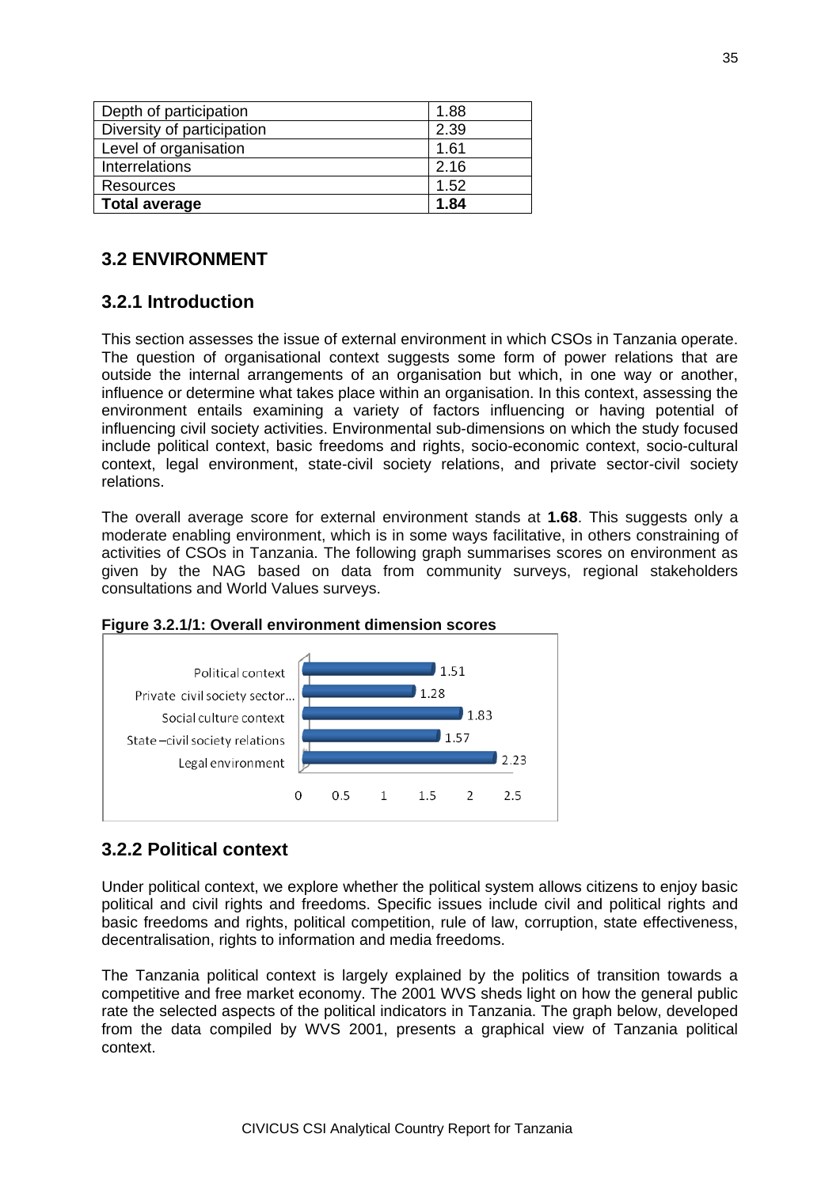| Depth of participation | 1.88 |
|---|---|
| Diversity of participation | 2.39 |
| Level of organisation | 1.61 |
| Interrelations | 2.16 |
| Resources | 1.52 |
| **Total average** | **1.84** |

## 3.2 ENVIRONMENT

### 3.2.1 Introduction

This section assesses the issue of external environment in which CSOs in Tanzania operate. The question of organisational context suggests some form of power relations that are outside the internal arrangements of an organisation but which, in one way or another, influence or determine what takes place within an organisation. In this context, assessing the environment entails examining a variety of factors influencing or having potential of influencing civil society activities. Environmental sub-dimensions on which the study focused include political context, basic freedoms and rights, socio-economic context, socio-cultural context, legal environment, state-civil society relations, and private sector-civil society relations.

The overall average score for external environment stands at **1.68**. This suggests only a moderate enabling environment, which is in some ways facilitative, in others constraining of activities of CSOs in Tanzania. The following graph summarises scores on environment as given by the NAG based on data from community surveys, regional stakeholders consultations and World Values surveys.

**Figure 3.2.1/1: Overall environment dimension scores**

| Sub-dimension | Score |
|---|---|
| Political context | 1.51 |
| Private civil society sector... | 1.28 |
| Social culture context | 1.83 |
| State –civil society relations | 1.57 |
| Legal environment | 2.23 |

### 3.2.2 Political context

Under political context, we explore whether the political system allows citizens to enjoy basic political and civil rights and freedoms. Specific issues include civil and political rights and basic freedoms and rights, political competition, rule of law, corruption, state effectiveness, decentralisation, rights to information and media freedoms.

The Tanzania political context is largely explained by the politics of transition towards a competitive and free market economy. The 2001 WVS sheds light on how the general public rate the selected aspects of the political indicators in Tanzania. The graph below, developed from the data compiled by WVS 2001, presents a graphical view of Tanzania political context.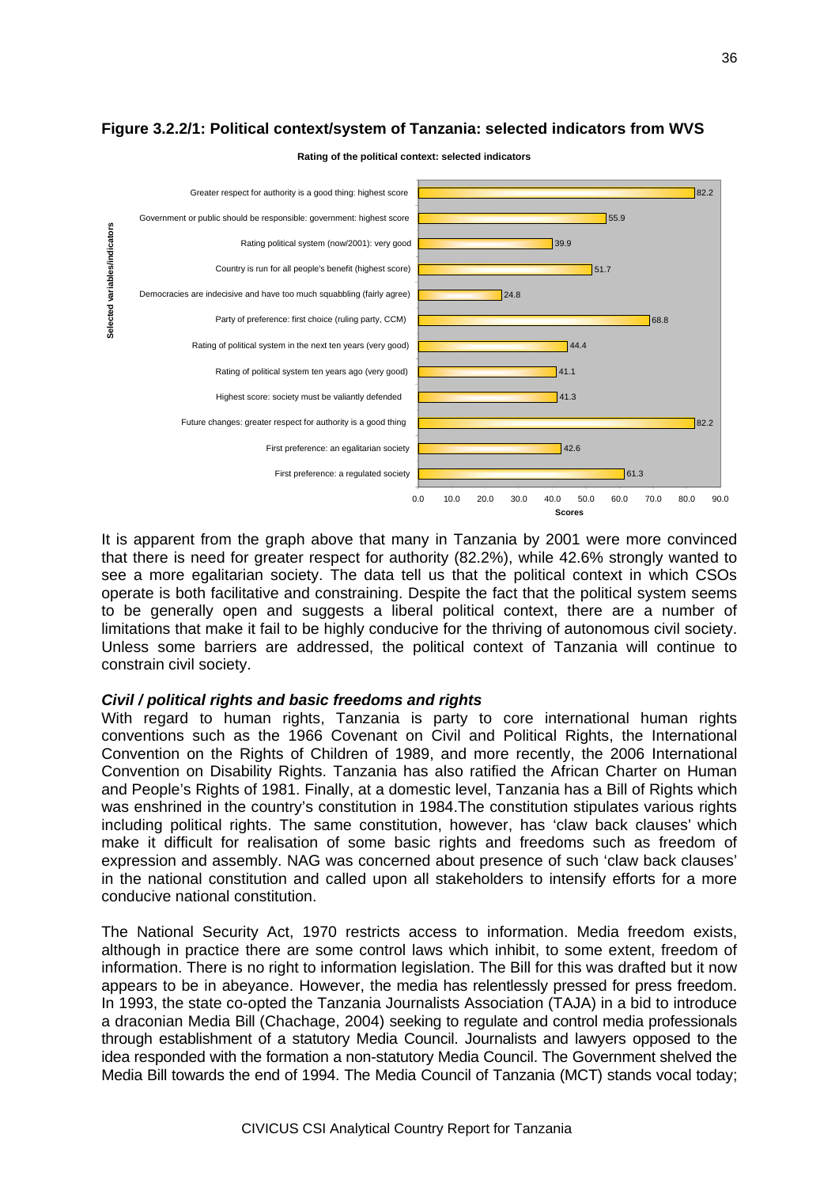**Figure 3.2.2/1: Political context/system of Tanzania: selected indicators from WVS**

**Rating of the political context: selected indicators**

| Selected variables/indicators | Scores |
|---|---|
| Greater respect for authority is a good thing: highest score | 82.2 |
| Government or public should be responsible: government: highest score | 55.9 |
| Rating political system (now/2001): very good | 39.9 |
| Country is run for all people's benefit (highest score) | 51.7 |
| Democracies are indecisive and have too much squabbling (fairly agree) | 24.8 |
| Party of preference: first choice (ruling party, CCM) | 68.8 |
| Rating of political system in the next ten years (very good) | 44.4 |
| Rating of political system ten years ago (very good) | 41.1 |
| Highest score: society must be valiantly defended | 41.3 |
| Future changes: greater respect for authority is a good thing | 82.2 |
| First preference: an egalitarian society | 42.6 |
| First preference: a regulated society | 61.3 |

It is apparent from the graph above that many in Tanzania by 2001 were more convinced that there is need for greater respect for authority (82.2%), while 42.6% strongly wanted to see a more egalitarian society. The data tell us that the political context in which CSOs operate is both facilitative and constraining. Despite the fact that the political system seems to be generally open and suggests a liberal political context, there are a number of limitations that make it fail to be highly conducive for the thriving of autonomous civil society. Unless some barriers are addressed, the political context of Tanzania will continue to constrain civil society.

***Civil / political rights and basic freedoms and rights***

With regard to human rights, Tanzania is party to core international human rights conventions such as the 1966 Covenant on Civil and Political Rights, the International Convention on the Rights of Children of 1989, and more recently, the 2006 International Convention on Disability Rights. Tanzania has also ratified the African Charter on Human and People's Rights of 1981. Finally, at a domestic level, Tanzania has a Bill of Rights which was enshrined in the country's constitution in 1984.The constitution stipulates various rights including political rights. The same constitution, however, has 'claw back clauses' which make it difficult for realisation of some basic rights and freedoms such as freedom of expression and assembly. NAG was concerned about presence of such 'claw back clauses' in the national constitution and called upon all stakeholders to intensify efforts for a more conducive national constitution.

The National Security Act, 1970 restricts access to information. Media freedom exists, although in practice there are some control laws which inhibit, to some extent, freedom of information. There is no right to information legislation. The Bill for this was drafted but it now appears to be in abeyance. However, the media has relentlessly pressed for press freedom. In 1993, the state co-opted the Tanzania Journalists Association (TAJA) in a bid to introduce a draconian Media Bill (Chachage, 2004) seeking to regulate and control media professionals through establishment of a statutory Media Council. Journalists and lawyers opposed to the idea responded with the formation a non-statutory Media Council. The Government shelved the Media Bill towards the end of 1994. The Media Council of Tanzania (MCT) stands vocal today;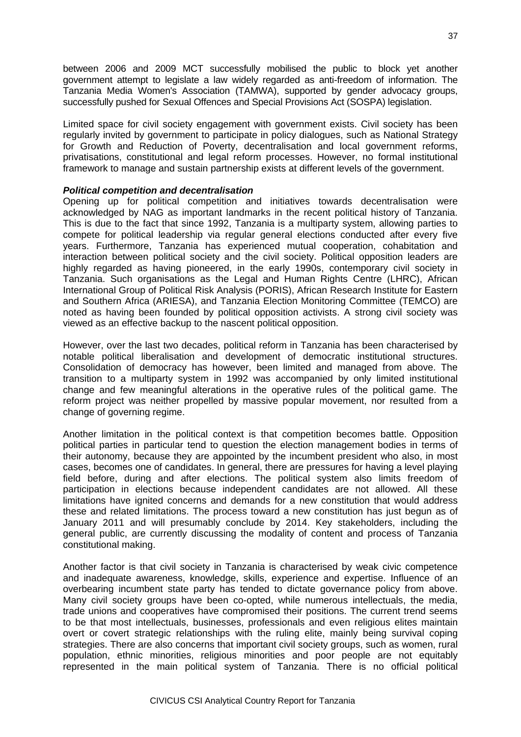between 2006 and 2009 MCT successfully mobilised the public to block yet another government attempt to legislate a law widely regarded as anti-freedom of information. The Tanzania Media Women's Association (TAMWA), supported by gender advocacy groups, successfully pushed for Sexual Offences and Special Provisions Act (SOSPA) legislation.

Limited space for civil society engagement with government exists. Civil society has been regularly invited by government to participate in policy dialogues, such as National Strategy for Growth and Reduction of Poverty, decentralisation and local government reforms, privatisations, constitutional and legal reform processes. However, no formal institutional framework to manage and sustain partnership exists at different levels of the government.

***Political competition and decentralisation***

Opening up for political competition and initiatives towards decentralisation were acknowledged by NAG as important landmarks in the recent political history of Tanzania. This is due to the fact that since 1992, Tanzania is a multiparty system, allowing parties to compete for political leadership via regular general elections conducted after every five years. Furthermore, Tanzania has experienced mutual cooperation, cohabitation and interaction between political society and the civil society. Political opposition leaders are highly regarded as having pioneered, in the early 1990s, contemporary civil society in Tanzania. Such organisations as the Legal and Human Rights Centre (LHRC), African International Group of Political Risk Analysis (PORIS), African Research Institute for Eastern and Southern Africa (ARIESA), and Tanzania Election Monitoring Committee (TEMCO) are noted as having been founded by political opposition activists. A strong civil society was viewed as an effective backup to the nascent political opposition.

However, over the last two decades, political reform in Tanzania has been characterised by notable political liberalisation and development of democratic institutional structures. Consolidation of democracy has however, been limited and managed from above. The transition to a multiparty system in 1992 was accompanied by only limited institutional change and few meaningful alterations in the operative rules of the political game. The reform project was neither propelled by massive popular movement, nor resulted from a change of governing regime.

Another limitation in the political context is that competition becomes battle. Opposition political parties in particular tend to question the election management bodies in terms of their autonomy, because they are appointed by the incumbent president who also, in most cases, becomes one of candidates. In general, there are pressures for having a level playing field before, during and after elections. The political system also limits freedom of participation in elections because independent candidates are not allowed. All these limitations have ignited concerns and demands for a new constitution that would address these and related limitations. The process toward a new constitution has just begun as of January 2011 and will presumably conclude by 2014. Key stakeholders, including the general public, are currently discussing the modality of content and process of Tanzania constitutional making.

Another factor is that civil society in Tanzania is characterised by weak civic competence and inadequate awareness, knowledge, skills, experience and expertise. Influence of an overbearing incumbent state party has tended to dictate governance policy from above. Many civil society groups have been co-opted, while numerous intellectuals, the media, trade unions and cooperatives have compromised their positions. The current trend seems to be that most intellectuals, businesses, professionals and even religious elites maintain overt or covert strategic relationships with the ruling elite, mainly being survival coping strategies. There are also concerns that important civil society groups, such as women, rural population, ethnic minorities, religious minorities and poor people are not equitably represented in the main political system of Tanzania. There is no official political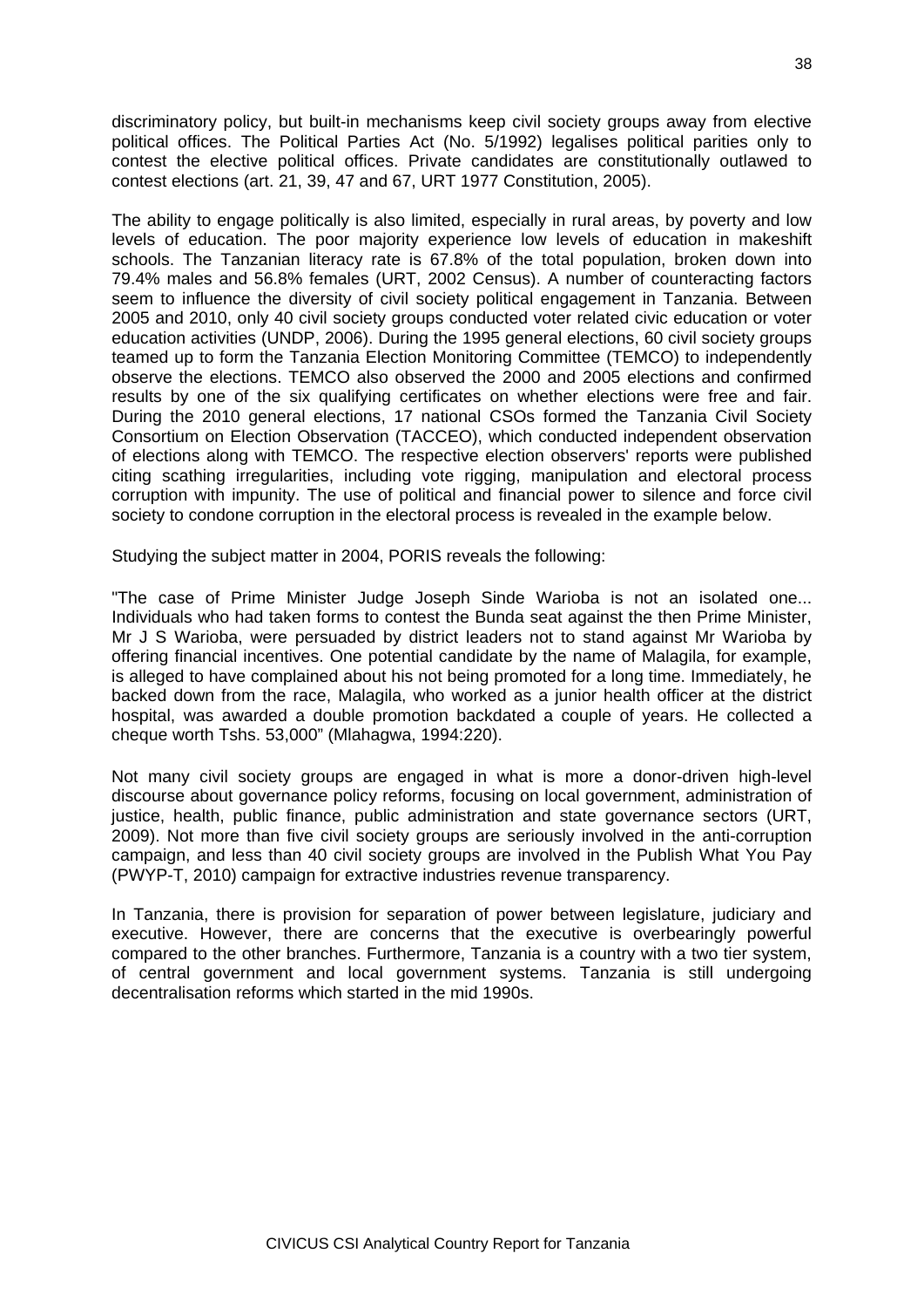discriminatory policy, but built-in mechanisms keep civil society groups away from elective political offices. The Political Parties Act (No. 5/1992) legalises political parities only to contest the elective political offices. Private candidates are constitutionally outlawed to contest elections (art. 21, 39, 47 and 67, URT 1977 Constitution, 2005).

The ability to engage politically is also limited, especially in rural areas, by poverty and low levels of education. The poor majority experience low levels of education in makeshift schools. The Tanzanian literacy rate is 67.8% of the total population, broken down into 79.4% males and 56.8% females (URT, 2002 Census). A number of counteracting factors seem to influence the diversity of civil society political engagement in Tanzania. Between 2005 and 2010, only 40 civil society groups conducted voter related civic education or voter education activities (UNDP, 2006). During the 1995 general elections, 60 civil society groups teamed up to form the Tanzania Election Monitoring Committee (TEMCO) to independently observe the elections. TEMCO also observed the 2000 and 2005 elections and confirmed results by one of the six qualifying certificates on whether elections were free and fair. During the 2010 general elections, 17 national CSOs formed the Tanzania Civil Society Consortium on Election Observation (TACCEO), which conducted independent observation of elections along with TEMCO. The respective election observers' reports were published citing scathing irregularities, including vote rigging, manipulation and electoral process corruption with impunity. The use of political and financial power to silence and force civil society to condone corruption in the electoral process is revealed in the example below.

Studying the subject matter in 2004, PORIS reveals the following:

"The case of Prime Minister Judge Joseph Sinde Warioba is not an isolated one... Individuals who had taken forms to contest the Bunda seat against the then Prime Minister, Mr J S Warioba, were persuaded by district leaders not to stand against Mr Warioba by offering financial incentives. One potential candidate by the name of Malagila, for example, is alleged to have complained about his not being promoted for a long time. Immediately, he backed down from the race, Malagila, who worked as a junior health officer at the district hospital, was awarded a double promotion backdated a couple of years. He collected a cheque worth Tshs. 53,000" (Mlahagwa, 1994:220).

Not many civil society groups are engaged in what is more a donor-driven high-level discourse about governance policy reforms, focusing on local government, administration of justice, health, public finance, public administration and state governance sectors (URT, 2009). Not more than five civil society groups are seriously involved in the anti-corruption campaign, and less than 40 civil society groups are involved in the Publish What You Pay (PWYP-T, 2010) campaign for extractive industries revenue transparency.

In Tanzania, there is provision for separation of power between legislature, judiciary and executive. However, there are concerns that the executive is overbearingly powerful compared to the other branches. Furthermore, Tanzania is a country with a two tier system, of central government and local government systems. Tanzania is still undergoing decentralisation reforms which started in the mid 1990s.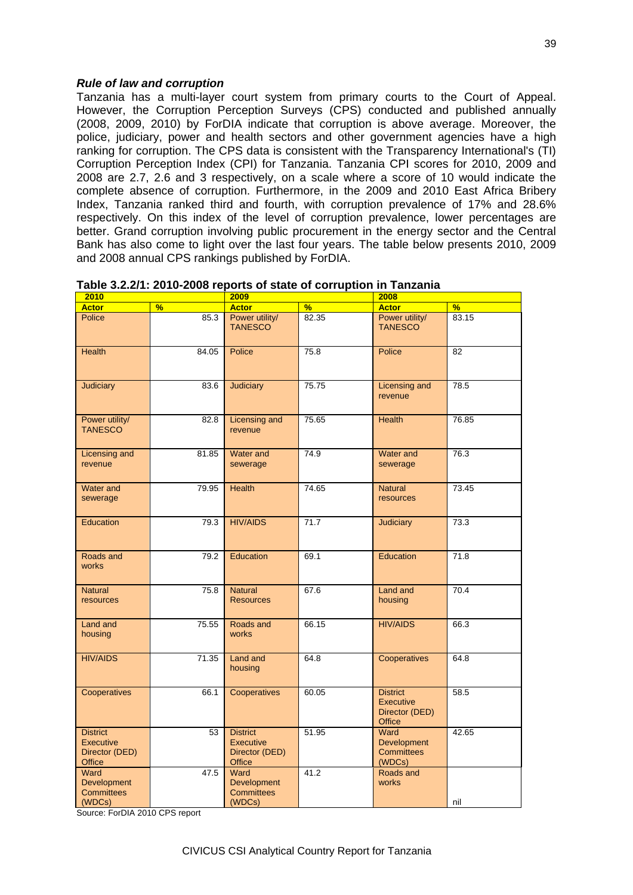### *Rule of law and corruption*

Tanzania has a multi-layer court system from primary courts to the Court of Appeal. However, the Corruption Perception Surveys (CPS) conducted and published annually (2008, 2009, 2010) by ForDIA indicate that corruption is above average. Moreover, the police, judiciary, power and health sectors and other government agencies have a high ranking for corruption. The CPS data is consistent with the Transparency International's (TI) Corruption Perception Index (CPI) for Tanzania. Tanzania CPI scores for 2010, 2009 and 2008 are 2.7, 2.6 and 3 respectively, on a scale where a score of 10 would indicate the complete absence of corruption. Furthermore, in the 2009 and 2010 East Africa Bribery Index, Tanzania ranked third and fourth, with corruption prevalence of 17% and 28.6% respectively. On this index of the level of corruption prevalence, lower percentages are better. Grand corruption involving public procurement in the energy sector and the Central Bank has also come to light over the last four years. The table below presents 2010, 2009 and 2008 annual CPS rankings published by ForDIA.

**Table 3.2.2/1: 2010-2008 reports of state of corruption in Tanzania**

| 2010 | | 2009 | | 2008 | |
|---|---|---|---|---|---|
| **Actor** | **%** | **Actor** | **%** | **Actor** | **%** |
| Police | 85.3 | Power utility/ TANESCO | 82.35 | Power utility/ TANESCO | 83.15 |
| Health | 84.05 | Police | 75.8 | Police | 82 |
| Judiciary | 83.6 | Judiciary | 75.75 | Licensing and revenue | 78.5 |
| Power utility/ TANESCO | 82.8 | Licensing and revenue | 75.65 | Health | 76.85 |
| Licensing and revenue | 81.85 | Water and sewerage | 74.9 | Water and sewerage | 76.3 |
| Water and sewerage | 79.95 | Health | 74.65 | Natural resources | 73.45 |
| Education | 79.3 | HIV/AIDS | 71.7 | Judiciary | 73.3 |
| Roads and works | 79.2 | Education | 69.1 | Education | 71.8 |
| Natural resources | 75.8 | Natural Resources | 67.6 | Land and housing | 70.4 |
| Land and housing | 75.55 | Roads and works | 66.15 | HIV/AIDS | 66.3 |
| HIV/AIDS | 71.35 | Land and housing | 64.8 | Cooperatives | 64.8 |
| Cooperatives | 66.1 | Cooperatives | 60.05 | District Executive Director (DED) Office | 58.5 |
| District Executive Director (DED) Office | 53 | District Executive Director (DED) Office | 51.95 | Ward Development Committees (WDCs) | 42.65 |
| Ward Development Committees (WDCs) | 47.5 | Ward Development Committees (WDCs) | 41.2 | Roads and works | nil |

Source: ForDIA 2010 CPS report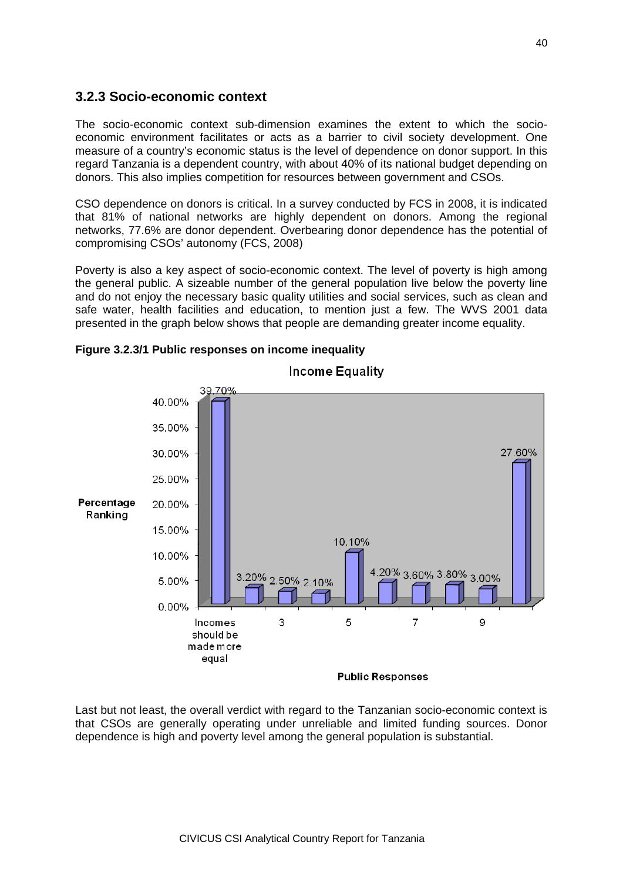### 3.2.3 Socio-economic context

The socio-economic context sub-dimension examines the extent to which the socio-economic environment facilitates or acts as a barrier to civil society development. One measure of a country's economic status is the level of dependence on donor support. In this regard Tanzania is a dependent country, with about 40% of its national budget depending on donors. This also implies competition for resources between government and CSOs.

CSO dependence on donors is critical. In a survey conducted by FCS in 2008, it is indicated that 81% of national networks are highly dependent on donors. Among the regional networks, 77.6% are donor dependent. Overbearing donor dependence has the potential of compromising CSOs' autonomy (FCS, 2008)

Poverty is also a key aspect of socio-economic context. The level of poverty is high among the general public. A sizeable number of the general population live below the poverty line and do not enjoy the necessary basic quality utilities and social services, such as clean and safe water, health facilities and education, to mention just a few. The WVS 2001 data presented in the graph below shows that people are demanding greater income equality.

**Figure 3.2.3/1 Public responses on income inequality**

Income Equality

| Public Responses | Percentage Ranking |
|---|---|
| Incomes should be made more equal | 39.70% |
| 2 | 3.20% |
| 3 | 2.50% |
| 4 | 2.10% |
| 5 | 10.10% |
| 6 | 4.20% |
| 7 | 3.60% |
| 8 | 3.80% |
| 9 | 3.00% |
| 10 | 27.60% |

Last but not least, the overall verdict with regard to the Tanzanian socio-economic context is that CSOs are generally operating under unreliable and limited funding sources. Donor dependence is high and poverty level among the general population is substantial.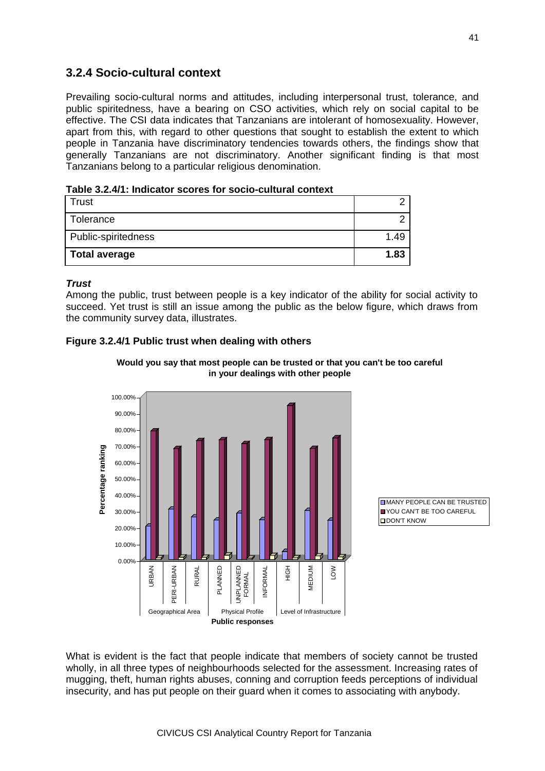## 3.2.4 Socio-cultural context

Prevailing socio-cultural norms and attitudes, including interpersonal trust, tolerance, and public spiritedness, have a bearing on CSO activities, which rely on social capital to be effective. The CSI data indicates that Tanzanians are intolerant of homosexuality. However, apart from this, with regard to other questions that sought to establish the extent to which people in Tanzania have discriminatory tendencies towards others, the findings show that generally Tanzanians are not discriminatory. Another significant finding is that most Tanzanians belong to a particular religious denomination.

**Table 3.2.4/1: Indicator scores for socio-cultural context**

| | |
|---|---|
| Trust | 2 |
| Tolerance | 2 |
| Public-spiritedness | 1.49 |
| **Total average** | **1.83** |

***Trust***

Among the public, trust between people is a key indicator of the ability for social activity to succeed. Yet trust is still an issue among the public as the below figure, which draws from the community survey data, illustrates.

**Figure 3.2.4/1 Public trust when dealing with others**

**Would you say that most people can be trusted or that you can't be too careful in your dealings with other people**

What is evident is the fact that people indicate that members of society cannot be trusted wholly, in all three types of neighbourhoods selected for the assessment. Increasing rates of mugging, theft, human rights abuses, conning and corruption feeds perceptions of individual insecurity, and has put people on their guard when it comes to associating with anybody.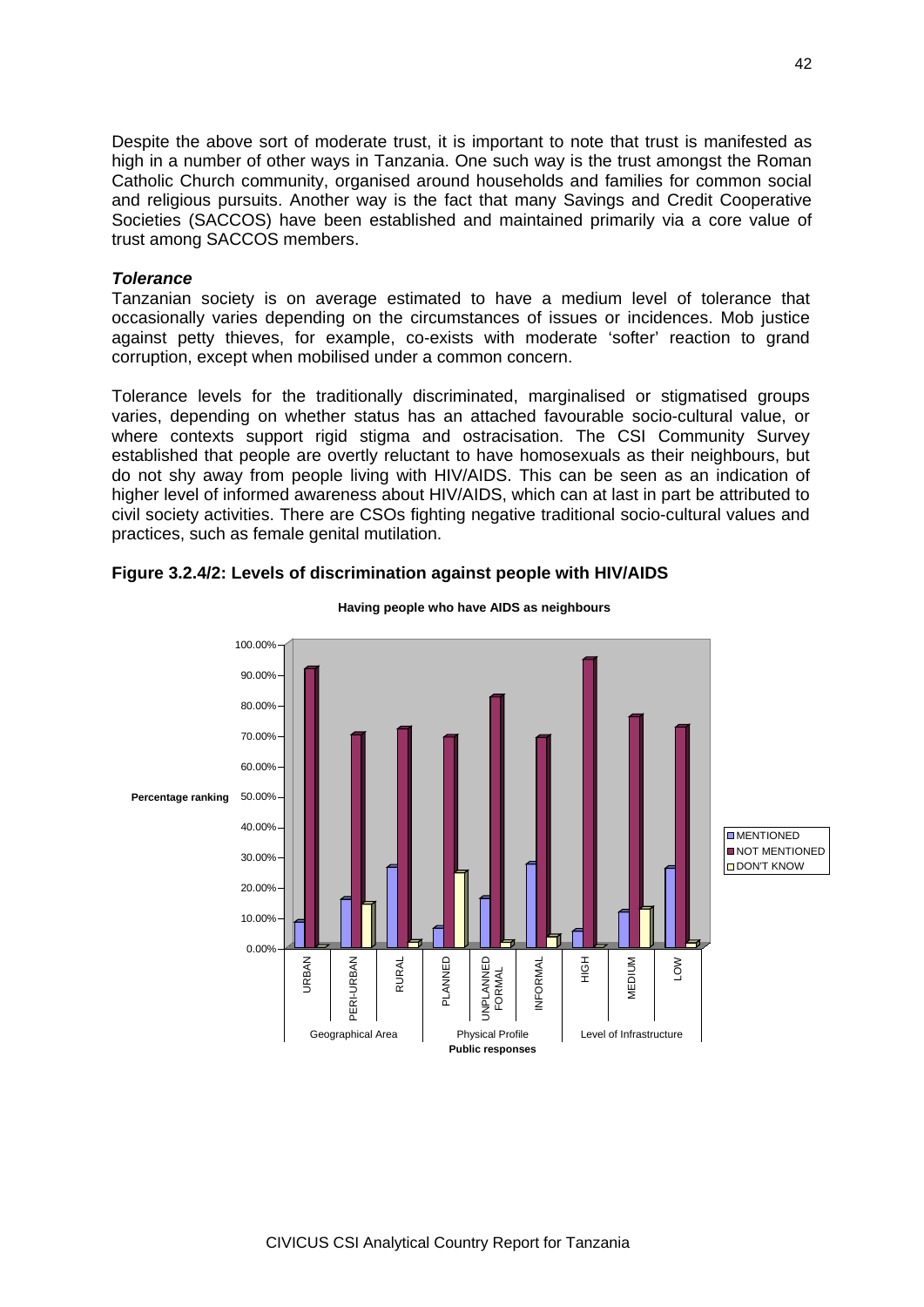Despite the above sort of moderate trust, it is important to note that trust is manifested as high in a number of other ways in Tanzania. One such way is the trust amongst the Roman Catholic Church community, organised around households and families for common social and religious pursuits. Another way is the fact that many Savings and Credit Cooperative Societies (SACCOS) have been established and maintained primarily via a core value of trust among SACCOS members.

***Tolerance***

Tanzanian society is on average estimated to have a medium level of tolerance that occasionally varies depending on the circumstances of issues or incidences. Mob justice against petty thieves, for example, co-exists with moderate 'softer' reaction to grand corruption, except when mobilised under a common concern.

Tolerance levels for the traditionally discriminated, marginalised or stigmatised groups varies, depending on whether status has an attached favourable socio-cultural value, or where contexts support rigid stigma and ostracisation. The CSI Community Survey established that people are overtly reluctant to have homosexuals as their neighbours, but do not shy away from people living with HIV/AIDS. This can be seen as an indication of higher level of informed awareness about HIV/AIDS, which can at last in part be attributed to civil society activities. There are CSOs fighting negative traditional socio-cultural values and practices, such as female genital mutilation.

**Figure 3.2.4/2: Levels of discrimination against people with HIV/AIDS**

**Having people who have AIDS as neighbours**

Percentage ranking: 0.00% – 100.00%

Legend: MENTIONED, NOT MENTIONED, DON'T KNOW

Public responses — Geographical Area: URBAN, PERI-URBAN, RURAL; Physical Profile: PLANNED, UNPLANNED FORMAL, INFORMAL; Level of Infrastructure: HIGH, MEDIUM, LOW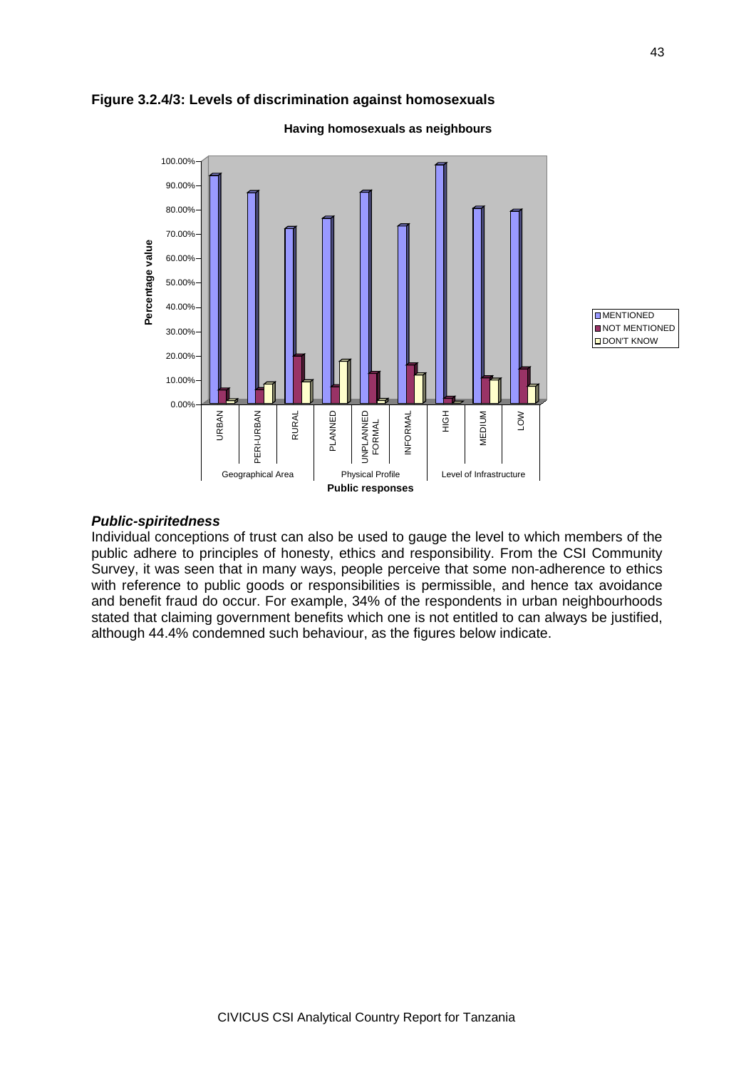**Figure 3.2.4/3: Levels of discrimination against homosexuals**

**Having homosexuals as neighbours**

| | | MENTIONED | NOT MENTIONED | DON'T KNOW |
|---|---|---|---|---|
| Geographical Area | URBAN | ~94% | ~6% | ~1% |
| | PERI-URBAN | ~87% | ~6% | ~8% |
| | RURAL | ~72% | ~20% | ~9% |
| Physical Profile | PLANNED | ~76% | ~7% | ~17% |
| | UNPLANNED FORMAL | ~87% | ~13% | ~1% |
| | INFORMAL | ~73% | ~16% | ~12% |
| Level of Infrastructure | HIGH | ~98% | ~2% | ~0% |
| | MEDIUM | ~80% | ~11% | ~10% |
| | LOW | ~79% | ~14% | ~7% |

Y-axis: Percentage value; X-axis: Public responses

### *Public-spiritedness*

Individual conceptions of trust can also be used to gauge the level to which members of the public adhere to principles of honesty, ethics and responsibility. From the CSI Community Survey, it was seen that in many ways, people perceive that some non-adherence to ethics with reference to public goods or responsibilities is permissible, and hence tax avoidance and benefit fraud do occur. For example, 34% of the respondents in urban neighbourhoods stated that claiming government benefits which one is not entitled to can always be justified, although 44.4% condemned such behaviour, as the figures below indicate.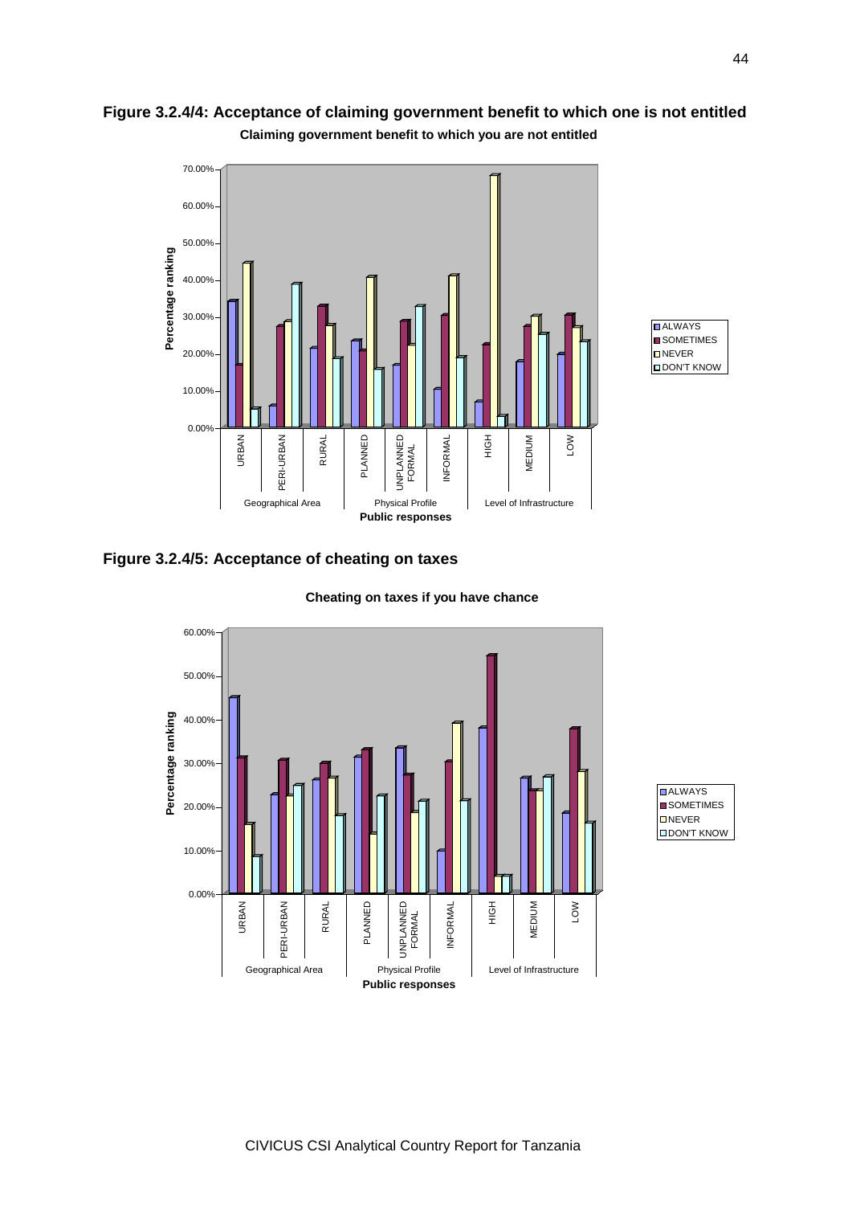**Figure 3.2.4/4: Acceptance of claiming government benefit to which one is not entitled**

**Claiming government benefit to which you are not entitled**

**Figure 3.2.4/5: Acceptance of cheating on taxes**

**Cheating on taxes if you have chance**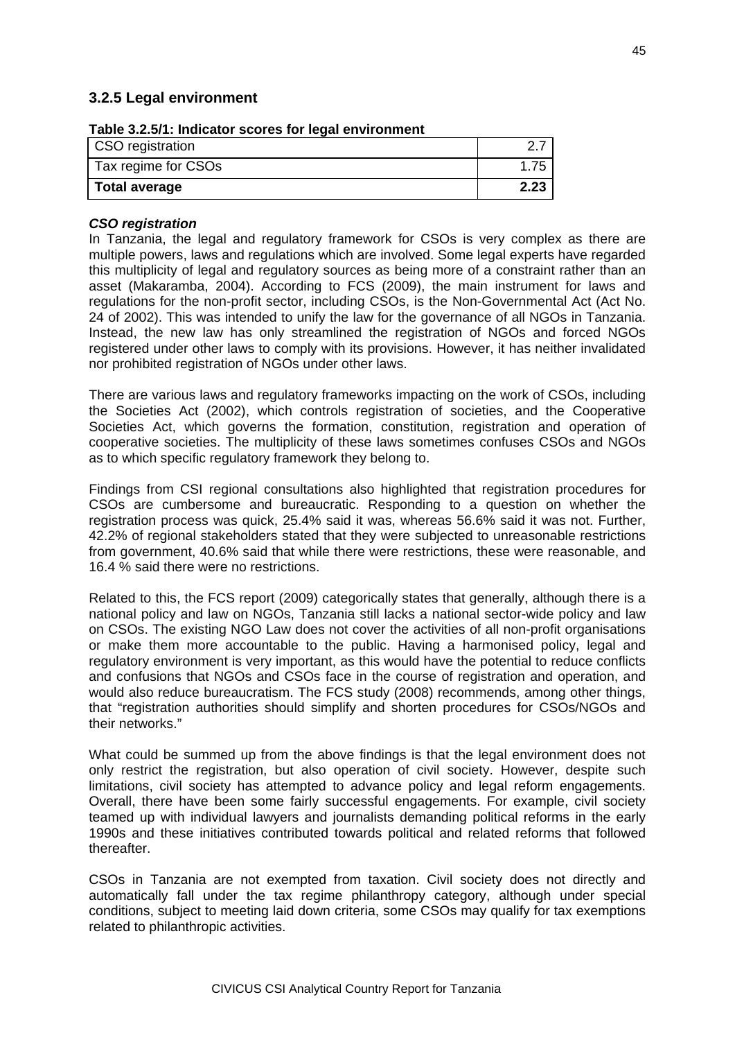### 3.2.5 Legal environment

**Table 3.2.5/1: Indicator scores for legal environment**

| | |
|---|---|
| CSO registration | 2.7 |
| Tax regime for CSOs | 1.75 |
| **Total average** | **2.23** |

***CSO registration***

In Tanzania, the legal and regulatory framework for CSOs is very complex as there are multiple powers, laws and regulations which are involved. Some legal experts have regarded this multiplicity of legal and regulatory sources as being more of a constraint rather than an asset (Makaramba, 2004). According to FCS (2009), the main instrument for laws and regulations for the non-profit sector, including CSOs, is the Non-Governmental Act (Act No. 24 of 2002). This was intended to unify the law for the governance of all NGOs in Tanzania. Instead, the new law has only streamlined the registration of NGOs and forced NGOs registered under other laws to comply with its provisions. However, it has neither invalidated nor prohibited registration of NGOs under other laws.

There are various laws and regulatory frameworks impacting on the work of CSOs, including the Societies Act (2002), which controls registration of societies, and the Cooperative Societies Act, which governs the formation, constitution, registration and operation of cooperative societies. The multiplicity of these laws sometimes confuses CSOs and NGOs as to which specific regulatory framework they belong to.

Findings from CSI regional consultations also highlighted that registration procedures for CSOs are cumbersome and bureaucratic. Responding to a question on whether the registration process was quick, 25.4% said it was, whereas 56.6% said it was not. Further, 42.2% of regional stakeholders stated that they were subjected to unreasonable restrictions from government, 40.6% said that while there were restrictions, these were reasonable, and 16.4 % said there were no restrictions.

Related to this, the FCS report (2009) categorically states that generally, although there is a national policy and law on NGOs, Tanzania still lacks a national sector-wide policy and law on CSOs. The existing NGO Law does not cover the activities of all non-profit organisations or make them more accountable to the public. Having a harmonised policy, legal and regulatory environment is very important, as this would have the potential to reduce conflicts and confusions that NGOs and CSOs face in the course of registration and operation, and would also reduce bureaucratism. The FCS study (2008) recommends, among other things, that "registration authorities should simplify and shorten procedures for CSOs/NGOs and their networks."

What could be summed up from the above findings is that the legal environment does not only restrict the registration, but also operation of civil society. However, despite such limitations, civil society has attempted to advance policy and legal reform engagements. Overall, there have been some fairly successful engagements. For example, civil society teamed up with individual lawyers and journalists demanding political reforms in the early 1990s and these initiatives contributed towards political and related reforms that followed thereafter.

CSOs in Tanzania are not exempted from taxation. Civil society does not directly and automatically fall under the tax regime philanthropy category, although under special conditions, subject to meeting laid down criteria, some CSOs may qualify for tax exemptions related to philanthropic activities.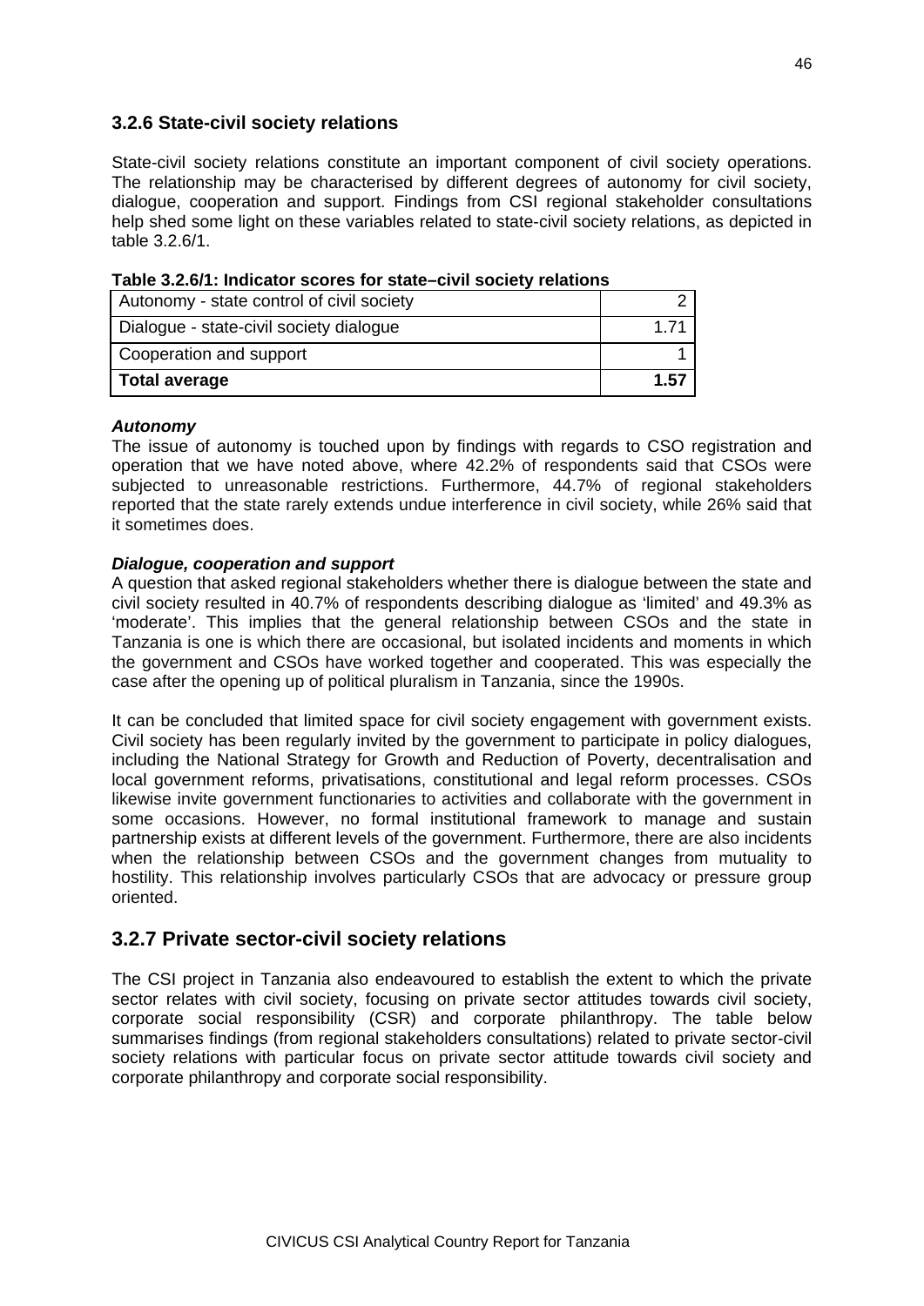### 3.2.6 State-civil society relations

State-civil society relations constitute an important component of civil society operations. The relationship may be characterised by different degrees of autonomy for civil society, dialogue, cooperation and support. Findings from CSI regional stakeholder consultations help shed some light on these variables related to state-civil society relations, as depicted in table 3.2.6/1.

**Table 3.2.6/1: Indicator scores for state–civil society relations**

| | |
|---|---|
| Autonomy - state control of civil society | 2 |
| Dialogue - state-civil society dialogue | 1.71 |
| Cooperation and support | 1 |
| **Total average** | **1.57** |

***Autonomy***

The issue of autonomy is touched upon by findings with regards to CSO registration and operation that we have noted above, where 42.2% of respondents said that CSOs were subjected to unreasonable restrictions. Furthermore, 44.7% of regional stakeholders reported that the state rarely extends undue interference in civil society, while 26% said that it sometimes does.

***Dialogue, cooperation and support***

A question that asked regional stakeholders whether there is dialogue between the state and civil society resulted in 40.7% of respondents describing dialogue as 'limited' and 49.3% as 'moderate'. This implies that the general relationship between CSOs and the state in Tanzania is one is which there are occasional, but isolated incidents and moments in which the government and CSOs have worked together and cooperated. This was especially the case after the opening up of political pluralism in Tanzania, since the 1990s.

It can be concluded that limited space for civil society engagement with government exists. Civil society has been regularly invited by the government to participate in policy dialogues, including the National Strategy for Growth and Reduction of Poverty, decentralisation and local government reforms, privatisations, constitutional and legal reform processes. CSOs likewise invite government functionaries to activities and collaborate with the government in some occasions. However, no formal institutional framework to manage and sustain partnership exists at different levels of the government. Furthermore, there are also incidents when the relationship between CSOs and the government changes from mutuality to hostility. This relationship involves particularly CSOs that are advocacy or pressure group oriented.

## 3.2.7 Private sector-civil society relations

The CSI project in Tanzania also endeavoured to establish the extent to which the private sector relates with civil society, focusing on private sector attitudes towards civil society, corporate social responsibility (CSR) and corporate philanthropy. The table below summarises findings (from regional stakeholders consultations) related to private sector-civil society relations with particular focus on private sector attitude towards civil society and corporate philanthropy and corporate social responsibility.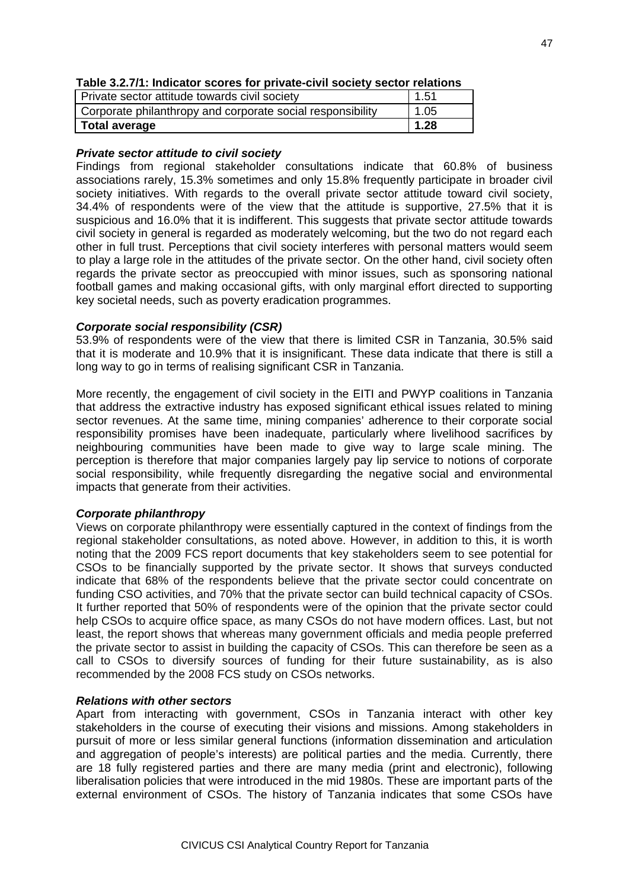**Table 3.2.7/1: Indicator scores for private-civil society sector relations**

| | |
|---|---|
| Private sector attitude towards civil society | 1.51 |
| Corporate philanthropy and corporate social responsibility | 1.05 |
| **Total average** | **1.28** |

***Private sector attitude to civil society***

Findings from regional stakeholder consultations indicate that 60.8% of business associations rarely, 15.3% sometimes and only 15.8% frequently participate in broader civil society initiatives. With regards to the overall private sector attitude toward civil society, 34.4% of respondents were of the view that the attitude is supportive, 27.5% that it is suspicious and 16.0% that it is indifferent. This suggests that private sector attitude towards civil society in general is regarded as moderately welcoming, but the two do not regard each other in full trust. Perceptions that civil society interferes with personal matters would seem to play a large role in the attitudes of the private sector. On the other hand, civil society often regards the private sector as preoccupied with minor issues, such as sponsoring national football games and making occasional gifts, with only marginal effort directed to supporting key societal needs, such as poverty eradication programmes.

***Corporate social responsibility (CSR)***

53.9% of respondents were of the view that there is limited CSR in Tanzania, 30.5% said that it is moderate and 10.9% that it is insignificant. These data indicate that there is still a long way to go in terms of realising significant CSR in Tanzania.

More recently, the engagement of civil society in the EITI and PWYP coalitions in Tanzania that address the extractive industry has exposed significant ethical issues related to mining sector revenues. At the same time, mining companies' adherence to their corporate social responsibility promises have been inadequate, particularly where livelihood sacrifices by neighbouring communities have been made to give way to large scale mining. The perception is therefore that major companies largely pay lip service to notions of corporate social responsibility, while frequently disregarding the negative social and environmental impacts that generate from their activities.

***Corporate philanthropy***

Views on corporate philanthropy were essentially captured in the context of findings from the regional stakeholder consultations, as noted above. However, in addition to this, it is worth noting that the 2009 FCS report documents that key stakeholders seem to see potential for CSOs to be financially supported by the private sector. It shows that surveys conducted indicate that 68% of the respondents believe that the private sector could concentrate on funding CSO activities, and 70% that the private sector can build technical capacity of CSOs. It further reported that 50% of respondents were of the opinion that the private sector could help CSOs to acquire office space, as many CSOs do not have modern offices. Last, but not least, the report shows that whereas many government officials and media people preferred the private sector to assist in building the capacity of CSOs. This can therefore be seen as a call to CSOs to diversify sources of funding for their future sustainability, as is also recommended by the 2008 FCS study on CSOs networks.

***Relations with other sectors***

Apart from interacting with government, CSOs in Tanzania interact with other key stakeholders in the course of executing their visions and missions. Among stakeholders in pursuit of more or less similar general functions (information dissemination and articulation and aggregation of people's interests) are political parties and the media. Currently, there are 18 fully registered parties and there are many media (print and electronic), following liberalisation policies that were introduced in the mid 1980s. These are important parts of the external environment of CSOs. The history of Tanzania indicates that some CSOs have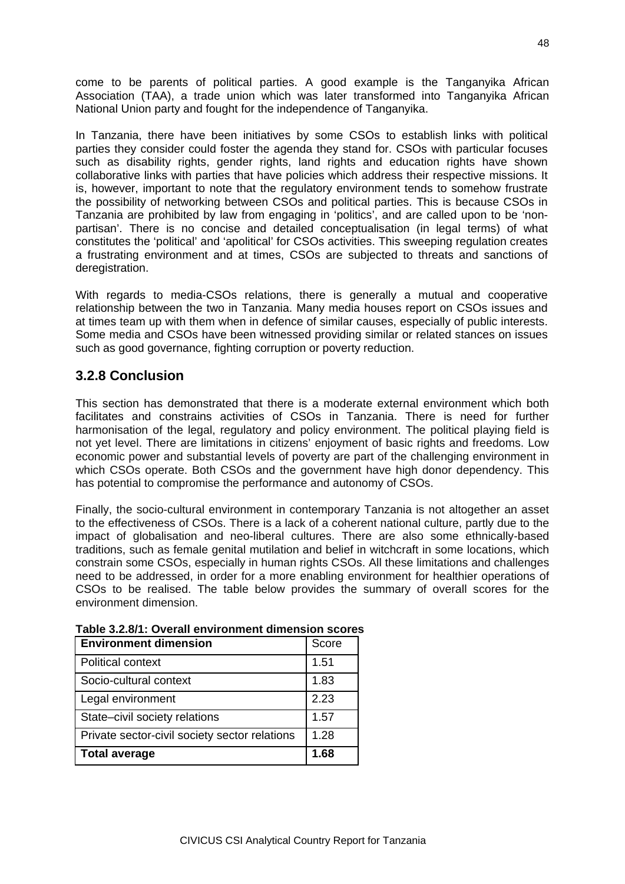come to be parents of political parties. A good example is the Tanganyika African Association (TAA), a trade union which was later transformed into Tanganyika African National Union party and fought for the independence of Tanganyika.

In Tanzania, there have been initiatives by some CSOs to establish links with political parties they consider could foster the agenda they stand for. CSOs with particular focuses such as disability rights, gender rights, land rights and education rights have shown collaborative links with parties that have policies which address their respective missions. It is, however, important to note that the regulatory environment tends to somehow frustrate the possibility of networking between CSOs and political parties. This is because CSOs in Tanzania are prohibited by law from engaging in 'politics', and are called upon to be 'non-partisan'. There is no concise and detailed conceptualisation (in legal terms) of what constitutes the 'political' and 'apolitical' for CSOs activities. This sweeping regulation creates a frustrating environment and at times, CSOs are subjected to threats and sanctions of deregistration.

With regards to media-CSOs relations, there is generally a mutual and cooperative relationship between the two in Tanzania. Many media houses report on CSOs issues and at times team up with them when in defence of similar causes, especially of public interests. Some media and CSOs have been witnessed providing similar or related stances on issues such as good governance, fighting corruption or poverty reduction.

### 3.2.8 Conclusion

This section has demonstrated that there is a moderate external environment which both facilitates and constrains activities of CSOs in Tanzania. There is need for further harmonisation of the legal, regulatory and policy environment. The political playing field is not yet level. There are limitations in citizens' enjoyment of basic rights and freedoms. Low economic power and substantial levels of poverty are part of the challenging environment in which CSOs operate. Both CSOs and the government have high donor dependency. This has potential to compromise the performance and autonomy of CSOs.

Finally, the socio-cultural environment in contemporary Tanzania is not altogether an asset to the effectiveness of CSOs. There is a lack of a coherent national culture, partly due to the impact of globalisation and neo-liberal cultures. There are also some ethnically-based traditions, such as female genital mutilation and belief in witchcraft in some locations, which constrain some CSOs, especially in human rights CSOs. All these limitations and challenges need to be addressed, in order for a more enabling environment for healthier operations of CSOs to be realised. The table below provides the summary of overall scores for the environment dimension.

**Table 3.2.8/1: Overall environment dimension scores**

| **Environment dimension** | Score |
|---|---|
| Political context | 1.51 |
| Socio-cultural context | 1.83 |
| Legal environment | 2.23 |
| State–civil society relations | 1.57 |
| Private sector-civil society sector relations | 1.28 |
| **Total average** | **1.68** |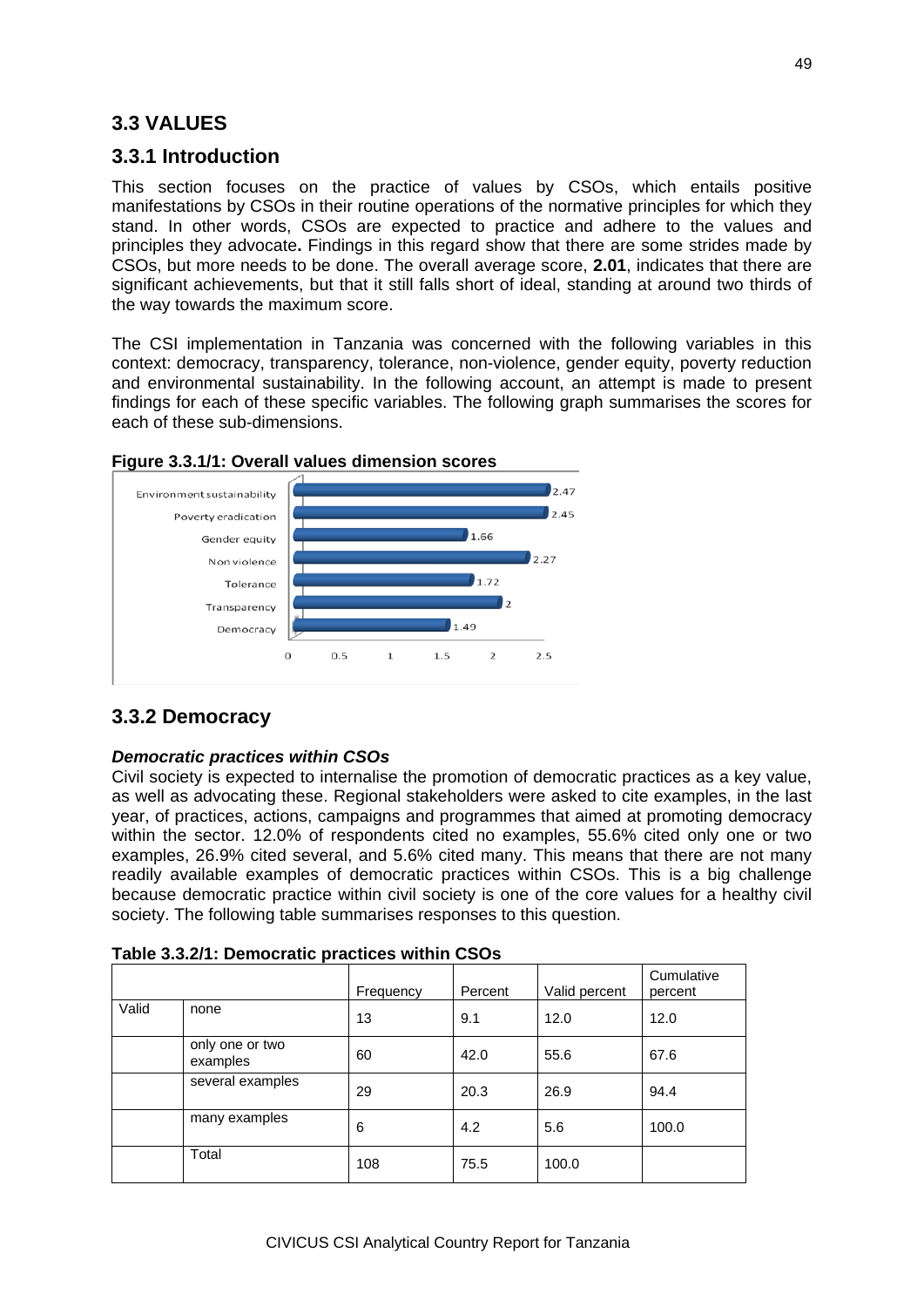## 3.3 VALUES

### 3.3.1 Introduction

This section focuses on the practice of values by CSOs, which entails positive manifestations by CSOs in their routine operations of the normative principles for which they stand. In other words, CSOs are expected to practice and adhere to the values and principles they advocate**.** Findings in this regard show that there are some strides made by CSOs, but more needs to be done. The overall average score, **2.01**, indicates that there are significant achievements, but that it still falls short of ideal, standing at around two thirds of the way towards the maximum score.

The CSI implementation in Tanzania was concerned with the following variables in this context: democracy, transparency, tolerance, non-violence, gender equity, poverty reduction and environmental sustainability. In the following account, an attempt is made to present findings for each of these specific variables. The following graph summarises the scores for each of these sub-dimensions.

**Figure 3.3.1/1: Overall values dimension scores**

| Sub-dimension | Score |
|---|---|
| Environment sustainability | 2.47 |
| Poverty eradication | 2.45 |
| Gender equity | 1.66 |
| Non violence | 2.27 |
| Tolerance | 1.72 |
| Transparency | 2 |
| Democracy | 1.49 |

### 3.3.2 Democracy

***Democratic practices within CSOs***

Civil society is expected to internalise the promotion of democratic practices as a key value, as well as advocating these. Regional stakeholders were asked to cite examples, in the last year, of practices, actions, campaigns and programmes that aimed at promoting democracy within the sector. 12.0% of respondents cited no examples, 55.6% cited only one or two examples, 26.9% cited several, and 5.6% cited many. This means that there are not many readily available examples of democratic practices within CSOs. This is a big challenge because democratic practice within civil society is one of the core values for a healthy civil society. The following table summarises responses to this question.

**Table 3.3.2/1: Democratic practices within CSOs**

| | | Frequency | Percent | Valid percent | Cumulative percent |
|---|---|---|---|---|---|
| Valid | none | 13 | 9.1 | 12.0 | 12.0 |
| | only one or two examples | 60 | 42.0 | 55.6 | 67.6 |
| | several examples | 29 | 20.3 | 26.9 | 94.4 |
| | many examples | 6 | 4.2 | 5.6 | 100.0 |
| | Total | 108 | 75.5 | 100.0 | |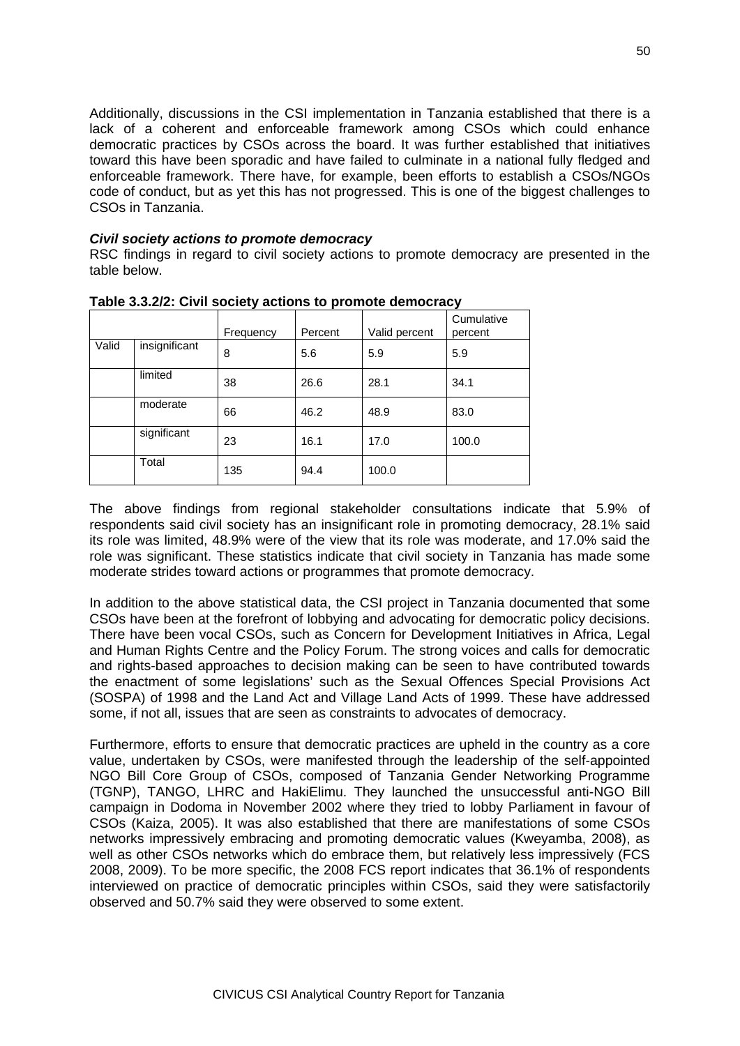Additionally, discussions in the CSI implementation in Tanzania established that there is a lack of a coherent and enforceable framework among CSOs which could enhance democratic practices by CSOs across the board. It was further established that initiatives toward this have been sporadic and have failed to culminate in a national fully fledged and enforceable framework. There have, for example, been efforts to establish a CSOs/NGOs code of conduct, but as yet this has not progressed. This is one of the biggest challenges to CSOs in Tanzania.

***Civil society actions to promote democracy***

RSC findings in regard to civil society actions to promote democracy are presented in the table below.

**Table 3.3.2/2: Civil society actions to promote democracy**

| | | Frequency | Percent | Valid percent | Cumulative percent |
|---|---|---|---|---|---|
| Valid | insignificant | 8 | 5.6 | 5.9 | 5.9 |
| | limited | 38 | 26.6 | 28.1 | 34.1 |
| | moderate | 66 | 46.2 | 48.9 | 83.0 |
| | significant | 23 | 16.1 | 17.0 | 100.0 |
| | Total | 135 | 94.4 | 100.0 | |

The above findings from regional stakeholder consultations indicate that 5.9% of respondents said civil society has an insignificant role in promoting democracy, 28.1% said its role was limited, 48.9% were of the view that its role was moderate, and 17.0% said the role was significant. These statistics indicate that civil society in Tanzania has made some moderate strides toward actions or programmes that promote democracy.

In addition to the above statistical data, the CSI project in Tanzania documented that some CSOs have been at the forefront of lobbying and advocating for democratic policy decisions. There have been vocal CSOs, such as Concern for Development Initiatives in Africa, Legal and Human Rights Centre and the Policy Forum. The strong voices and calls for democratic and rights-based approaches to decision making can be seen to have contributed towards the enactment of some legislations' such as the Sexual Offences Special Provisions Act (SOSPA) of 1998 and the Land Act and Village Land Acts of 1999. These have addressed some, if not all, issues that are seen as constraints to advocates of democracy.

Furthermore, efforts to ensure that democratic practices are upheld in the country as a core value, undertaken by CSOs, were manifested through the leadership of the self-appointed NGO Bill Core Group of CSOs, composed of Tanzania Gender Networking Programme (TGNP), TANGO, LHRC and HakiElimu. They launched the unsuccessful anti-NGO Bill campaign in Dodoma in November 2002 where they tried to lobby Parliament in favour of CSOs (Kaiza, 2005). It was also established that there are manifestations of some CSOs networks impressively embracing and promoting democratic values (Kweyamba, 2008), as well as other CSOs networks which do embrace them, but relatively less impressively (FCS 2008, 2009). To be more specific, the 2008 FCS report indicates that 36.1% of respondents interviewed on practice of democratic principles within CSOs, said they were satisfactorily observed and 50.7% said they were observed to some extent.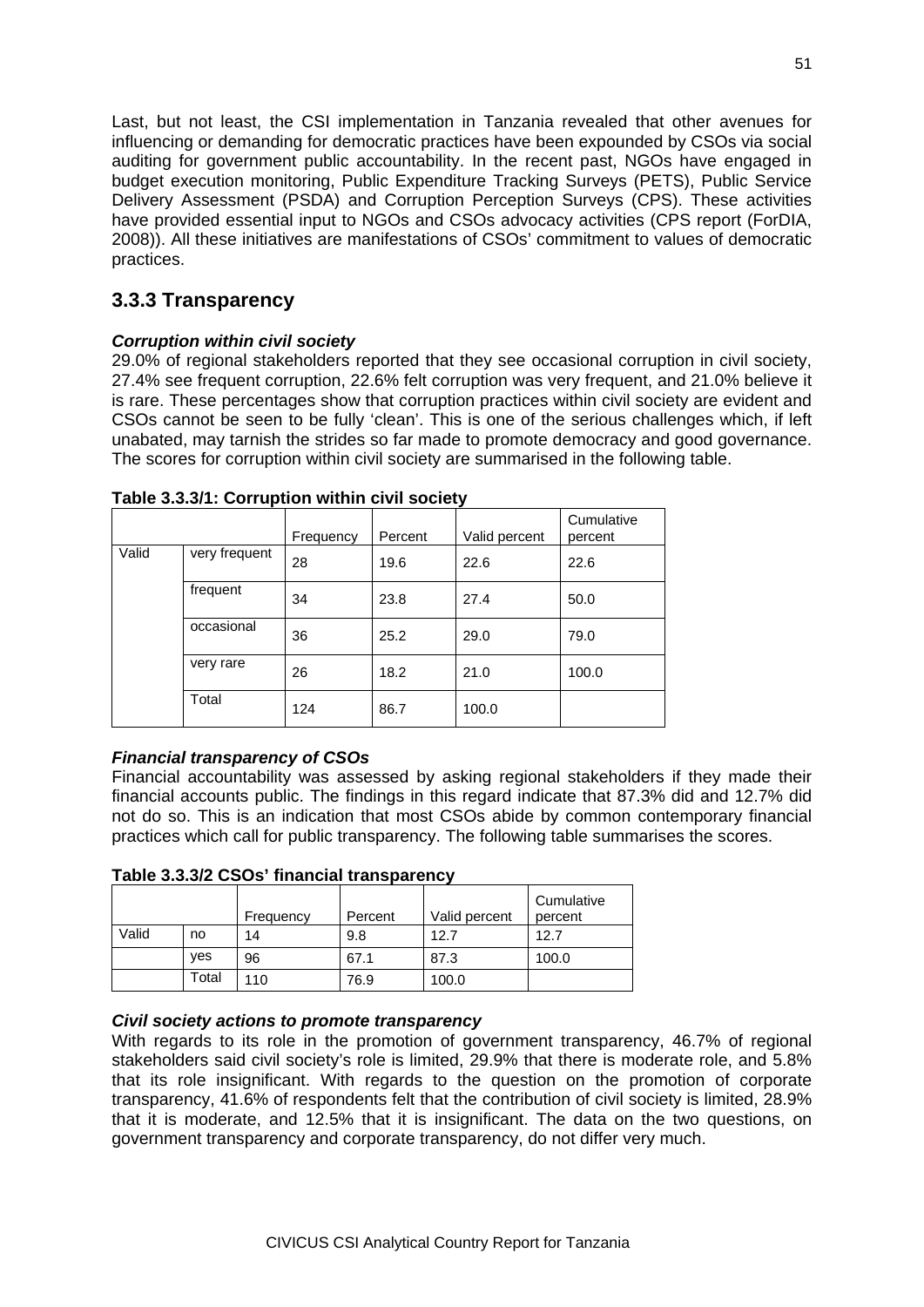Last, but not least, the CSI implementation in Tanzania revealed that other avenues for influencing or demanding for democratic practices have been expounded by CSOs via social auditing for government public accountability. In the recent past, NGOs have engaged in budget execution monitoring, Public Expenditure Tracking Surveys (PETS), Public Service Delivery Assessment (PSDA) and Corruption Perception Surveys (CPS). These activities have provided essential input to NGOs and CSOs advocacy activities (CPS report (ForDIA, 2008)). All these initiatives are manifestations of CSOs' commitment to values of democratic practices.

## 3.3.3 Transparency

***Corruption within civil society***

29.0% of regional stakeholders reported that they see occasional corruption in civil society, 27.4% see frequent corruption, 22.6% felt corruption was very frequent, and 21.0% believe it is rare. These percentages show that corruption practices within civil society are evident and CSOs cannot be seen to be fully 'clean'. This is one of the serious challenges which, if left unabated, may tarnish the strides so far made to promote democracy and good governance. The scores for corruption within civil society are summarised in the following table.

**Table 3.3.3/1: Corruption within civil society**

| | | Frequency | Percent | Valid percent | Cumulative percent |
|---|---|---|---|---|---|
| Valid | very frequent | 28 | 19.6 | 22.6 | 22.6 |
| | frequent | 34 | 23.8 | 27.4 | 50.0 |
| | occasional | 36 | 25.2 | 29.0 | 79.0 |
| | very rare | 26 | 18.2 | 21.0 | 100.0 |
| | Total | 124 | 86.7 | 100.0 | |

***Financial transparency of CSOs***

Financial accountability was assessed by asking regional stakeholders if they made their financial accounts public. The findings in this regard indicate that 87.3% did and 12.7% did not do so. This is an indication that most CSOs abide by common contemporary financial practices which call for public transparency. The following table summarises the scores.

**Table 3.3.3/2 CSOs' financial transparency**

| | | Frequency | Percent | Valid percent | Cumulative percent |
|---|---|---|---|---|---|
| Valid | no | 14 | 9.8 | 12.7 | 12.7 |
| | yes | 96 | 67.1 | 87.3 | 100.0 |
| | Total | 110 | 76.9 | 100.0 | |

***Civil society actions to promote transparency***

With regards to its role in the promotion of government transparency, 46.7% of regional stakeholders said civil society's role is limited, 29.9% that there is moderate role, and 5.8% that its role insignificant. With regards to the question on the promotion of corporate transparency, 41.6% of respondents felt that the contribution of civil society is limited, 28.9% that it is moderate, and 12.5% that it is insignificant. The data on the two questions, on government transparency and corporate transparency, do not differ very much.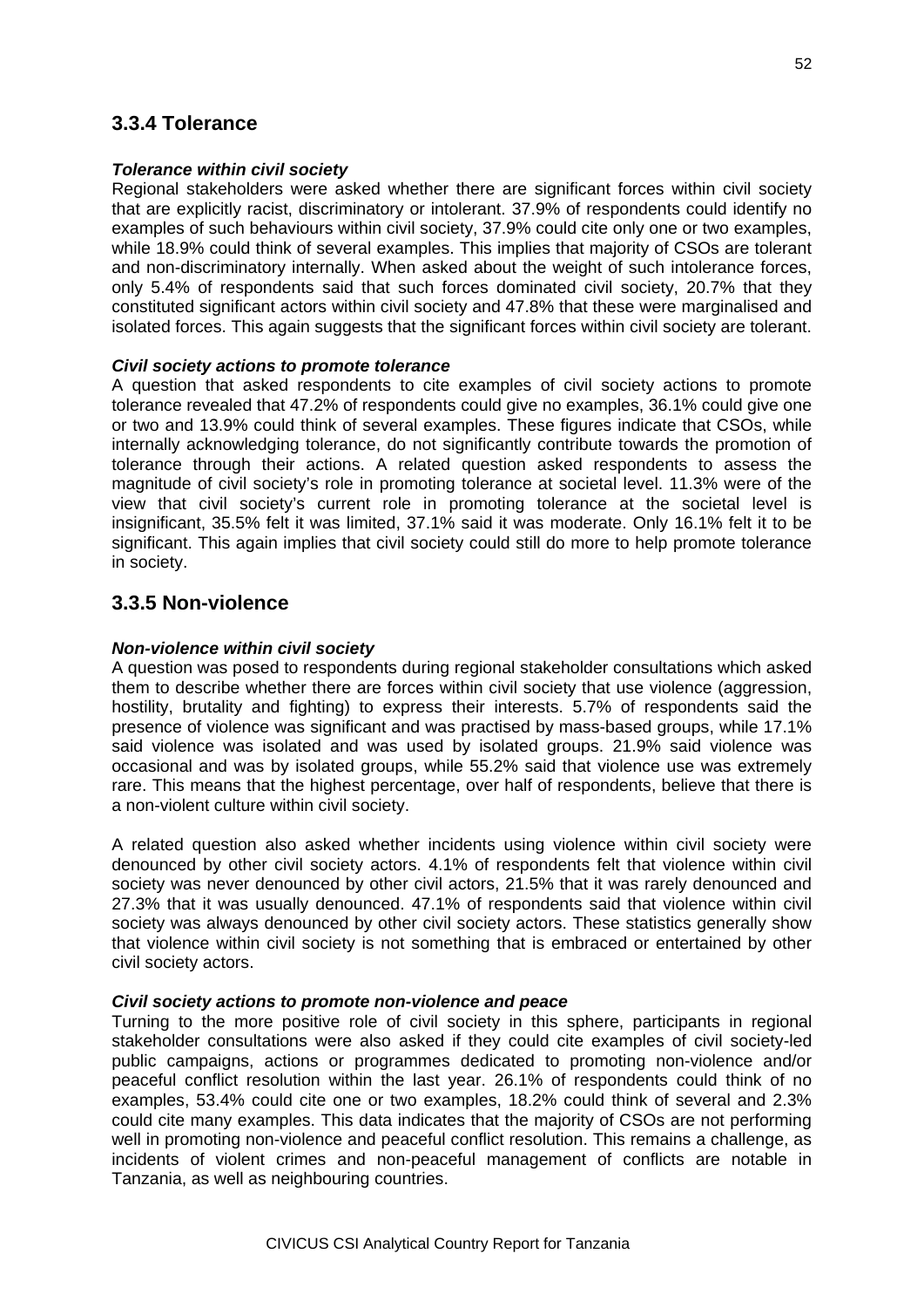## 3.3.4 Tolerance

***Tolerance within civil society***

Regional stakeholders were asked whether there are significant forces within civil society that are explicitly racist, discriminatory or intolerant. 37.9% of respondents could identify no examples of such behaviours within civil society, 37.9% could cite only one or two examples, while 18.9% could think of several examples. This implies that majority of CSOs are tolerant and non-discriminatory internally. When asked about the weight of such intolerance forces, only 5.4% of respondents said that such forces dominated civil society, 20.7% that they constituted significant actors within civil society and 47.8% that these were marginalised and isolated forces. This again suggests that the significant forces within civil society are tolerant.

***Civil society actions to promote tolerance***

A question that asked respondents to cite examples of civil society actions to promote tolerance revealed that 47.2% of respondents could give no examples, 36.1% could give one or two and 13.9% could think of several examples. These figures indicate that CSOs, while internally acknowledging tolerance, do not significantly contribute towards the promotion of tolerance through their actions. A related question asked respondents to assess the magnitude of civil society's role in promoting tolerance at societal level. 11.3% were of the view that civil society's current role in promoting tolerance at the societal level is insignificant, 35.5% felt it was limited, 37.1% said it was moderate. Only 16.1% felt it to be significant. This again implies that civil society could still do more to help promote tolerance in society.

## 3.3.5 Non-violence

***Non-violence within civil society***

A question was posed to respondents during regional stakeholder consultations which asked them to describe whether there are forces within civil society that use violence (aggression, hostility, brutality and fighting) to express their interests. 5.7% of respondents said the presence of violence was significant and was practised by mass-based groups, while 17.1% said violence was isolated and was used by isolated groups. 21.9% said violence was occasional and was by isolated groups, while 55.2% said that violence use was extremely rare. This means that the highest percentage, over half of respondents, believe that there is a non-violent culture within civil society.

A related question also asked whether incidents using violence within civil society were denounced by other civil society actors. 4.1% of respondents felt that violence within civil society was never denounced by other civil actors, 21.5% that it was rarely denounced and 27.3% that it was usually denounced. 47.1% of respondents said that violence within civil society was always denounced by other civil society actors. These statistics generally show that violence within civil society is not something that is embraced or entertained by other civil society actors.

***Civil society actions to promote non-violence and peace***

Turning to the more positive role of civil society in this sphere, participants in regional stakeholder consultations were also asked if they could cite examples of civil society-led public campaigns, actions or programmes dedicated to promoting non-violence and/or peaceful conflict resolution within the last year. 26.1% of respondents could think of no examples, 53.4% could cite one or two examples, 18.2% could think of several and 2.3% could cite many examples. This data indicates that the majority of CSOs are not performing well in promoting non-violence and peaceful conflict resolution. This remains a challenge, as incidents of violent crimes and non-peaceful management of conflicts are notable in Tanzania, as well as neighbouring countries.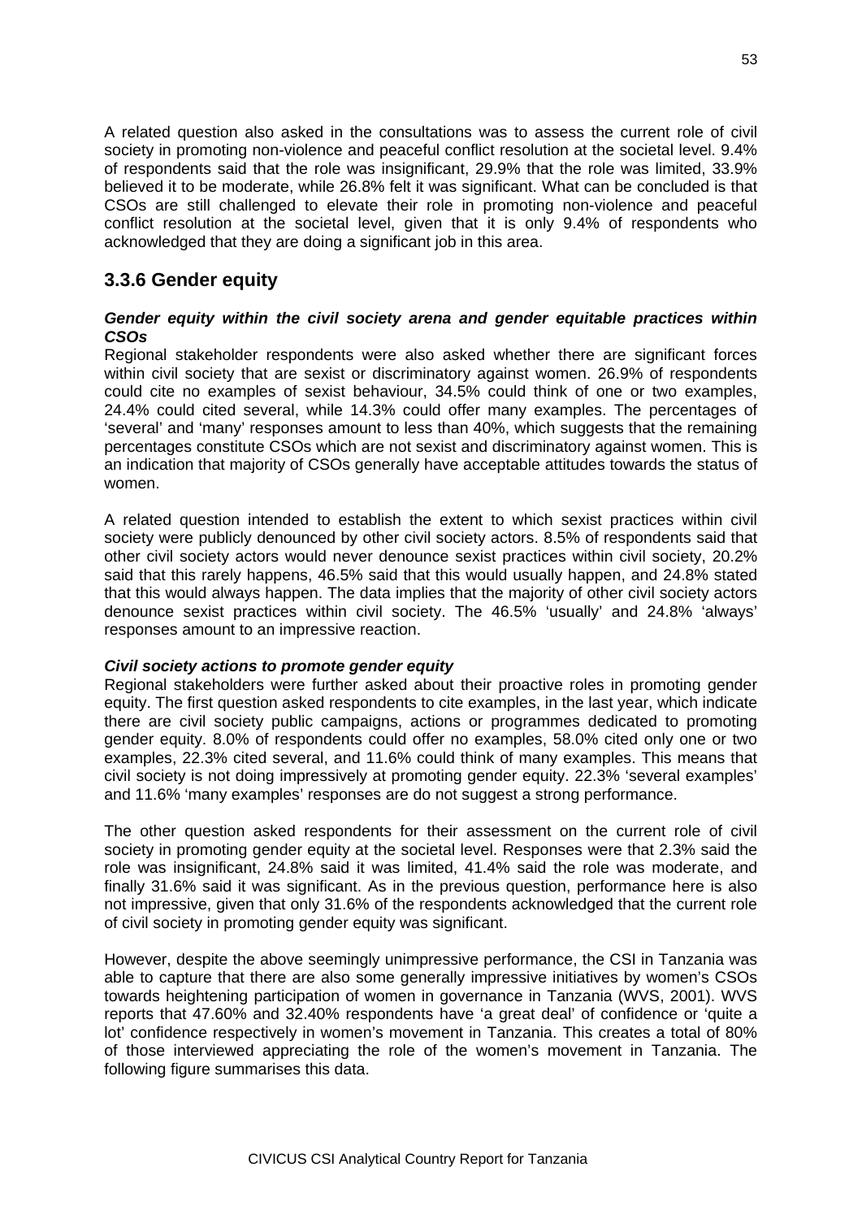A related question also asked in the consultations was to assess the current role of civil society in promoting non-violence and peaceful conflict resolution at the societal level. 9.4% of respondents said that the role was insignificant, 29.9% that the role was limited, 33.9% believed it to be moderate, while 26.8% felt it was significant. What can be concluded is that CSOs are still challenged to elevate their role in promoting non-violence and peaceful conflict resolution at the societal level, given that it is only 9.4% of respondents who acknowledged that they are doing a significant job in this area.

## 3.3.6 Gender equity

***Gender equity within the civil society arena and gender equitable practices within CSOs***

Regional stakeholder respondents were also asked whether there are significant forces within civil society that are sexist or discriminatory against women. 26.9% of respondents could cite no examples of sexist behaviour, 34.5% could think of one or two examples, 24.4% could cited several, while 14.3% could offer many examples. The percentages of 'several' and 'many' responses amount to less than 40%, which suggests that the remaining percentages constitute CSOs which are not sexist and discriminatory against women. This is an indication that majority of CSOs generally have acceptable attitudes towards the status of women.

A related question intended to establish the extent to which sexist practices within civil society were publicly denounced by other civil society actors. 8.5% of respondents said that other civil society actors would never denounce sexist practices within civil society, 20.2% said that this rarely happens, 46.5% said that this would usually happen, and 24.8% stated that this would always happen. The data implies that the majority of other civil society actors denounce sexist practices within civil society. The 46.5% 'usually' and 24.8% 'always' responses amount to an impressive reaction.

***Civil society actions to promote gender equity***

Regional stakeholders were further asked about their proactive roles in promoting gender equity. The first question asked respondents to cite examples, in the last year, which indicate there are civil society public campaigns, actions or programmes dedicated to promoting gender equity. 8.0% of respondents could offer no examples, 58.0% cited only one or two examples, 22.3% cited several, and 11.6% could think of many examples. This means that civil society is not doing impressively at promoting gender equity. 22.3% 'several examples' and 11.6% 'many examples' responses are do not suggest a strong performance.

The other question asked respondents for their assessment on the current role of civil society in promoting gender equity at the societal level. Responses were that 2.3% said the role was insignificant, 24.8% said it was limited, 41.4% said the role was moderate, and finally 31.6% said it was significant. As in the previous question, performance here is also not impressive, given that only 31.6% of the respondents acknowledged that the current role of civil society in promoting gender equity was significant.

However, despite the above seemingly unimpressive performance, the CSI in Tanzania was able to capture that there are also some generally impressive initiatives by women's CSOs towards heightening participation of women in governance in Tanzania (WVS, 2001). WVS reports that 47.60% and 32.40% respondents have 'a great deal' of confidence or 'quite a lot' confidence respectively in women's movement in Tanzania. This creates a total of 80% of those interviewed appreciating the role of the women's movement in Tanzania. The following figure summarises this data.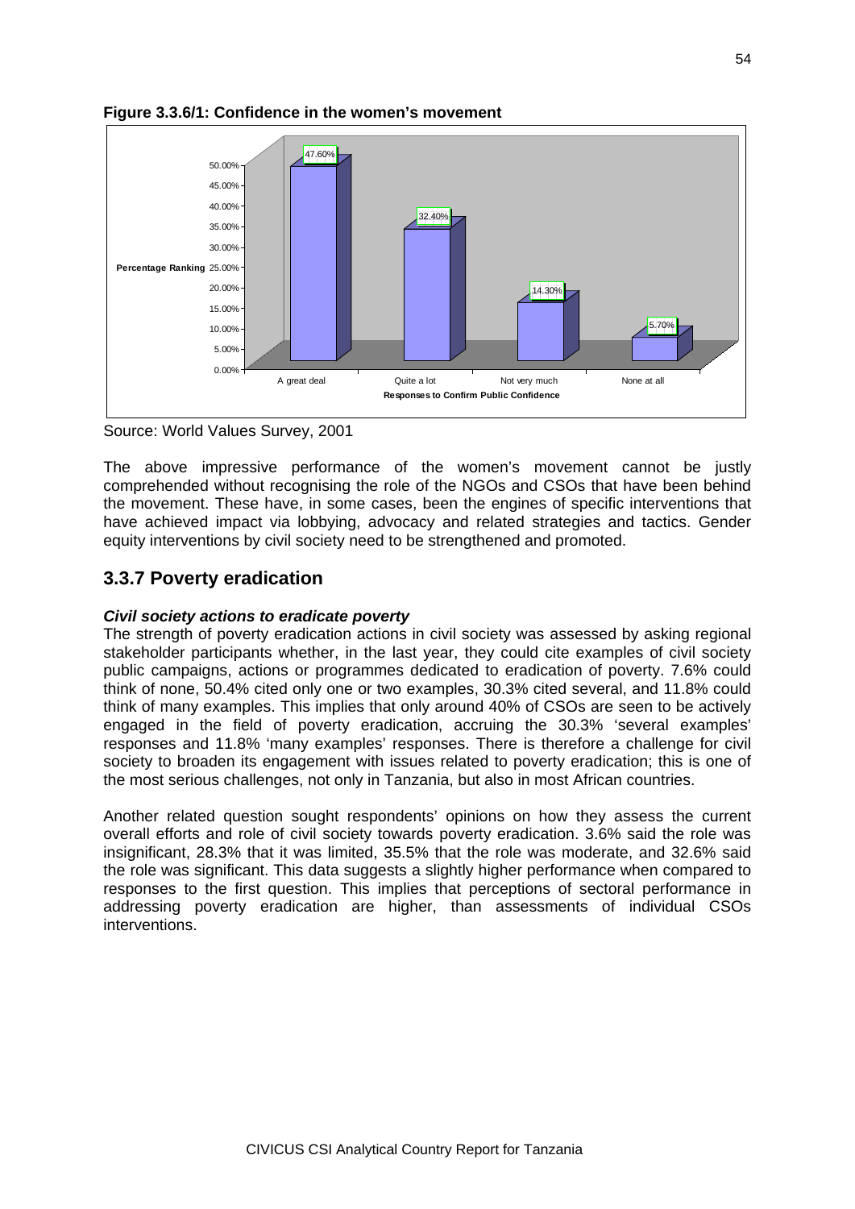**Figure 3.3.6/1: Confidence in the women's movement**

| Responses to Confirm Public Confidence | Percentage Ranking |
|---|---|
| A great deal | 47.60% |
| Quite a lot | 32.40% |
| Not very much | 14.30% |
| None at all | 5.70% |

Source: World Values Survey, 2001

The above impressive performance of the women's movement cannot be justly comprehended without recognising the role of the NGOs and CSOs that have been behind the movement. These have, in some cases, been the engines of specific interventions that have achieved impact via lobbying, advocacy and related strategies and tactics. Gender equity interventions by civil society need to be strengthened and promoted.

## 3.3.7 Poverty eradication

***Civil society actions to eradicate poverty***

The strength of poverty eradication actions in civil society was assessed by asking regional stakeholder participants whether, in the last year, they could cite examples of civil society public campaigns, actions or programmes dedicated to eradication of poverty. 7.6% could think of none, 50.4% cited only one or two examples, 30.3% cited several, and 11.8% could think of many examples. This implies that only around 40% of CSOs are seen to be actively engaged in the field of poverty eradication, accruing the 30.3% 'several examples' responses and 11.8% 'many examples' responses. There is therefore a challenge for civil society to broaden its engagement with issues related to poverty eradication; this is one of the most serious challenges, not only in Tanzania, but also in most African countries.

Another related question sought respondents' opinions on how they assess the current overall efforts and role of civil society towards poverty eradication. 3.6% said the role was insignificant, 28.3% that it was limited, 35.5% that the role was moderate, and 32.6% said the role was significant. This data suggests a slightly higher performance when compared to responses to the first question. This implies that perceptions of sectoral performance in addressing poverty eradication are higher, than assessments of individual CSOs interventions.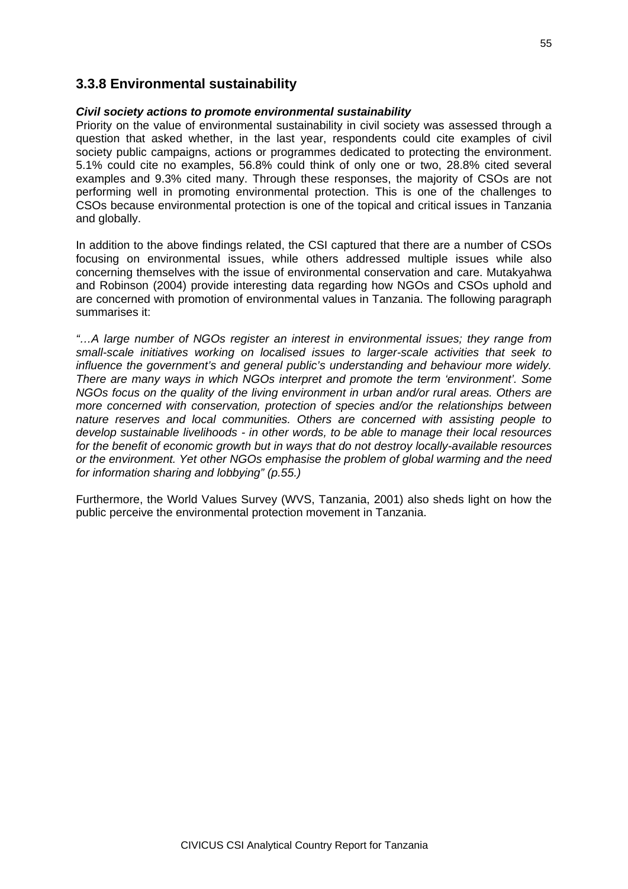### 3.3.8 Environmental sustainability

***Civil society actions to promote environmental sustainability***

Priority on the value of environmental sustainability in civil society was assessed through a question that asked whether, in the last year, respondents could cite examples of civil society public campaigns, actions or programmes dedicated to protecting the environment. 5.1% could cite no examples, 56.8% could think of only one or two, 28.8% cited several examples and 9.3% cited many. Through these responses, the majority of CSOs are not performing well in promoting environmental protection. This is one of the challenges to CSOs because environmental protection is one of the topical and critical issues in Tanzania and globally.

In addition to the above findings related, the CSI captured that there are a number of CSOs focusing on environmental issues, while others addressed multiple issues while also concerning themselves with the issue of environmental conservation and care. Mutakyahwa and Robinson (2004) provide interesting data regarding how NGOs and CSOs uphold and are concerned with promotion of environmental values in Tanzania. The following paragraph summarises it:

*"…A large number of NGOs register an interest in environmental issues; they range from small-scale initiatives working on localised issues to larger-scale activities that seek to influence the government's and general public's understanding and behaviour more widely. There are many ways in which NGOs interpret and promote the term 'environment'. Some NGOs focus on the quality of the living environment in urban and/or rural areas. Others are more concerned with conservation, protection of species and/or the relationships between nature reserves and local communities. Others are concerned with assisting people to develop sustainable livelihoods - in other words, to be able to manage their local resources for the benefit of economic growth but in ways that do not destroy locally-available resources or the environment. Yet other NGOs emphasise the problem of global warming and the need for information sharing and lobbying" (p.55.)*

Furthermore, the World Values Survey (WVS, Tanzania, 2001) also sheds light on how the public perceive the environmental protection movement in Tanzania.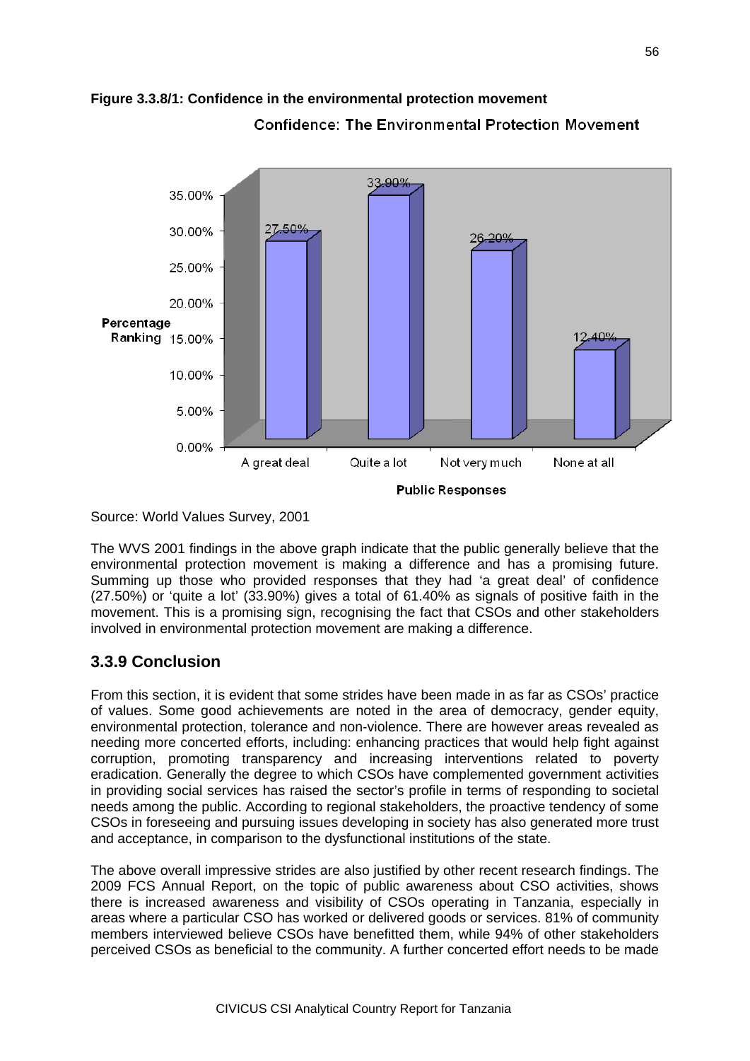**Figure 3.3.8/1: Confidence in the environmental protection movement**

Confidence: The Environmental Protection Movement

| Public Responses | Percentage Ranking |
|---|---|
| A great deal | 27.50% |
| Quite a lot | 33.90% |
| Not very much | 26.20% |
| None at all | 12.40% |

Source: World Values Survey, 2001

The WVS 2001 findings in the above graph indicate that the public generally believe that the environmental protection movement is making a difference and has a promising future. Summing up those who provided responses that they had 'a great deal' of confidence (27.50%) or 'quite a lot' (33.90%) gives a total of 61.40% as signals of positive faith in the movement. This is a promising sign, recognising the fact that CSOs and other stakeholders involved in environmental protection movement are making a difference.

## 3.3.9 Conclusion

From this section, it is evident that some strides have been made in as far as CSOs' practice of values. Some good achievements are noted in the area of democracy, gender equity, environmental protection, tolerance and non-violence. There are however areas revealed as needing more concerted efforts, including: enhancing practices that would help fight against corruption, promoting transparency and increasing interventions related to poverty eradication. Generally the degree to which CSOs have complemented government activities in providing social services has raised the sector's profile in terms of responding to societal needs among the public. According to regional stakeholders, the proactive tendency of some CSOs in foreseeing and pursuing issues developing in society has also generated more trust and acceptance, in comparison to the dysfunctional institutions of the state.

The above overall impressive strides are also justified by other recent research findings. The 2009 FCS Annual Report, on the topic of public awareness about CSO activities, shows there is increased awareness and visibility of CSOs operating in Tanzania, especially in areas where a particular CSO has worked or delivered goods or services. 81% of community members interviewed believe CSOs have benefitted them, while 94% of other stakeholders perceived CSOs as beneficial to the community. A further concerted effort needs to be made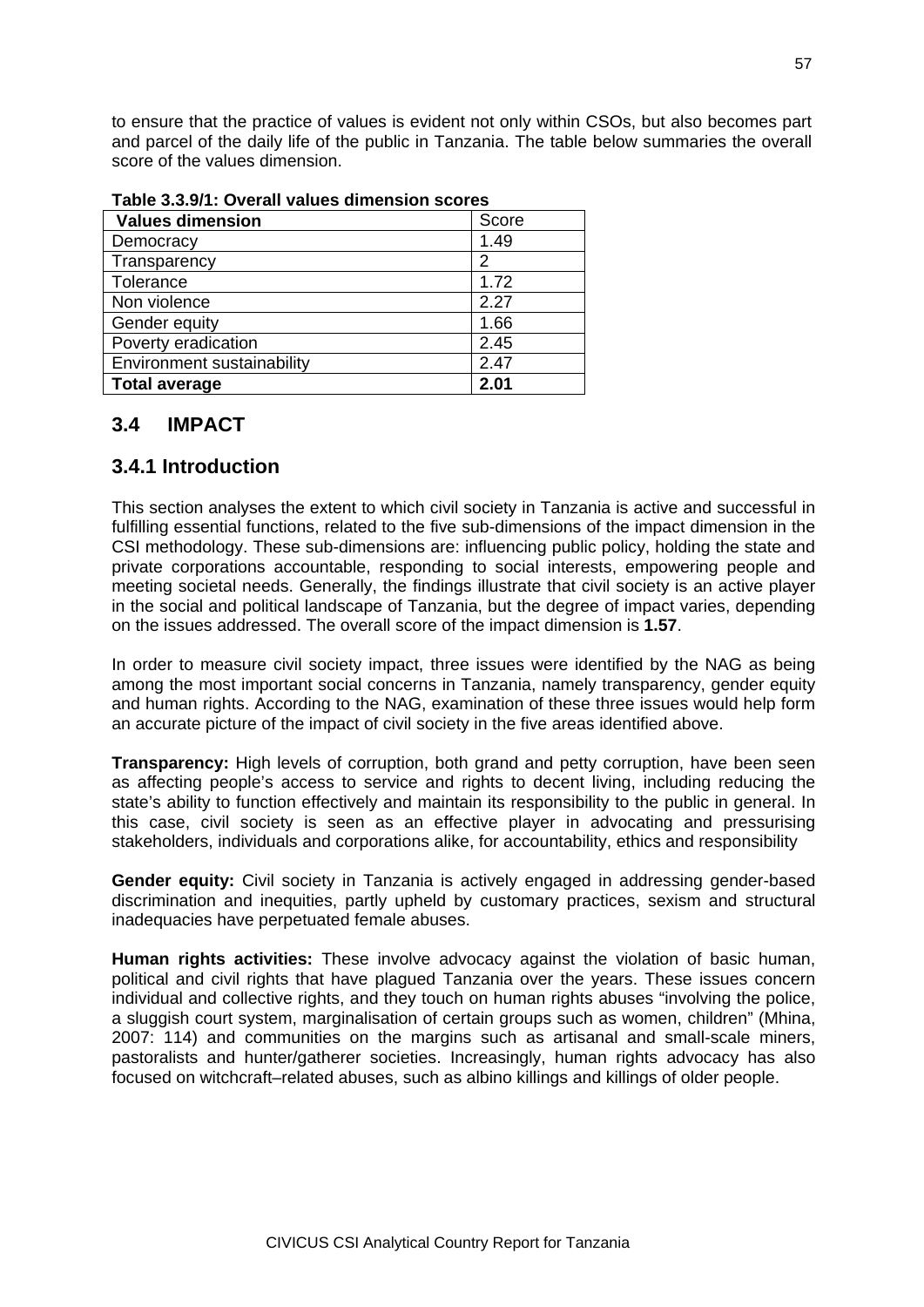to ensure that the practice of values is evident not only within CSOs, but also becomes part and parcel of the daily life of the public in Tanzania. The table below summaries the overall score of the values dimension.

**Table 3.3.9/1: Overall values dimension scores**

| **Values dimension** | Score |
|---|---|
| Democracy | 1.49 |
| Transparency | 2 |
| Tolerance | 1.72 |
| Non violence | 2.27 |
| Gender equity | 1.66 |
| Poverty eradication | 2.45 |
| Environment sustainability | 2.47 |
| **Total average** | **2.01** |

## 3.4 IMPACT

### 3.4.1 Introduction

This section analyses the extent to which civil society in Tanzania is active and successful in fulfilling essential functions, related to the five sub-dimensions of the impact dimension in the CSI methodology. These sub-dimensions are: influencing public policy, holding the state and private corporations accountable, responding to social interests, empowering people and meeting societal needs. Generally, the findings illustrate that civil society is an active player in the social and political landscape of Tanzania, but the degree of impact varies, depending on the issues addressed. The overall score of the impact dimension is **1.57**.

In order to measure civil society impact, three issues were identified by the NAG as being among the most important social concerns in Tanzania, namely transparency, gender equity and human rights. According to the NAG, examination of these three issues would help form an accurate picture of the impact of civil society in the five areas identified above.

**Transparency:** High levels of corruption, both grand and petty corruption, have been seen as affecting people's access to service and rights to decent living, including reducing the state's ability to function effectively and maintain its responsibility to the public in general. In this case, civil society is seen as an effective player in advocating and pressurising stakeholders, individuals and corporations alike, for accountability, ethics and responsibility

**Gender equity:** Civil society in Tanzania is actively engaged in addressing gender-based discrimination and inequities, partly upheld by customary practices, sexism and structural inadequacies have perpetuated female abuses.

**Human rights activities:** These involve advocacy against the violation of basic human, political and civil rights that have plagued Tanzania over the years. These issues concern individual and collective rights, and they touch on human rights abuses "involving the police, a sluggish court system, marginalisation of certain groups such as women, children" (Mhina, 2007: 114) and communities on the margins such as artisanal and small-scale miners, pastoralists and hunter/gatherer societies. Increasingly, human rights advocacy has also focused on witchcraft–related abuses, such as albino killings and killings of older people.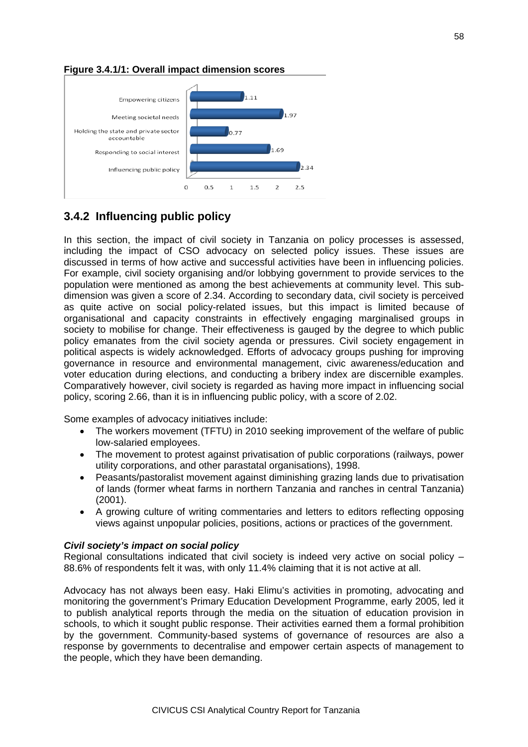**Figure 3.4.1/1: Overall impact dimension scores**

| Dimension | Score |
|---|---|
| Empowering citizens | 1.11 |
| Meeting societal needs | 1.97 |
| Holding the state and private sector accountable | 0.77 |
| Responding to social interest | 1.69 |
| Influencing public policy | 2.34 |

## 3.4.2 Influencing public policy

In this section, the impact of civil society in Tanzania on policy processes is assessed, including the impact of CSO advocacy on selected policy issues. These issues are discussed in terms of how active and successful activities have been in influencing policies. For example, civil society organising and/or lobbying government to provide services to the population were mentioned as among the best achievements at community level. This sub-dimension was given a score of 2.34. According to secondary data, civil society is perceived as quite active on social policy-related issues, but this impact is limited because of organisational and capacity constraints in effectively engaging marginalised groups in society to mobilise for change. Their effectiveness is gauged by the degree to which public policy emanates from the civil society agenda or pressures. Civil society engagement in political aspects is widely acknowledged. Efforts of advocacy groups pushing for improving governance in resource and environmental management, civic awareness/education and voter education during elections, and conducting a bribery index are discernible examples. Comparatively however, civil society is regarded as having more impact in influencing social policy, scoring 2.66, than it is in influencing public policy, with a score of 2.02.

Some examples of advocacy initiatives include:

- The workers movement (TFTU) in 2010 seeking improvement of the welfare of public low-salaried employees.
- The movement to protest against privatisation of public corporations (railways, power utility corporations, and other parastatal organisations), 1998.
- Peasants/pastoralist movement against diminishing grazing lands due to privatisation of lands (former wheat farms in northern Tanzania and ranches in central Tanzania) (2001).
- A growing culture of writing commentaries and letters to editors reflecting opposing views against unpopular policies, positions, actions or practices of the government.

***Civil society's impact on social policy***

Regional consultations indicated that civil society is indeed very active on social policy – 88.6% of respondents felt it was, with only 11.4% claiming that it is not active at all.

Advocacy has not always been easy. Haki Elimu's activities in promoting, advocating and monitoring the government's Primary Education Development Programme, early 2005, led it to publish analytical reports through the media on the situation of education provision in schools, to which it sought public response. Their activities earned them a formal prohibition by the government. Community-based systems of governance of resources are also a response by governments to decentralise and empower certain aspects of management to the people, which they have been demanding.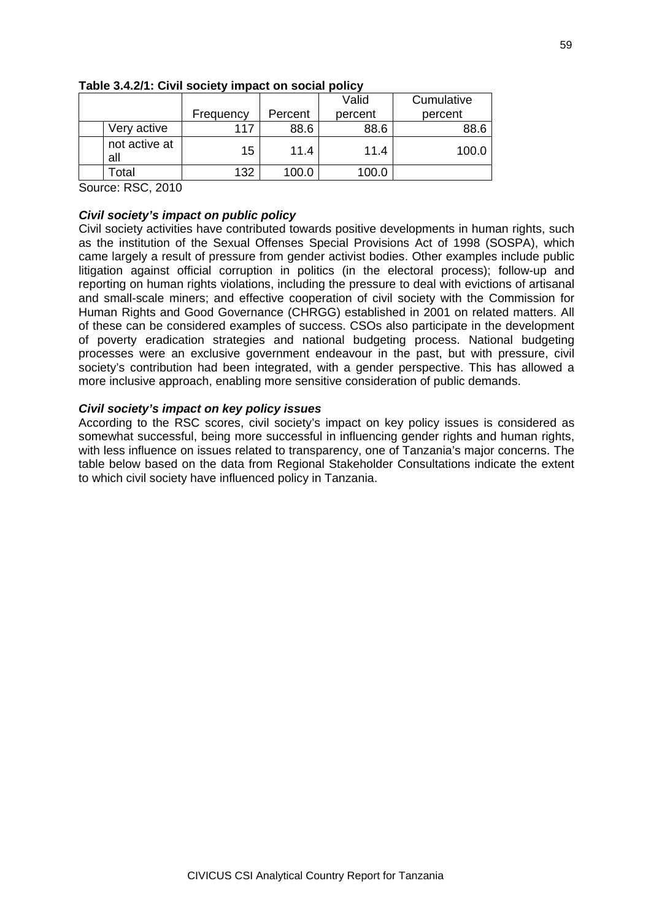**Table 3.4.2/1: Civil society impact on social policy**

| | Frequency | Percent | Valid percent | Cumulative percent |
|---|---|---|---|---|
| Very active | 117 | 88.6 | 88.6 | 88.6 |
| not active at all | 15 | 11.4 | 11.4 | 100.0 |
| Total | 132 | 100.0 | 100.0 | |

Source: RSC, 2010

***Civil society's impact on public policy***

Civil society activities have contributed towards positive developments in human rights, such as the institution of the Sexual Offenses Special Provisions Act of 1998 (SOSPA), which came largely a result of pressure from gender activist bodies. Other examples include public litigation against official corruption in politics (in the electoral process); follow-up and reporting on human rights violations, including the pressure to deal with evictions of artisanal and small-scale miners; and effective cooperation of civil society with the Commission for Human Rights and Good Governance (CHRGG) established in 2001 on related matters. All of these can be considered examples of success. CSOs also participate in the development of poverty eradication strategies and national budgeting process. National budgeting processes were an exclusive government endeavour in the past, but with pressure, civil society's contribution had been integrated, with a gender perspective. This has allowed a more inclusive approach, enabling more sensitive consideration of public demands.

***Civil society's impact on key policy issues***

According to the RSC scores, civil society's impact on key policy issues is considered as somewhat successful, being more successful in influencing gender rights and human rights, with less influence on issues related to transparency, one of Tanzania's major concerns. The table below based on the data from Regional Stakeholder Consultations indicate the extent to which civil society have influenced policy in Tanzania.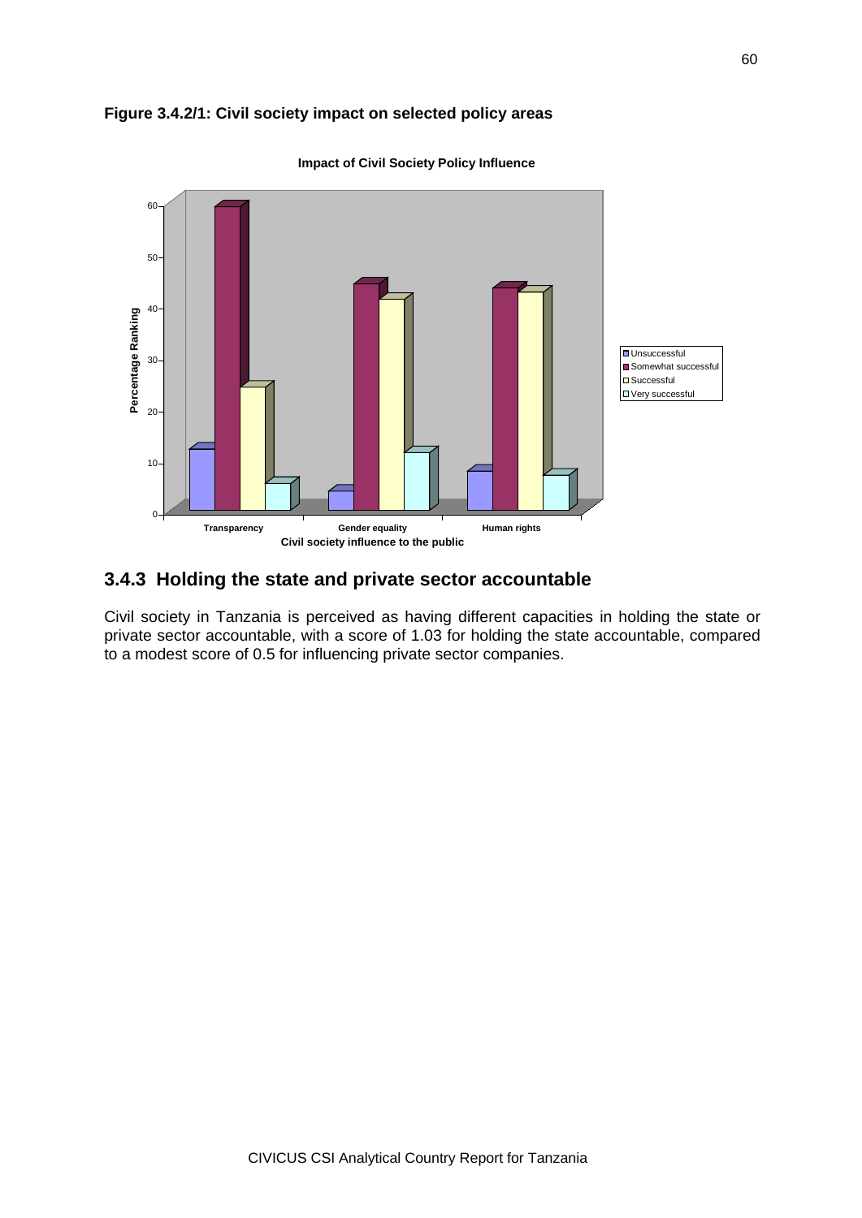**Figure 3.4.2/1: Civil society impact on selected policy areas**

**3.4.3 Holding the state and private sector accountable**

Civil society in Tanzania is perceived as having different capacities in holding the state or private sector accountable, with a score of 1.03 for holding the state accountable, compared to a modest score of 0.5 for influencing private sector companies.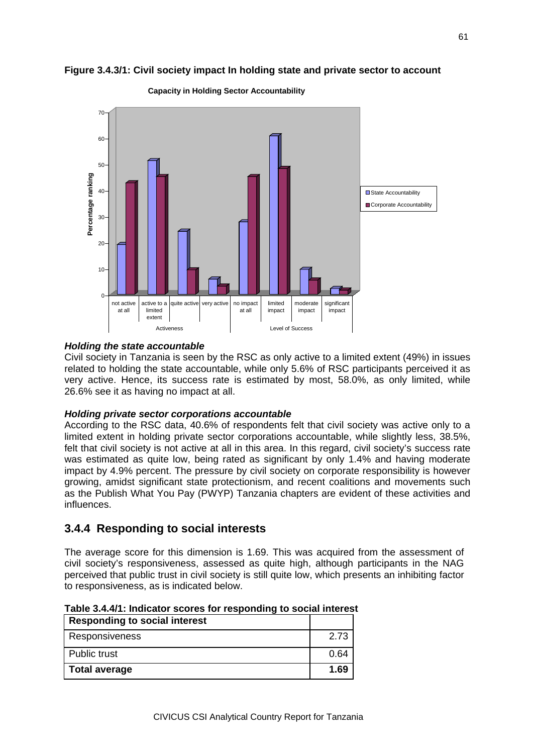**Figure 3.4.3/1: Civil society impact In holding state and private sector to account**

***Holding the state accountable***

Civil society in Tanzania is seen by the RSC as only active to a limited extent (49%) in issues related to holding the state accountable, while only 5.6% of RSC participants perceived it as very active. Hence, its success rate is estimated by most, 58.0%, as only limited, while 26.6% see it as having no impact at all.

***Holding private sector corporations accountable***

According to the RSC data, 40.6% of respondents felt that civil society was active only to a limited extent in holding private sector corporations accountable, while slightly less, 38.5%, felt that civil society is not active at all in this area. In this regard, civil society's success rate was estimated as quite low, being rated as significant by only 1.4% and having moderate impact by 4.9% percent. The pressure by civil society on corporate responsibility is however growing, amidst significant state protectionism, and recent coalitions and movements such as the Publish What You Pay (PWYP) Tanzania chapters are evident of these activities and influences.

## 3.4.4 Responding to social interests

The average score for this dimension is 1.69. This was acquired from the assessment of civil society's responsiveness, assessed as quite high, although participants in the NAG perceived that public trust in civil society is still quite low, which presents an inhibiting factor to responsiveness, as is indicated below.

**Table 3.4.4/1: Indicator scores for responding to social interest**

| Responding to social interest | |
|---|---|
| Responsiveness | 2.73 |
| Public trust | 0.64 |
| **Total average** | **1.69** |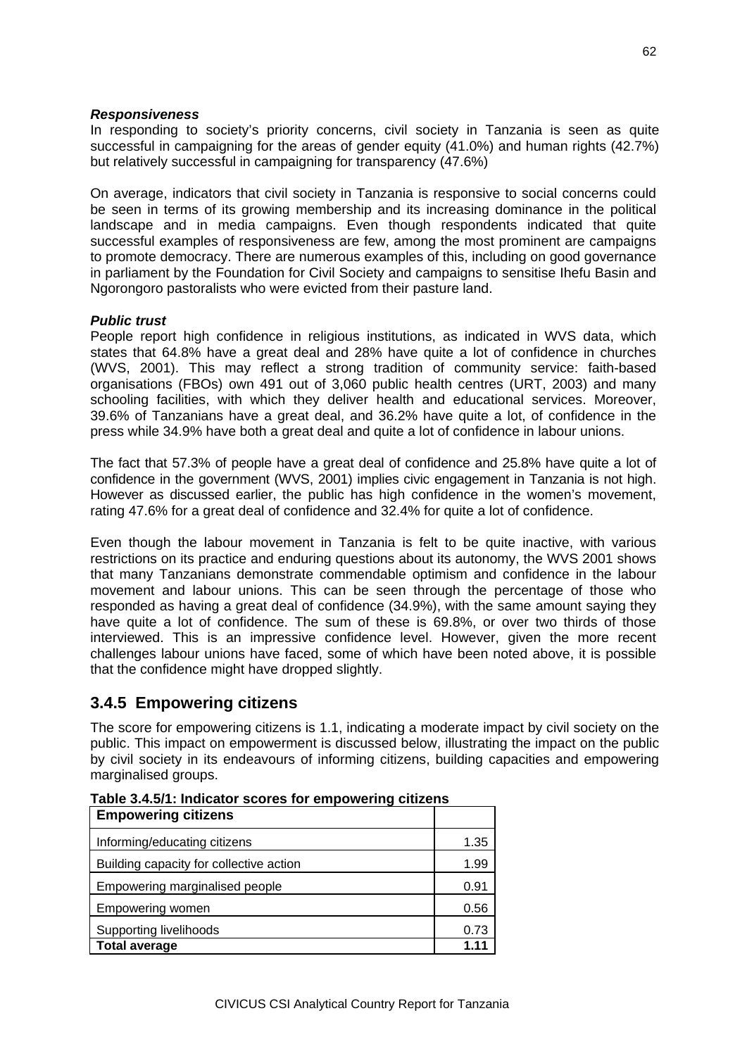***Responsiveness***

In responding to society's priority concerns, civil society in Tanzania is seen as quite successful in campaigning for the areas of gender equity (41.0%) and human rights (42.7%) but relatively successful in campaigning for transparency (47.6%)

On average, indicators that civil society in Tanzania is responsive to social concerns could be seen in terms of its growing membership and its increasing dominance in the political landscape and in media campaigns. Even though respondents indicated that quite successful examples of responsiveness are few, among the most prominent are campaigns to promote democracy. There are numerous examples of this, including on good governance in parliament by the Foundation for Civil Society and campaigns to sensitise Ihefu Basin and Ngorongoro pastoralists who were evicted from their pasture land.

***Public trust***

People report high confidence in religious institutions, as indicated in WVS data, which states that 64.8% have a great deal and 28% have quite a lot of confidence in churches (WVS, 2001). This may reflect a strong tradition of community service: faith-based organisations (FBOs) own 491 out of 3,060 public health centres (URT, 2003) and many schooling facilities, with which they deliver health and educational services. Moreover, 39.6% of Tanzanians have a great deal, and 36.2% have quite a lot, of confidence in the press while 34.9% have both a great deal and quite a lot of confidence in labour unions.

The fact that 57.3% of people have a great deal of confidence and 25.8% have quite a lot of confidence in the government (WVS, 2001) implies civic engagement in Tanzania is not high. However as discussed earlier, the public has high confidence in the women's movement, rating 47.6% for a great deal of confidence and 32.4% for quite a lot of confidence.

Even though the labour movement in Tanzania is felt to be quite inactive, with various restrictions on its practice and enduring questions about its autonomy, the WVS 2001 shows that many Tanzanians demonstrate commendable optimism and confidence in the labour movement and labour unions. This can be seen through the percentage of those who responded as having a great deal of confidence (34.9%), with the same amount saying they have quite a lot of confidence. The sum of these is 69.8%, or over two thirds of those interviewed. This is an impressive confidence level. However, given the more recent challenges labour unions have faced, some of which have been noted above, it is possible that the confidence might have dropped slightly.

## 3.4.5 Empowering citizens

The score for empowering citizens is 1.1, indicating a moderate impact by civil society on the public. This impact on empowerment is discussed below, illustrating the impact on the public by civil society in its endeavours of informing citizens, building capacities and empowering marginalised groups.

**Table 3.4.5/1: Indicator scores for empowering citizens**

| **Empowering citizens** | |
|---|---|
| Informing/educating citizens | 1.35 |
| Building capacity for collective action | 1.99 |
| Empowering marginalised people | 0.91 |
| Empowering women | 0.56 |
| Supporting livelihoods | 0.73 |
| **Total average** | **1.11** |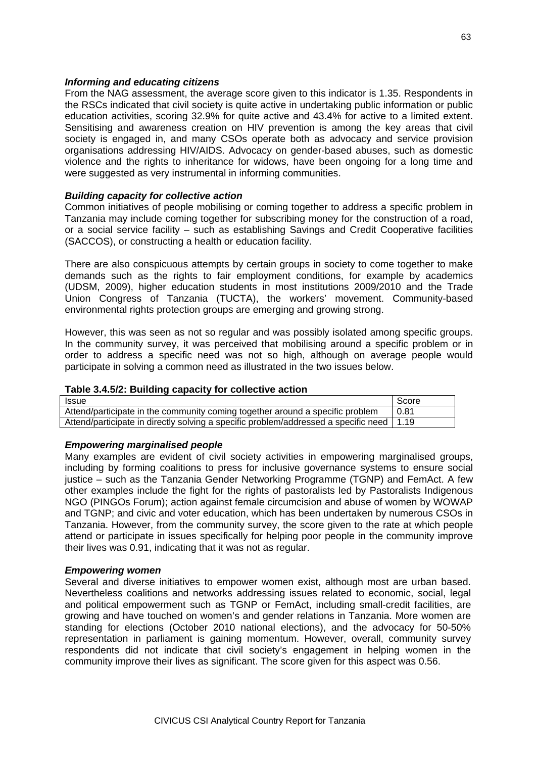### *Informing and educating citizens*

From the NAG assessment, the average score given to this indicator is 1.35. Respondents in the RSCs indicated that civil society is quite active in undertaking public information or public education activities, scoring 32.9% for quite active and 43.4% for active to a limited extent. Sensitising and awareness creation on HIV prevention is among the key areas that civil society is engaged in, and many CSOs operate both as advocacy and service provision organisations addressing HIV/AIDS. Advocacy on gender-based abuses, such as domestic violence and the rights to inheritance for widows, have been ongoing for a long time and were suggested as very instrumental in informing communities.

### *Building capacity for collective action*

Common initiatives of people mobilising or coming together to address a specific problem in Tanzania may include coming together for subscribing money for the construction of a road, or a social service facility – such as establishing Savings and Credit Cooperative facilities (SACCOS), or constructing a health or education facility.

There are also conspicuous attempts by certain groups in society to come together to make demands such as the rights to fair employment conditions, for example by academics (UDSM, 2009), higher education students in most institutions 2009/2010 and the Trade Union Congress of Tanzania (TUCTA), the workers' movement. Community-based environmental rights protection groups are emerging and growing strong.

However, this was seen as not so regular and was possibly isolated among specific groups. In the community survey, it was perceived that mobilising around a specific problem or in order to address a specific need was not so high, although on average people would participate in solving a common need as illustrated in the two issues below.

**Table 3.4.5/2: Building capacity for collective action**

| Issue | Score |
|---|---|
| Attend/participate in the community coming together around a specific problem | 0.81 |
| Attend/participate in directly solving a specific problem/addressed a specific need | 1.19 |

### *Empowering marginalised people*

Many examples are evident of civil society activities in empowering marginalised groups, including by forming coalitions to press for inclusive governance systems to ensure social justice – such as the Tanzania Gender Networking Programme (TGNP) and FemAct. A few other examples include the fight for the rights of pastoralists led by Pastoralists Indigenous NGO (PINGOs Forum); action against female circumcision and abuse of women by WOWAP and TGNP; and civic and voter education, which has been undertaken by numerous CSOs in Tanzania. However, from the community survey, the score given to the rate at which people attend or participate in issues specifically for helping poor people in the community improve their lives was 0.91, indicating that it was not as regular.

### *Empowering women*

Several and diverse initiatives to empower women exist, although most are urban based. Nevertheless coalitions and networks addressing issues related to economic, social, legal and political empowerment such as TGNP or FemAct, including small-credit facilities, are growing and have touched on women's and gender relations in Tanzania. More women are standing for elections (October 2010 national elections), and the advocacy for 50-50% representation in parliament is gaining momentum. However, overall, community survey respondents did not indicate that civil society's engagement in helping women in the community improve their lives as significant. The score given for this aspect was 0.56.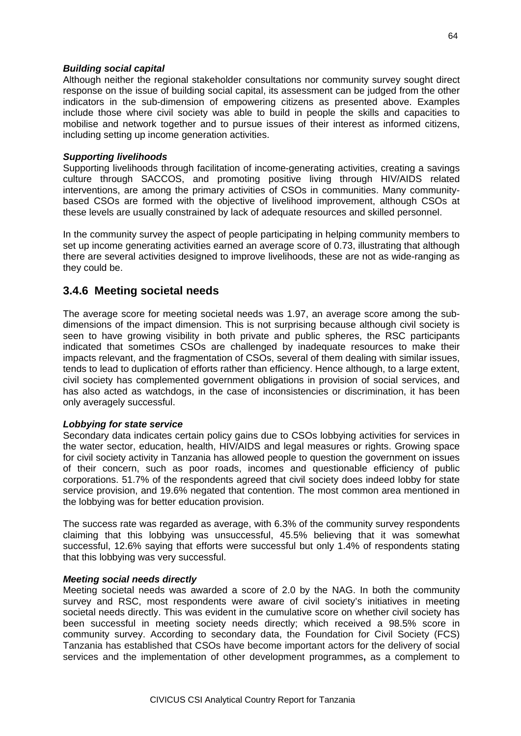***Building social capital***

Although neither the regional stakeholder consultations nor community survey sought direct response on the issue of building social capital, its assessment can be judged from the other indicators in the sub-dimension of empowering citizens as presented above. Examples include those where civil society was able to build in people the skills and capacities to mobilise and network together and to pursue issues of their interest as informed citizens, including setting up income generation activities.

***Supporting livelihoods***

Supporting livelihoods through facilitation of income-generating activities, creating a savings culture through SACCOS, and promoting positive living through HIV/AIDS related interventions, are among the primary activities of CSOs in communities. Many community-based CSOs are formed with the objective of livelihood improvement, although CSOs at these levels are usually constrained by lack of adequate resources and skilled personnel.

In the community survey the aspect of people participating in helping community members to set up income generating activities earned an average score of 0.73, illustrating that although there are several activities designed to improve livelihoods, these are not as wide-ranging as they could be.

## 3.4.6 Meeting societal needs

The average score for meeting societal needs was 1.97, an average score among the sub-dimensions of the impact dimension. This is not surprising because although civil society is seen to have growing visibility in both private and public spheres, the RSC participants indicated that sometimes CSOs are challenged by inadequate resources to make their impacts relevant, and the fragmentation of CSOs, several of them dealing with similar issues, tends to lead to duplication of efforts rather than efficiency. Hence although, to a large extent, civil society has complemented government obligations in provision of social services, and has also acted as watchdogs, in the case of inconsistencies or discrimination, it has been only averagely successful.

***Lobbying for state service***

Secondary data indicates certain policy gains due to CSOs lobbying activities for services in the water sector, education, health, HIV/AIDS and legal measures or rights. Growing space for civil society activity in Tanzania has allowed people to question the government on issues of their concern, such as poor roads, incomes and questionable efficiency of public corporations. 51.7% of the respondents agreed that civil society does indeed lobby for state service provision, and 19.6% negated that contention. The most common area mentioned in the lobbying was for better education provision.

The success rate was regarded as average, with 6.3% of the community survey respondents claiming that this lobbying was unsuccessful, 45.5% believing that it was somewhat successful, 12.6% saying that efforts were successful but only 1.4% of respondents stating that this lobbying was very successful.

***Meeting social needs directly***

Meeting societal needs was awarded a score of 2.0 by the NAG. In both the community survey and RSC, most respondents were aware of civil society's initiatives in meeting societal needs directly. This was evident in the cumulative score on whether civil society has been successful in meeting society needs directly; which received a 98.5% score in community survey. According to secondary data, the Foundation for Civil Society (FCS) Tanzania has established that CSOs have become important actors for the delivery of social services and the implementation of other development programmes**,** as a complement to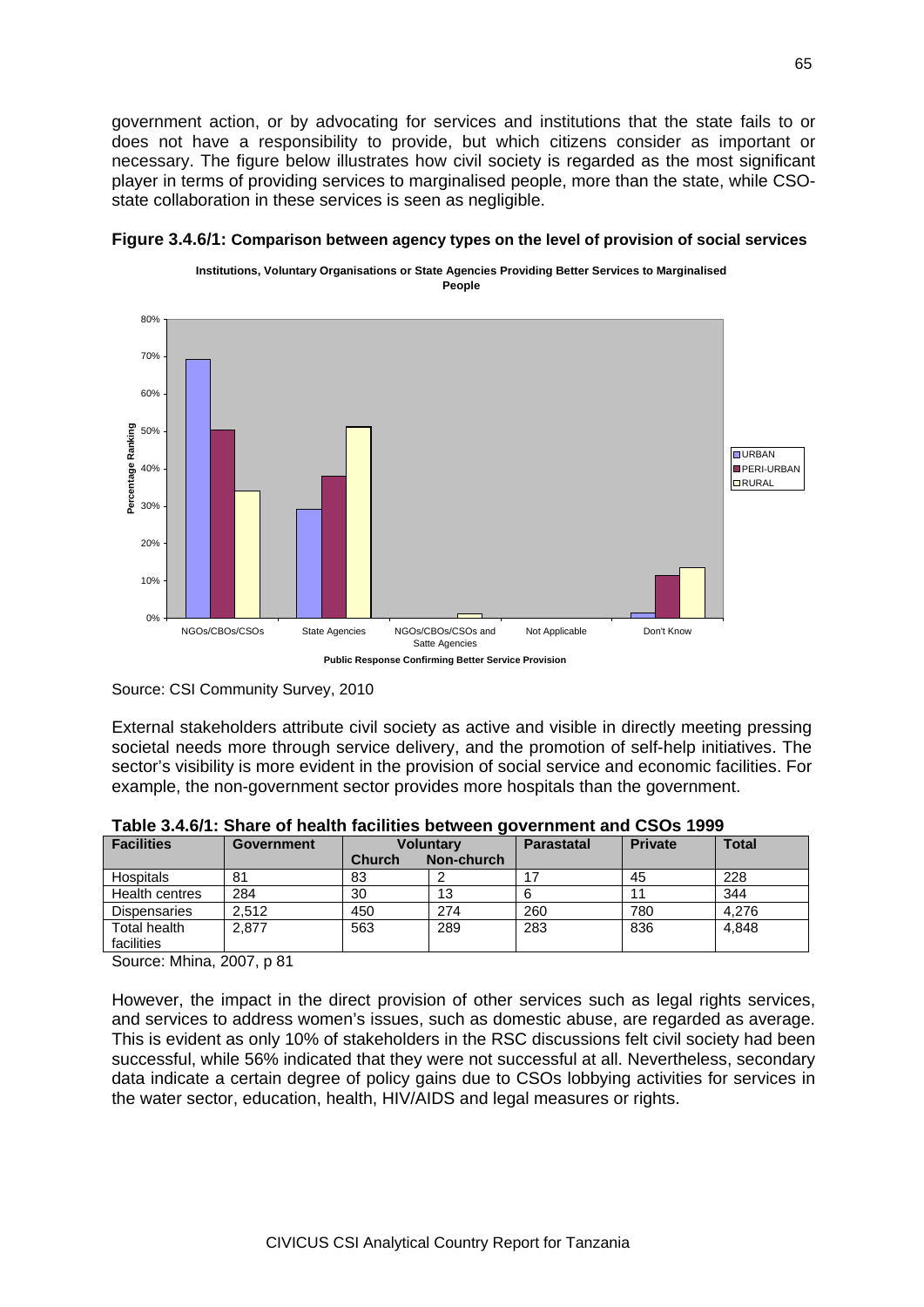government action, or by advocating for services and institutions that the state fails to or does not have a responsibility to provide, but which citizens consider as important or necessary. The figure below illustrates how civil society is regarded as the most significant player in terms of providing services to marginalised people, more than the state, while CSO-state collaboration in these services is seen as negligible.

**Figure 3.4.6/1: Comparison between agency types on the level of provision of social services**

Source: CSI Community Survey, 2010

External stakeholders attribute civil society as active and visible in directly meeting pressing societal needs more through service delivery, and the promotion of self-help initiatives. The sector's visibility is more evident in the provision of social service and economic facilities. For example, the non-government sector provides more hospitals than the government.

**Table 3.4.6/1: Share of health facilities between government and CSOs 1999**

| Facilities | Government | Voluntary | | Parastatal | Private | Total |
|---|---|---|---|---|---|---|
| | | Church | Non-church | | | |
| Hospitals | 81 | 83 | 2 | 17 | 45 | 228 |
| Health centres | 284 | 30 | 13 | 6 | 11 | 344 |
| Dispensaries | 2,512 | 450 | 274 | 260 | 780 | 4,276 |
| Total health facilities | 2,877 | 563 | 289 | 283 | 836 | 4,848 |

Source: Mhina, 2007, p 81

However, the impact in the direct provision of other services such as legal rights services, and services to address women's issues, such as domestic abuse, are regarded as average. This is evident as only 10% of stakeholders in the RSC discussions felt civil society had been successful, while 56% indicated that they were not successful at all. Nevertheless, secondary data indicate a certain degree of policy gains due to CSOs lobbying activities for services in the water sector, education, health, HIV/AIDS and legal measures or rights.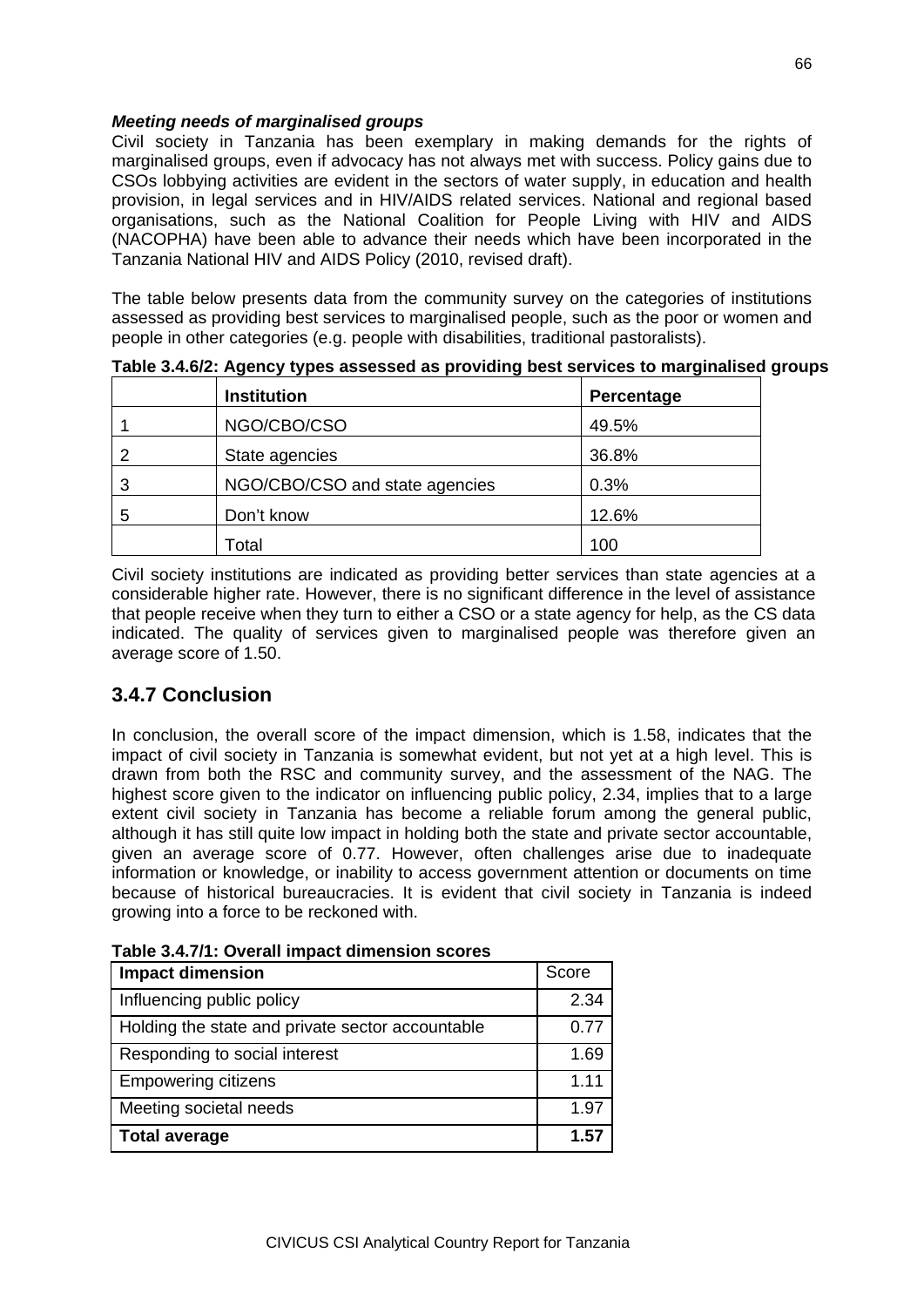***Meeting needs of marginalised groups***

Civil society in Tanzania has been exemplary in making demands for the rights of marginalised groups, even if advocacy has not always met with success. Policy gains due to CSOs lobbying activities are evident in the sectors of water supply, in education and health provision, in legal services and in HIV/AIDS related services. National and regional based organisations, such as the National Coalition for People Living with HIV and AIDS (NACOPHA) have been able to advance their needs which have been incorporated in the Tanzania National HIV and AIDS Policy (2010, revised draft).

The table below presents data from the community survey on the categories of institutions assessed as providing best services to marginalised people, such as the poor or women and people in other categories (e.g. people with disabilities, traditional pastoralists).

**Table 3.4.6/2: Agency types assessed as providing best services to marginalised groups**

| | **Institution** | **Percentage** |
|---|---|---|
| 1 | NGO/CBO/CSO | 49.5% |
| 2 | State agencies | 36.8% |
| 3 | NGO/CBO/CSO and state agencies | 0.3% |
| 5 | Don't know | 12.6% |
| | Total | 100 |

Civil society institutions are indicated as providing better services than state agencies at a considerable higher rate. However, there is no significant difference in the level of assistance that people receive when they turn to either a CSO or a state agency for help, as the CS data indicated. The quality of services given to marginalised people was therefore given an average score of 1.50.

## 3.4.7 Conclusion

In conclusion, the overall score of the impact dimension, which is 1.58, indicates that the impact of civil society in Tanzania is somewhat evident, but not yet at a high level. This is drawn from both the RSC and community survey, and the assessment of the NAG. The highest score given to the indicator on influencing public policy, 2.34, implies that to a large extent civil society in Tanzania has become a reliable forum among the general public, although it has still quite low impact in holding both the state and private sector accountable, given an average score of 0.77. However, often challenges arise due to inadequate information or knowledge, or inability to access government attention or documents on time because of historical bureaucracies. It is evident that civil society in Tanzania is indeed growing into a force to be reckoned with.

**Table 3.4.7/1: Overall impact dimension scores**

| **Impact dimension** | Score |
|---|---|
| Influencing public policy | 2.34 |
| Holding the state and private sector accountable | 0.77 |
| Responding to social interest | 1.69 |
| Empowering citizens | 1.11 |
| Meeting societal needs | 1.97 |
| **Total average** | **1.57** |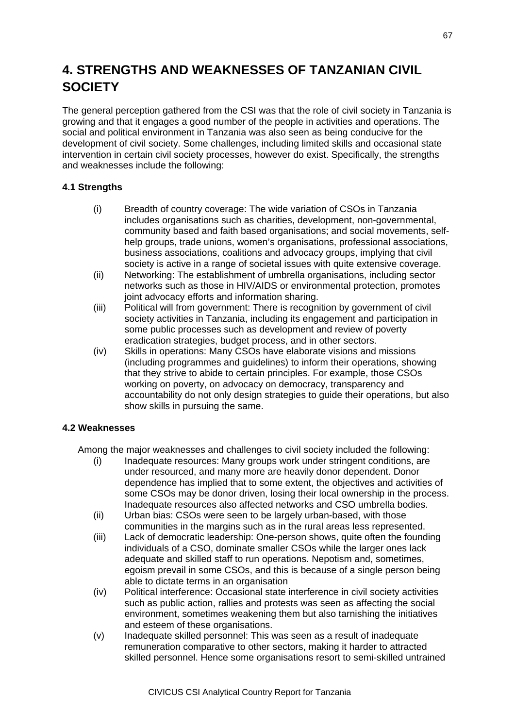# 4. STRENGTHS AND WEAKNESSES OF TANZANIAN CIVIL SOCIETY

The general perception gathered from the CSI was that the role of civil society in Tanzania is growing and that it engages a good number of the people in activities and operations. The social and political environment in Tanzania was also seen as being conducive for the development of civil society. Some challenges, including limited skills and occasional state intervention in certain civil society processes, however do exist. Specifically, the strengths and weaknesses include the following:

### 4.1 Strengths

(i) Breadth of country coverage: The wide variation of CSOs in Tanzania includes organisations such as charities, development, non-governmental, community based and faith based organisations; and social movements, self-help groups, trade unions, women's organisations, professional associations, business associations, coalitions and advocacy groups, implying that civil society is active in a range of societal issues with quite extensive coverage.

(ii) Networking: The establishment of umbrella organisations, including sector networks such as those in HIV/AIDS or environmental protection, promotes joint advocacy efforts and information sharing.

(iii) Political will from government: There is recognition by government of civil society activities in Tanzania, including its engagement and participation in some public processes such as development and review of poverty eradication strategies, budget process, and in other sectors.

(iv) Skills in operations: Many CSOs have elaborate visions and missions (including programmes and guidelines) to inform their operations, showing that they strive to abide to certain principles. For example, those CSOs working on poverty, on advocacy on democracy, transparency and accountability do not only design strategies to guide their operations, but also show skills in pursuing the same.

### 4.2 Weaknesses

Among the major weaknesses and challenges to civil society included the following:

(i) Inadequate resources: Many groups work under stringent conditions, are under resourced, and many more are heavily donor dependent. Donor dependence has implied that to some extent, the objectives and activities of some CSOs may be donor driven, losing their local ownership in the process. Inadequate resources also affected networks and CSO umbrella bodies.

(ii) Urban bias: CSOs were seen to be largely urban-based, with those communities in the margins such as in the rural areas less represented.

(iii) Lack of democratic leadership: One-person shows, quite often the founding individuals of a CSO, dominate smaller CSOs while the larger ones lack adequate and skilled staff to run operations. Nepotism and, sometimes, egoism prevail in some CSOs, and this is because of a single person being able to dictate terms in an organisation

(iv) Political interference: Occasional state interference in civil society activities such as public action, rallies and protests was seen as affecting the social environment, sometimes weakening them but also tarnishing the initiatives and esteem of these organisations.

(v) Inadequate skilled personnel: This was seen as a result of inadequate remuneration comparative to other sectors, making it harder to attracted skilled personnel. Hence some organisations resort to semi-skilled untrained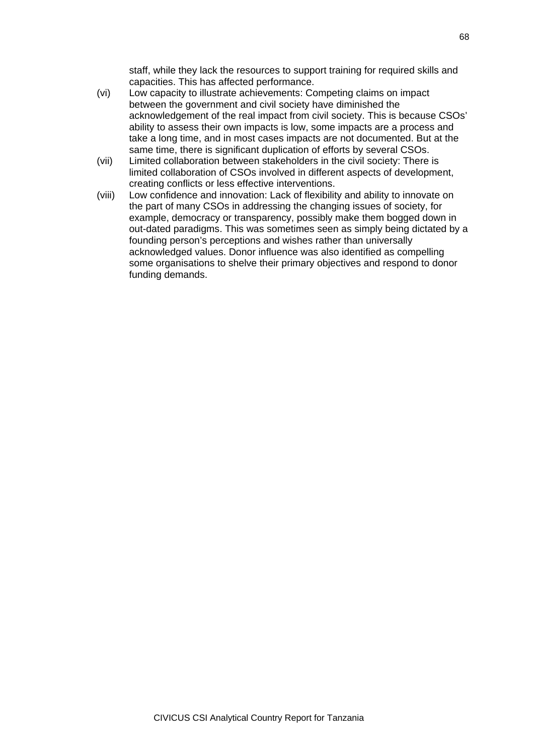staff, while they lack the resources to support training for required skills and capacities. This has affected performance.

(vi) Low capacity to illustrate achievements: Competing claims on impact between the government and civil society have diminished the acknowledgement of the real impact from civil society. This is because CSOs' ability to assess their own impacts is low, some impacts are a process and take a long time, and in most cases impacts are not documented. But at the same time, there is significant duplication of efforts by several CSOs.

(vii) Limited collaboration between stakeholders in the civil society: There is limited collaboration of CSOs involved in different aspects of development, creating conflicts or less effective interventions.

(viii) Low confidence and innovation: Lack of flexibility and ability to innovate on the part of many CSOs in addressing the changing issues of society, for example, democracy or transparency, possibly make them bogged down in out-dated paradigms. This was sometimes seen as simply being dictated by a founding person's perceptions and wishes rather than universally acknowledged values. Donor influence was also identified as compelling some organisations to shelve their primary objectives and respond to donor funding demands.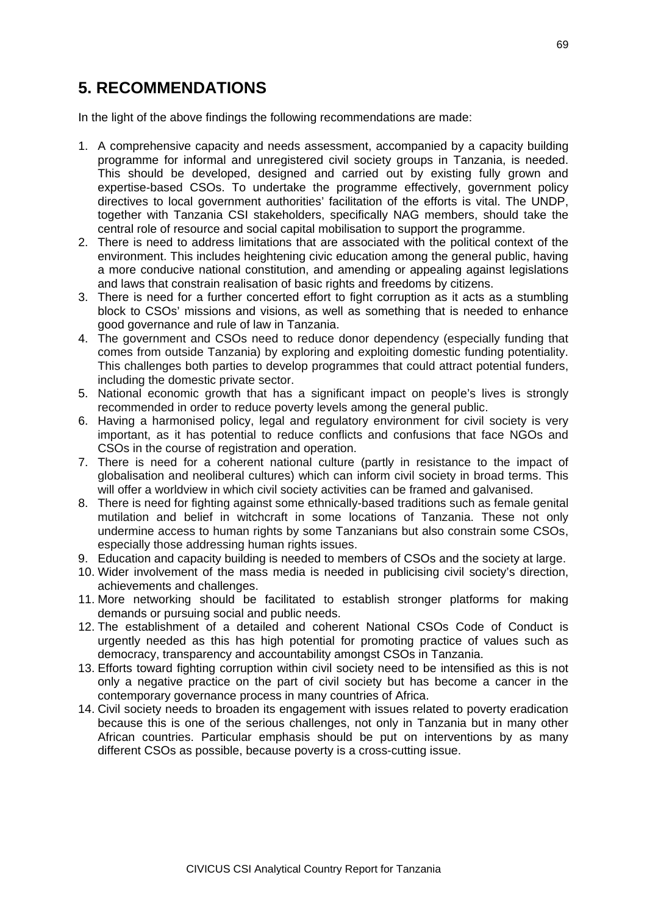## 5. RECOMMENDATIONS

In the light of the above findings the following recommendations are made:

1. A comprehensive capacity and needs assessment, accompanied by a capacity building programme for informal and unregistered civil society groups in Tanzania, is needed. This should be developed, designed and carried out by existing fully grown and expertise-based CSOs. To undertake the programme effectively, government policy directives to local government authorities' facilitation of the efforts is vital. The UNDP, together with Tanzania CSI stakeholders, specifically NAG members, should take the central role of resource and social capital mobilisation to support the programme.
2. There is need to address limitations that are associated with the political context of the environment. This includes heightening civic education among the general public, having a more conducive national constitution, and amending or appealing against legislations and laws that constrain realisation of basic rights and freedoms by citizens.
3. There is need for a further concerted effort to fight corruption as it acts as a stumbling block to CSOs' missions and visions, as well as something that is needed to enhance good governance and rule of law in Tanzania.
4. The government and CSOs need to reduce donor dependency (especially funding that comes from outside Tanzania) by exploring and exploiting domestic funding potentiality. This challenges both parties to develop programmes that could attract potential funders, including the domestic private sector.
5. National economic growth that has a significant impact on people's lives is strongly recommended in order to reduce poverty levels among the general public.
6. Having a harmonised policy, legal and regulatory environment for civil society is very important, as it has potential to reduce conflicts and confusions that face NGOs and CSOs in the course of registration and operation.
7. There is need for a coherent national culture (partly in resistance to the impact of globalisation and neoliberal cultures) which can inform civil society in broad terms. This will offer a worldview in which civil society activities can be framed and galvanised.
8. There is need for fighting against some ethnically-based traditions such as female genital mutilation and belief in witchcraft in some locations of Tanzania. These not only undermine access to human rights by some Tanzanians but also constrain some CSOs, especially those addressing human rights issues.
9. Education and capacity building is needed to members of CSOs and the society at large.
10. Wider involvement of the mass media is needed in publicising civil society's direction, achievements and challenges.
11. More networking should be facilitated to establish stronger platforms for making demands or pursuing social and public needs.
12. The establishment of a detailed and coherent National CSOs Code of Conduct is urgently needed as this has high potential for promoting practice of values such as democracy, transparency and accountability amongst CSOs in Tanzania.
13. Efforts toward fighting corruption within civil society need to be intensified as this is not only a negative practice on the part of civil society but has become a cancer in the contemporary governance process in many countries of Africa.
14. Civil society needs to broaden its engagement with issues related to poverty eradication because this is one of the serious challenges, not only in Tanzania but in many other African countries. Particular emphasis should be put on interventions by as many different CSOs as possible, because poverty is a cross-cutting issue.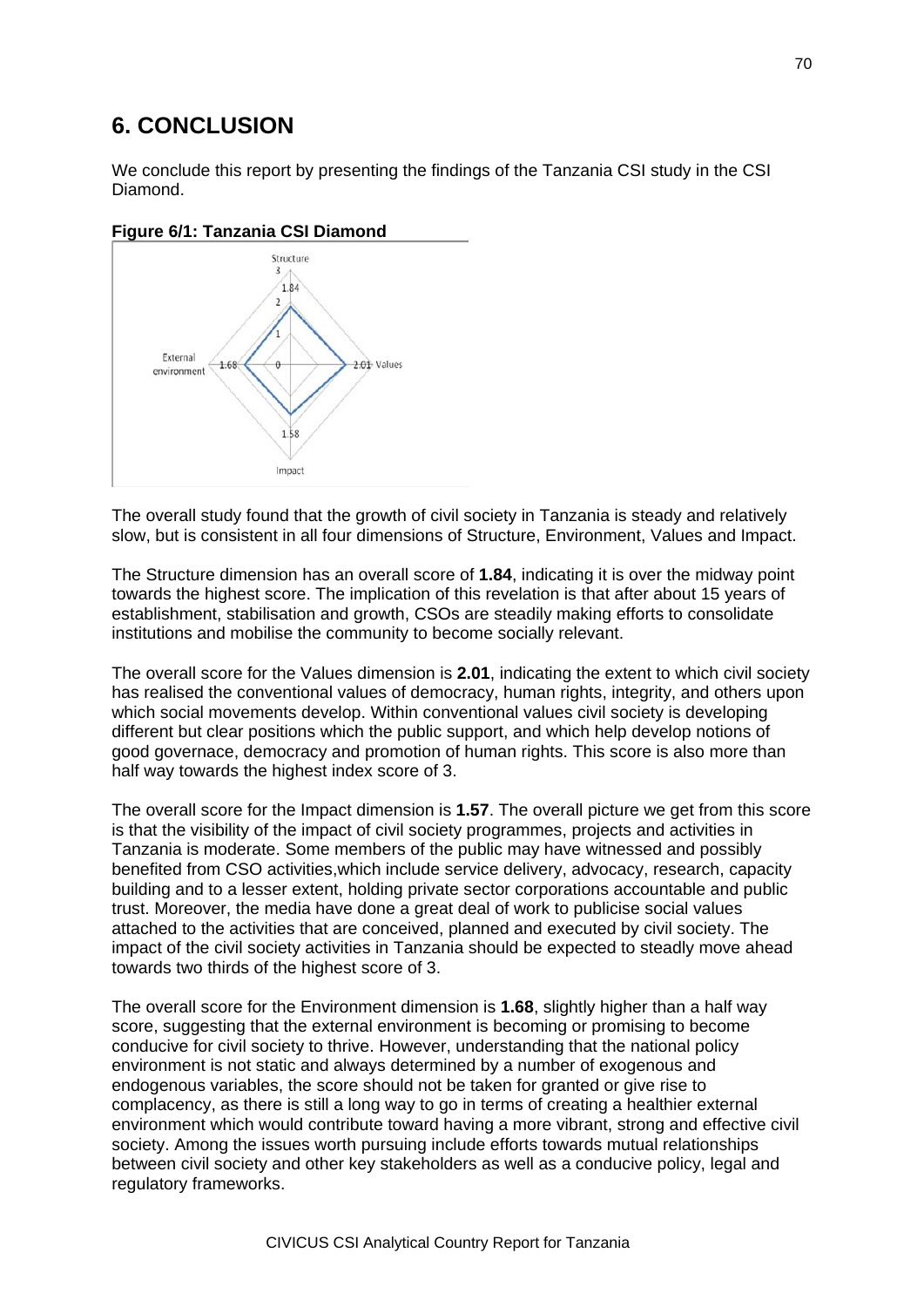# 6. CONCLUSION

We conclude this report by presenting the findings of the Tanzania CSI study in the CSI Diamond.

**Figure 6/1: Tanzania CSI Diamond**

The overall study found that the growth of civil society in Tanzania is steady and relatively slow, but is consistent in all four dimensions of Structure, Environment, Values and Impact.

The Structure dimension has an overall score of **1.84**, indicating it is over the midway point towards the highest score. The implication of this revelation is that after about 15 years of establishment, stabilisation and growth, CSOs are steadily making efforts to consolidate institutions and mobilise the community to become socially relevant.

The overall score for the Values dimension is **2.01**, indicating the extent to which civil society has realised the conventional values of democracy, human rights, integrity, and others upon which social movements develop. Within conventional values civil society is developing different but clear positions which the public support, and which help develop notions of good governace, democracy and promotion of human rights. This score is also more than half way towards the highest index score of 3.

The overall score for the Impact dimension is **1.57**. The overall picture we get from this score is that the visibility of the impact of civil society programmes, projects and activities in Tanzania is moderate. Some members of the public may have witnessed and possibly benefited from CSO activities,which include service delivery, advocacy, research, capacity building and to a lesser extent, holding private sector corporations accountable and public trust. Moreover, the media have done a great deal of work to publicise social values attached to the activities that are conceived, planned and executed by civil society. The impact of the civil society activities in Tanzania should be expected to steadly move ahead towards two thirds of the highest score of 3.

The overall score for the Environment dimension is **1.68**, slightly higher than a half way score, suggesting that the external environment is becoming or promising to become conducive for civil society to thrive. However, understanding that the national policy environment is not static and always determined by a number of exogenous and endogenous variables, the score should not be taken for granted or give rise to complacency, as there is still a long way to go in terms of creating a healthier external environment which would contribute toward having a more vibrant, strong and effective civil society. Among the issues worth pursuing include efforts towards mutual relationships between civil society and other key stakeholders as well as a conducive policy, legal and regulatory frameworks.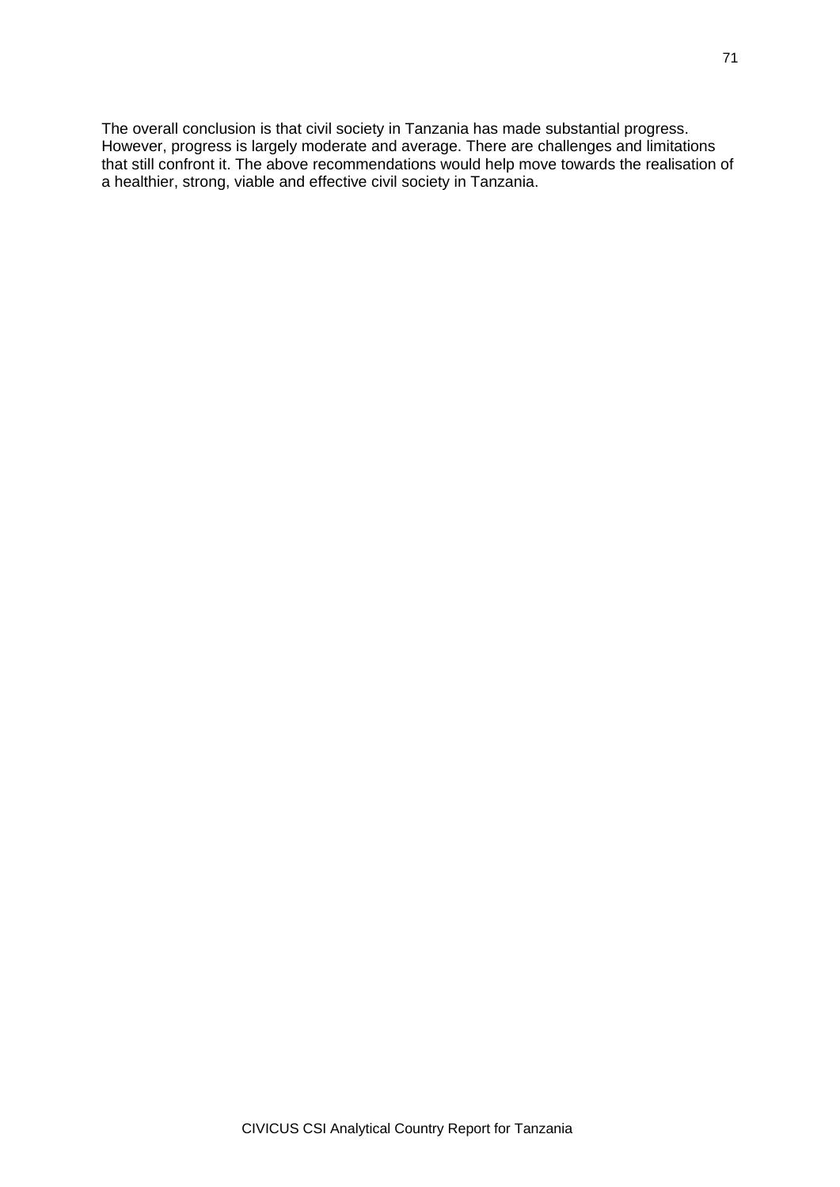The overall conclusion is that civil society in Tanzania has made substantial progress. However, progress is largely moderate and average. There are challenges and limitations that still confront it. The above recommendations would help move towards the realisation of a healthier, strong, viable and effective civil society in Tanzania.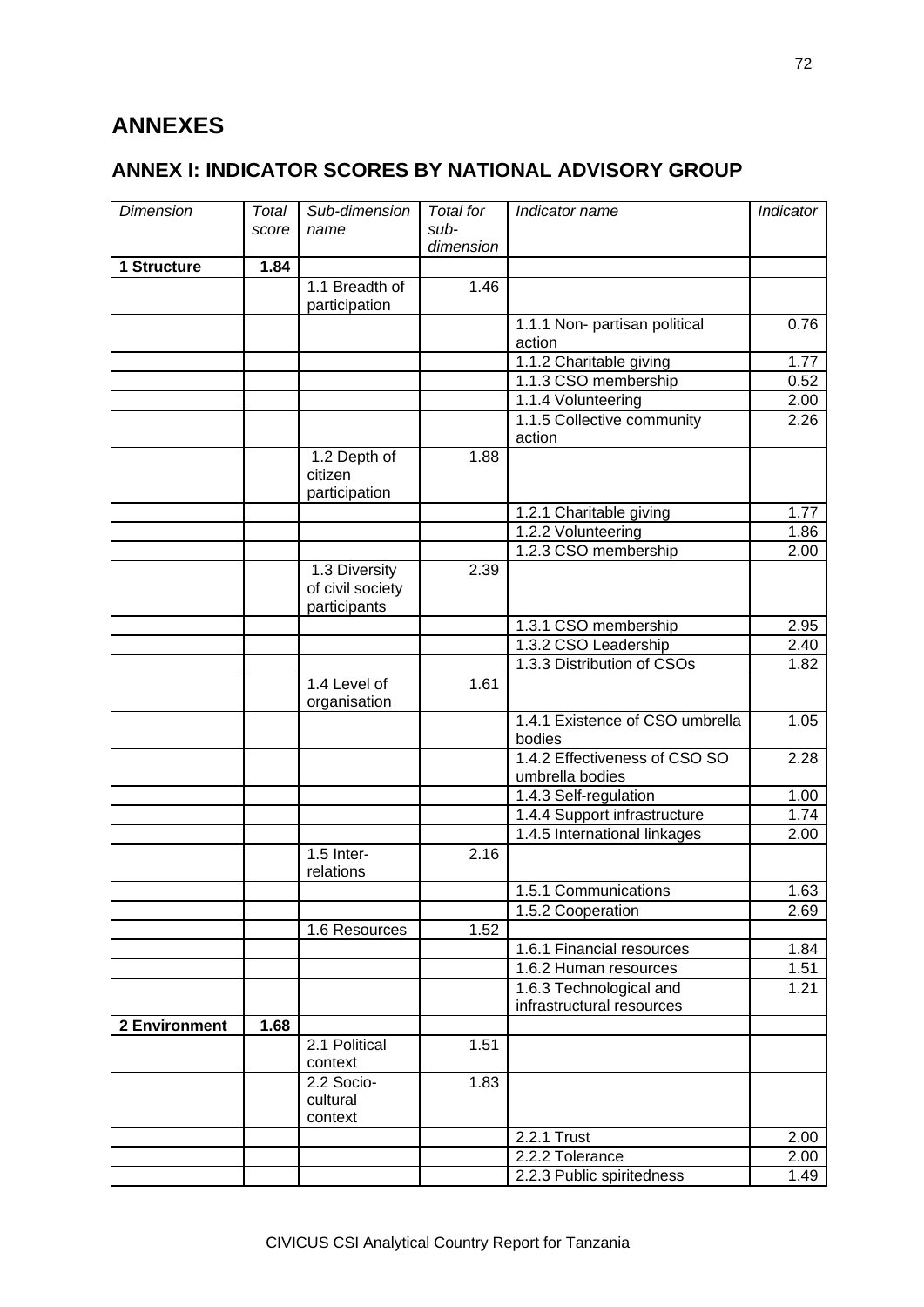# ANNEXES

## ANNEX I: INDICATOR SCORES BY NATIONAL ADVISORY GROUP

| *Dimension* | *Total score* | *Sub-dimension name* | *Total for sub-dimension* | *Indicator name* | *Indicator* |
|---|---|---|---|---|---|
| **1 Structure** | **1.84** | | | | |
| | | 1.1 Breadth of participation | 1.46 | | |
| | | | | 1.1.1 Non- partisan political action | 0.76 |
| | | | | 1.1.2 Charitable giving | 1.77 |
| | | | | 1.1.3 CSO membership | 0.52 |
| | | | | 1.1.4 Volunteering | 2.00 |
| | | | | 1.1.5 Collective community action | 2.26 |
| | | 1.2 Depth of citizen participation | 1.88 | | |
| | | | | 1.2.1 Charitable giving | 1.77 |
| | | | | 1.2.2 Volunteering | 1.86 |
| | | | | 1.2.3 CSO membership | 2.00 |
| | | 1.3 Diversity of civil society participants | 2.39 | | |
| | | | | 1.3.1 CSO membership | 2.95 |
| | | | | 1.3.2 CSO Leadership | 2.40 |
| | | | | 1.3.3 Distribution of CSOs | 1.82 |
| | | 1.4 Level of organisation | 1.61 | | |
| | | | | 1.4.1 Existence of CSO umbrella bodies | 1.05 |
| | | | | 1.4.2 Effectiveness of CSO SO umbrella bodies | 2.28 |
| | | | | 1.4.3 Self-regulation | 1.00 |
| | | | | 1.4.4 Support infrastructure | 1.74 |
| | | | | 1.4.5 International linkages | 2.00 |
| | | 1.5 Inter-relations | 2.16 | | |
| | | | | 1.5.1 Communications | 1.63 |
| | | | | 1.5.2 Cooperation | 2.69 |
| | | 1.6 Resources | 1.52 | | |
| | | | | 1.6.1 Financial resources | 1.84 |
| | | | | 1.6.2 Human resources | 1.51 |
| | | | | 1.6.3 Technological and infrastructural resources | 1.21 |
| **2 Environment** | **1.68** | | | | |
| | | 2.1 Political context | 1.51 | | |
| | | 2.2 Socio-cultural context | 1.83 | | |
| | | | | 2.2.1 Trust | 2.00 |
| | | | | 2.2.2 Tolerance | 2.00 |
| | | | | 2.2.3 Public spiritedness | 1.49 |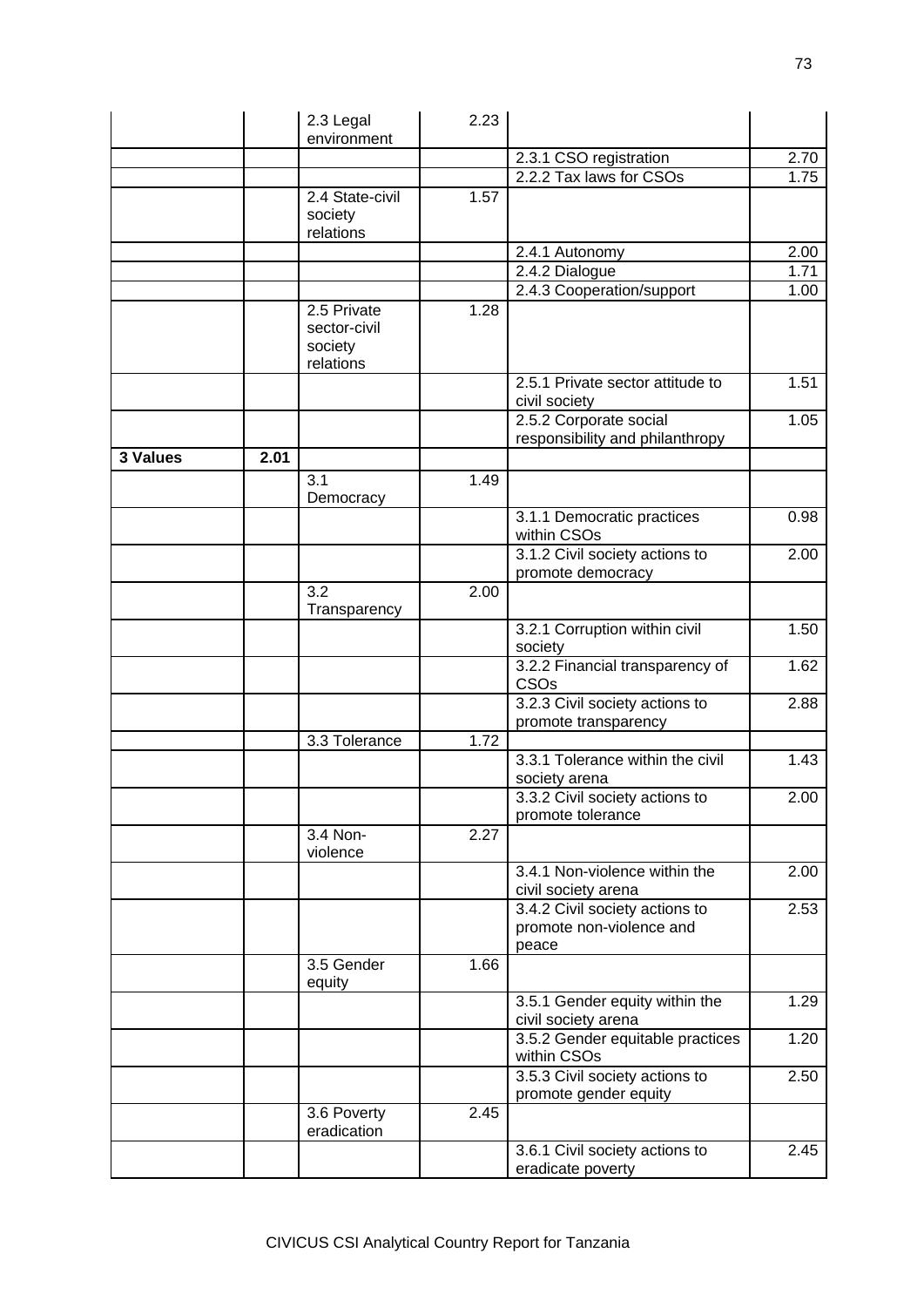| | | | | | |
|---|---|---|---|---|---|
| | | 2.3 Legal environment | 2.23 | | |
| | | | | 2.3.1 CSO registration | 2.70 |
| | | | | 2.2.2 Tax laws for CSOs | 1.75 |
| | | 2.4 State-civil society relations | 1.57 | | |
| | | | | 2.4.1 Autonomy | 2.00 |
| | | | | 2.4.2 Dialogue | 1.71 |
| | | | | 2.4.3 Cooperation/support | 1.00 |
| | | 2.5 Private sector-civil society relations | 1.28 | | |
| | | | | 2.5.1 Private sector attitude to civil society | 1.51 |
| | | | | 2.5.2 Corporate social responsibility and philanthropy | 1.05 |
| **3 Values** | **2.01** | | | | |
| | | 3.1 Democracy | 1.49 | | |
| | | | | 3.1.1 Democratic practices within CSOs | 0.98 |
| | | | | 3.1.2 Civil society actions to promote democracy | 2.00 |
| | | 3.2 Transparency | 2.00 | | |
| | | | | 3.2.1 Corruption within civil society | 1.50 |
| | | | | 3.2.2 Financial transparency of CSOs | 1.62 |
| | | | | 3.2.3 Civil society actions to promote transparency | 2.88 |
| | | 3.3 Tolerance | 1.72 | | |
| | | | | 3.3.1 Tolerance within the civil society arena | 1.43 |
| | | | | 3.3.2 Civil society actions to promote tolerance | 2.00 |
| | | 3.4 Non-violence | 2.27 | | |
| | | | | 3.4.1 Non-violence within the civil society arena | 2.00 |
| | | | | 3.4.2 Civil society actions to promote non-violence and peace | 2.53 |
| | | 3.5 Gender equity | 1.66 | | |
| | | | | 3.5.1 Gender equity within the civil society arena | 1.29 |
| | | | | 3.5.2 Gender equitable practices within CSOs | 1.20 |
| | | | | 3.5.3 Civil society actions to promote gender equity | 2.50 |
| | | 3.6 Poverty eradication | 2.45 | | |
| | | | | 3.6.1 Civil society actions to eradicate poverty | 2.45 |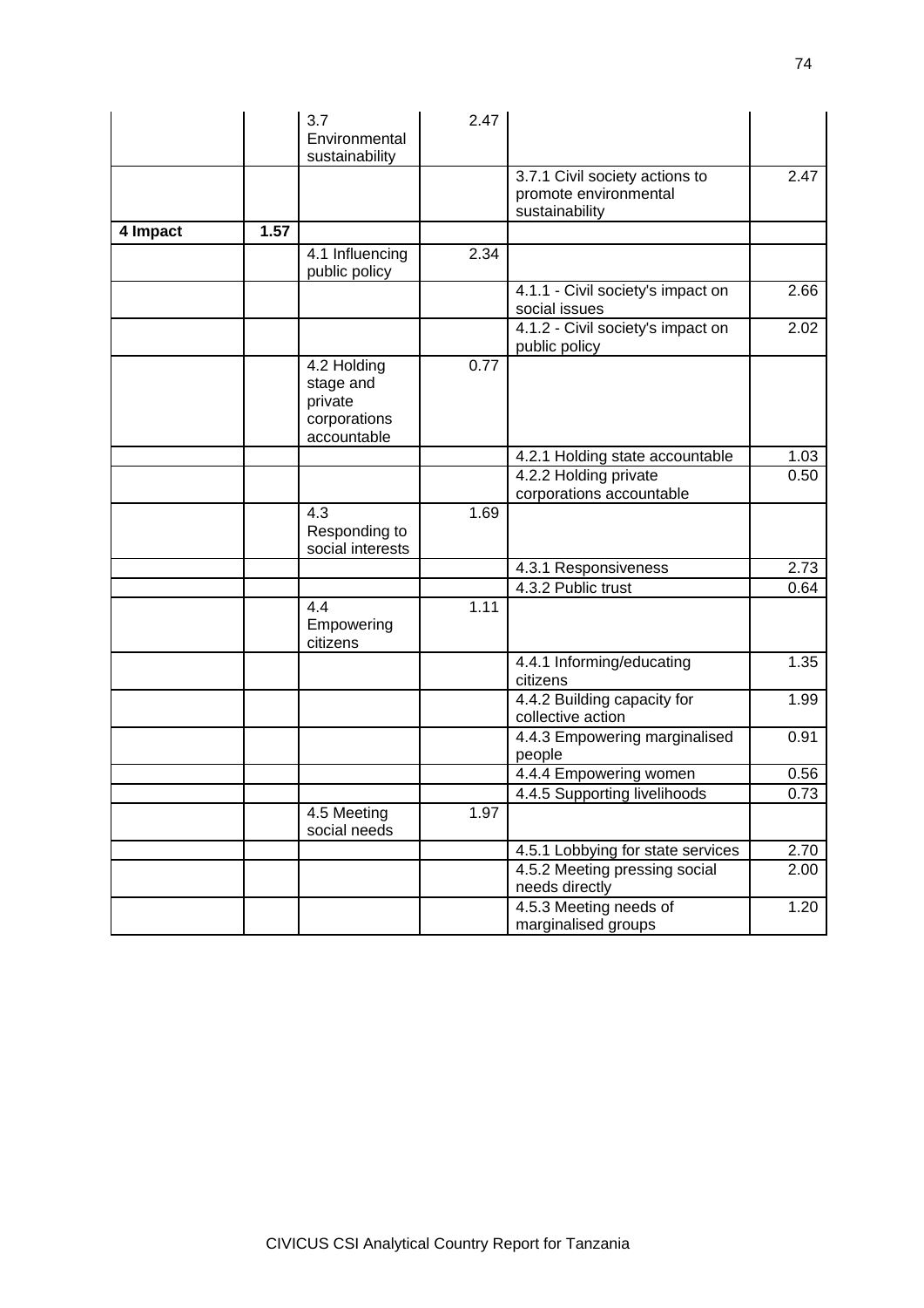| | | | | | |
|---|---|---|---|---|---|
| | | 3.7 Environmental sustainability | 2.47 | | |
| | | | | 3.7.1 Civil society actions to promote environmental sustainability | 2.47 |
| **4 Impact** | **1.57** | | | | |
| | | 4.1 Influencing public policy | 2.34 | | |
| | | | | 4.1.1 - Civil society's impact on social issues | 2.66 |
| | | | | 4.1.2 - Civil society's impact on public policy | 2.02 |
| | | 4.2 Holding stage and private corporations accountable | 0.77 | | |
| | | | | 4.2.1 Holding state accountable | 1.03 |
| | | | | 4.2.2 Holding private corporations accountable | 0.50 |
| | | 4.3 Responding to social interests | 1.69 | | |
| | | | | 4.3.1 Responsiveness | 2.73 |
| | | | | 4.3.2 Public trust | 0.64 |
| | | 4.4 Empowering citizens | 1.11 | | |
| | | | | 4.4.1 Informing/educating citizens | 1.35 |
| | | | | 4.4.2 Building capacity for collective action | 1.99 |
| | | | | 4.4.3 Empowering marginalised people | 0.91 |
| | | | | 4.4.4 Empowering women | 0.56 |
| | | | | 4.4.5 Supporting livelihoods | 0.73 |
| | | 4.5 Meeting social needs | 1.97 | | |
| | | | | 4.5.1 Lobbying for state services | 2.70 |
| | | | | 4.5.2 Meeting pressing social needs directly | 2.00 |
| | | | | 4.5.3 Meeting needs of marginalised groups | 1.20 |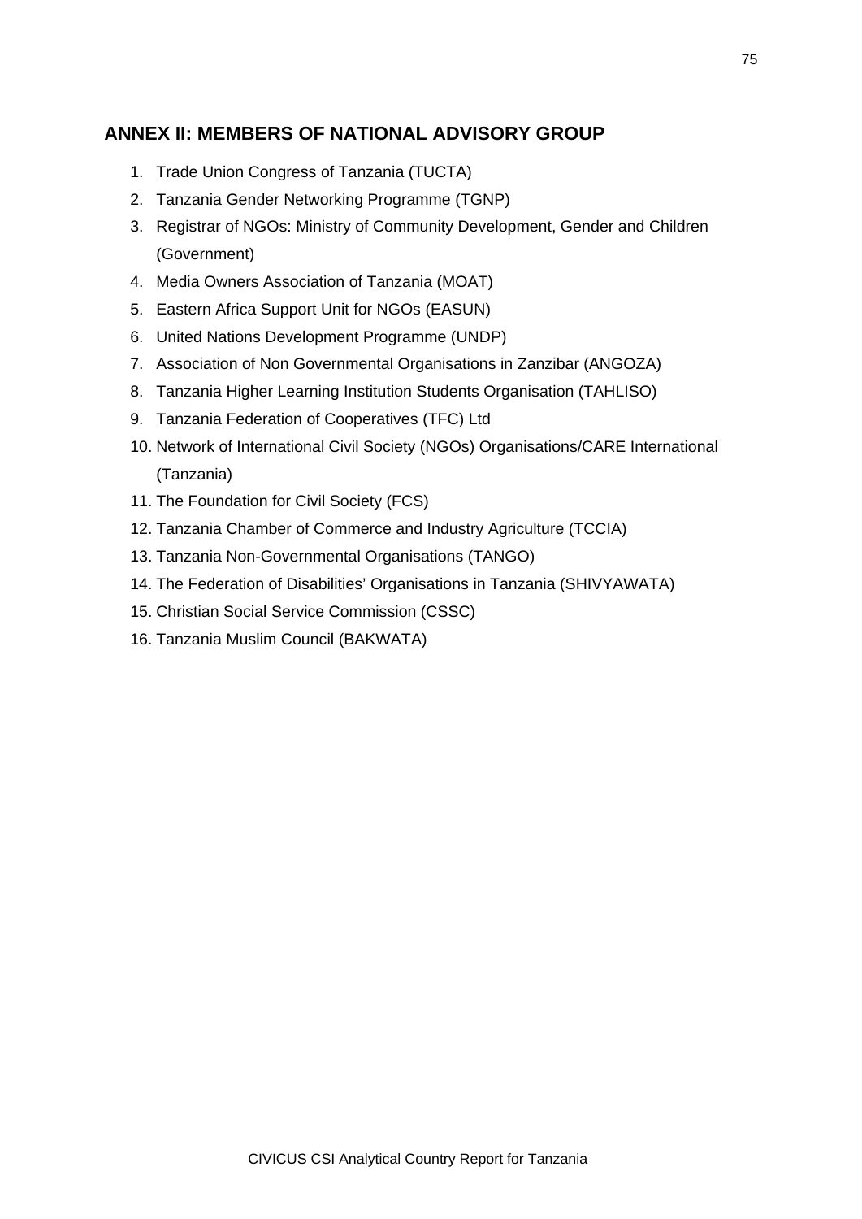## ANNEX II: MEMBERS OF NATIONAL ADVISORY GROUP

1. Trade Union Congress of Tanzania (TUCTA)
2. Tanzania Gender Networking Programme (TGNP)
3. Registrar of NGOs: Ministry of Community Development, Gender and Children (Government)
4. Media Owners Association of Tanzania (MOAT)
5. Eastern Africa Support Unit for NGOs (EASUN)
6. United Nations Development Programme (UNDP)
7. Association of Non Governmental Organisations in Zanzibar (ANGOZA)
8. Tanzania Higher Learning Institution Students Organisation (TAHLISO)
9. Tanzania Federation of Cooperatives (TFC) Ltd
10. Network of International Civil Society (NGOs) Organisations/CARE International (Tanzania)
11. The Foundation for Civil Society (FCS)
12. Tanzania Chamber of Commerce and Industry Agriculture (TCCIA)
13. Tanzania Non-Governmental Organisations (TANGO)
14. The Federation of Disabilities' Organisations in Tanzania (SHIVYAWATA)
15. Christian Social Service Commission (CSSC)
16. Tanzania Muslim Council (BAKWATA)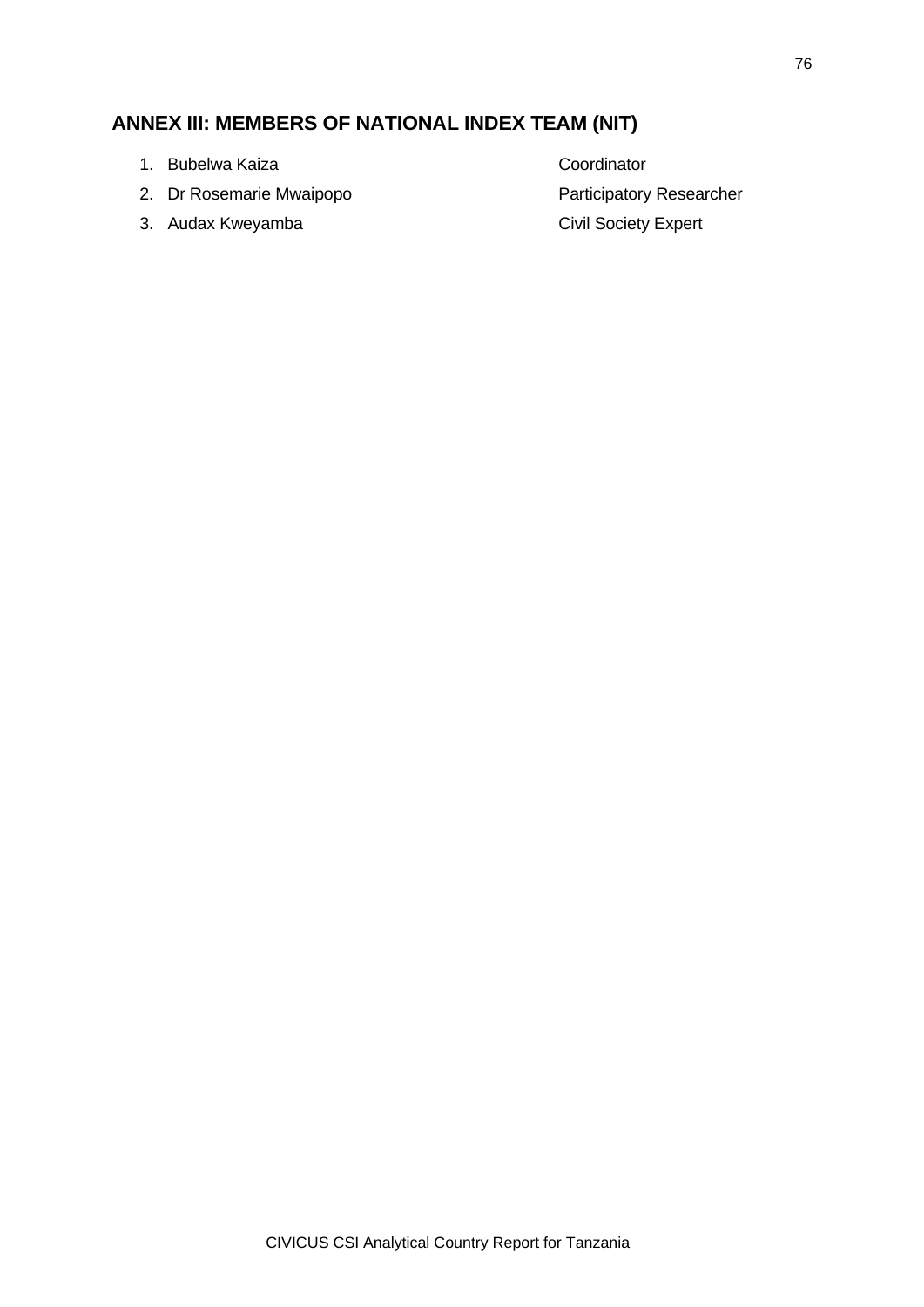## ANNEX III: MEMBERS OF NATIONAL INDEX TEAM (NIT)

1. Bubelwa Kaiza — Coordinator
2. Dr Rosemarie Mwaipopo — Participatory Researcher
3. Audax Kweyamba — Civil Society Expert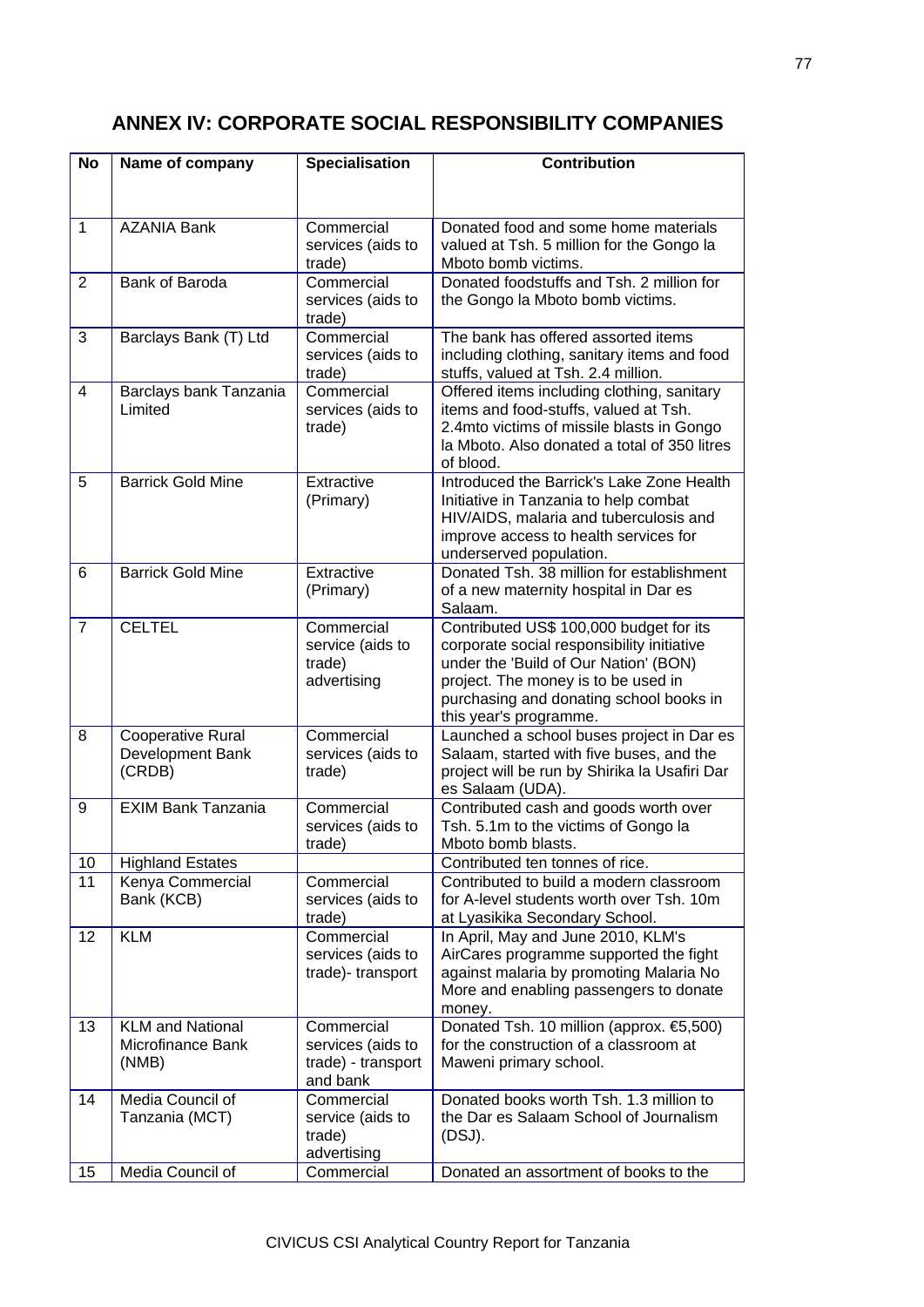# ANNEX IV: CORPORATE SOCIAL RESPONSIBILITY COMPANIES

| No | Name of company | Specialisation | Contribution |
|---|---|---|---|
| 1 | AZANIA Bank | Commercial services (aids to trade) | Donated food and some home materials valued at Tsh. 5 million for the Gongo la Mboto bomb victims. |
| 2 | Bank of Baroda | Commercial services (aids to trade) | Donated foodstuffs and Tsh. 2 million for the Gongo la Mboto bomb victims. |
| 3 | Barclays Bank (T) Ltd | Commercial services (aids to trade) | The bank has offered assorted items including clothing, sanitary items and food stuffs, valued at Tsh. 2.4 million. |
| 4 | Barclays bank Tanzania Limited | Commercial services (aids to trade) | Offered items including clothing, sanitary items and food-stuffs, valued at Tsh. 2.4mto victims of missile blasts in Gongo la Mboto. Also donated a total of 350 litres of blood. |
| 5 | Barrick Gold Mine | Extractive (Primary) | Introduced the Barrick's Lake Zone Health Initiative in Tanzania to help combat HIV/AIDS, malaria and tuberculosis and improve access to health services for underserved population. |
| 6 | Barrick Gold Mine | Extractive (Primary) | Donated Tsh. 38 million for establishment of a new maternity hospital in Dar es Salaam. |
| 7 | CELTEL | Commercial service (aids to trade) advertising | Contributed US$ 100,000 budget for its corporate social responsibility initiative under the 'Build of Our Nation' (BON) project. The money is to be used in purchasing and donating school books in this year's programme. |
| 8 | Cooperative Rural Development Bank (CRDB) | Commercial services (aids to trade) | Launched a school buses project in Dar es Salaam, started with five buses, and the project will be run by Shirika la Usafiri Dar es Salaam (UDA). |
| 9 | EXIM Bank Tanzania | Commercial services (aids to trade) | Contributed cash and goods worth over Tsh. 5.1m to the victims of Gongo la Mboto bomb blasts. |
| 10 | Highland Estates | | Contributed ten tonnes of rice. |
| 11 | Kenya Commercial Bank (KCB) | Commercial services (aids to trade) | Contributed to build a modern classroom for A-level students worth over Tsh. 10m at Lyasikika Secondary School. |
| 12 | KLM | Commercial services (aids to trade)- transport | In April, May and June 2010, KLM's AirCares programme supported the fight against malaria by promoting Malaria No More and enabling passengers to donate money. |
| 13 | KLM and National Microfinance Bank (NMB) | Commercial services (aids to trade) - transport and bank | Donated Tsh. 10 million (approx. €5,500) for the construction of a classroom at Maweni primary school. |
| 14 | Media Council of Tanzania (MCT) | Commercial service (aids to trade) advertising | Donated books worth Tsh. 1.3 million to the Dar es Salaam School of Journalism (DSJ). |
| 15 | Media Council of | Commercial | Donated an assortment of books to the |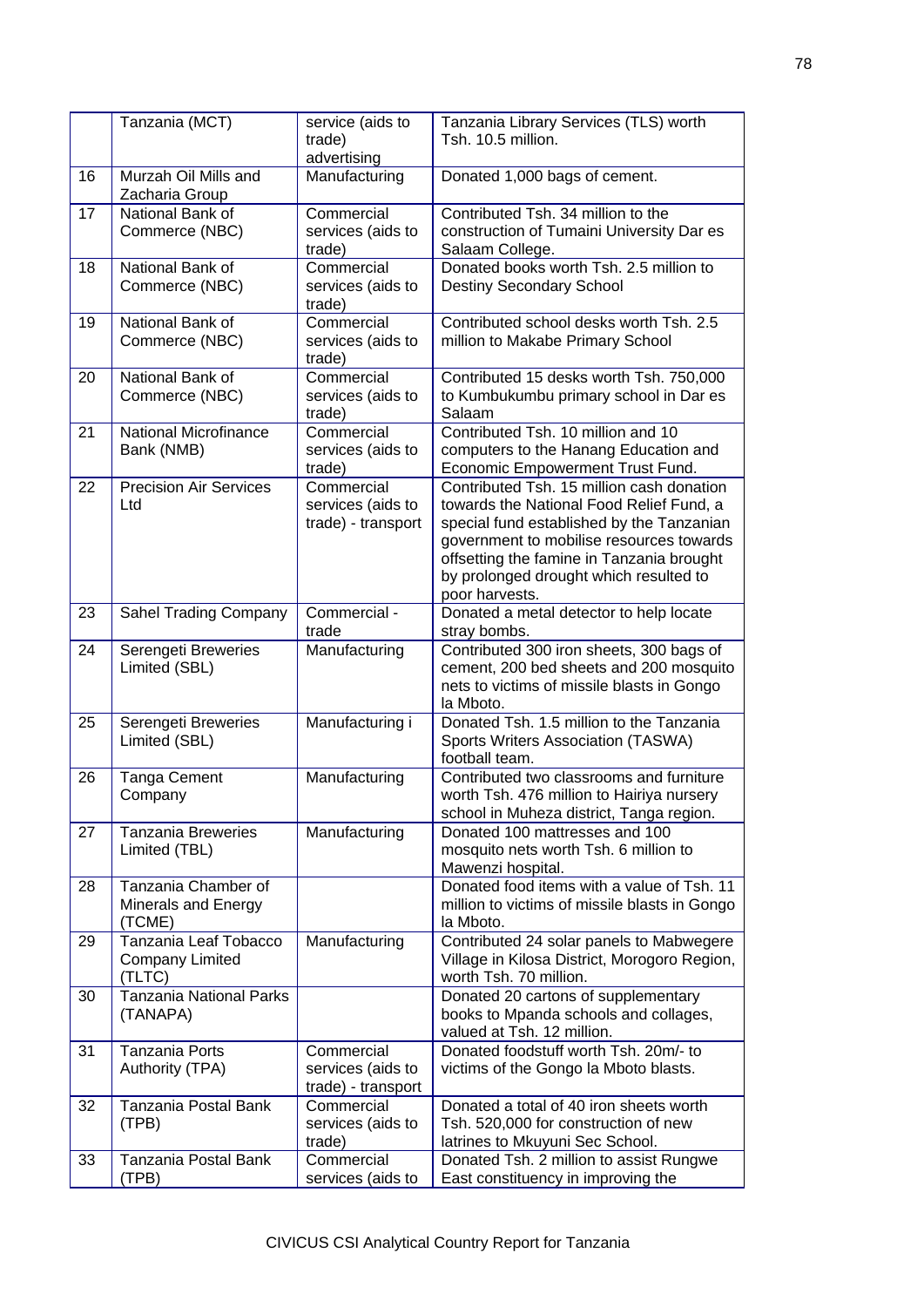|  | Tanzania (MCT) | service (aids to trade) advertising | Tanzania Library Services (TLS) worth Tsh. 10.5 million. |
|---|---|---|---|
| 16 | Murzah Oil Mills and Zacharia Group | Manufacturing | Donated 1,000 bags of cement. |
| 17 | National Bank of Commerce (NBC) | Commercial services (aids to trade) | Contributed Tsh. 34 million to the construction of Tumaini University Dar es Salaam College. |
| 18 | National Bank of Commerce (NBC) | Commercial services (aids to trade) | Donated books worth Tsh. 2.5 million to Destiny Secondary School |
| 19 | National Bank of Commerce (NBC) | Commercial services (aids to trade) | Contributed school desks worth Tsh. 2.5 million to Makabe Primary School |
| 20 | National Bank of Commerce (NBC) | Commercial services (aids to trade) | Contributed 15 desks worth Tsh. 750,000 to Kumbukumbu primary school in Dar es Salaam |
| 21 | National Microfinance Bank (NMB) | Commercial services (aids to trade) | Contributed Tsh. 10 million and 10 computers to the Hanang Education and Economic Empowerment Trust Fund. |
| 22 | Precision Air Services Ltd | Commercial services (aids to trade) - transport | Contributed Tsh. 15 million cash donation towards the National Food Relief Fund, a special fund established by the Tanzanian government to mobilise resources towards offsetting the famine in Tanzania brought by prolonged drought which resulted to poor harvests. |
| 23 | Sahel Trading Company | Commercial - trade | Donated a metal detector to help locate stray bombs. |
| 24 | Serengeti Breweries Limited (SBL) | Manufacturing | Contributed 300 iron sheets, 300 bags of cement, 200 bed sheets and 200 mosquito nets to victims of missile blasts in Gongo la Mboto. |
| 25 | Serengeti Breweries Limited (SBL) | Manufacturing i | Donated Tsh. 1.5 million to the Tanzania Sports Writers Association (TASWA) football team. |
| 26 | Tanga Cement Company | Manufacturing | Contributed two classrooms and furniture worth Tsh. 476 million to Hairiya nursery school in Muheza district, Tanga region. |
| 27 | Tanzania Breweries Limited (TBL) | Manufacturing | Donated 100 mattresses and 100 mosquito nets worth Tsh. 6 million to Mawenzi hospital. |
| 28 | Tanzania Chamber of Minerals and Energy (TCME) |  | Donated food items with a value of Tsh. 11 million to victims of missile blasts in Gongo la Mboto. |
| 29 | Tanzania Leaf Tobacco Company Limited (TLTC) | Manufacturing | Contributed 24 solar panels to Mabwegere Village in Kilosa District, Morogoro Region, worth Tsh. 70 million. |
| 30 | Tanzania National Parks (TANAPA) |  | Donated 20 cartons of supplementary books to Mpanda schools and collages, valued at Tsh. 12 million. |
| 31 | Tanzania Ports Authority (TPA) | Commercial services (aids to trade) - transport | Donated foodstuff worth Tsh. 20m/- to victims of the Gongo la Mboto blasts. |
| 32 | Tanzania Postal Bank (TPB) | Commercial services (aids to trade) | Donated a total of 40 iron sheets worth Tsh. 520,000 for construction of new latrines to Mkuyuni Sec School. |
| 33 | Tanzania Postal Bank (TPB) | Commercial services (aids to | Donated Tsh. 2 million to assist Rungwe East constituency in improving the |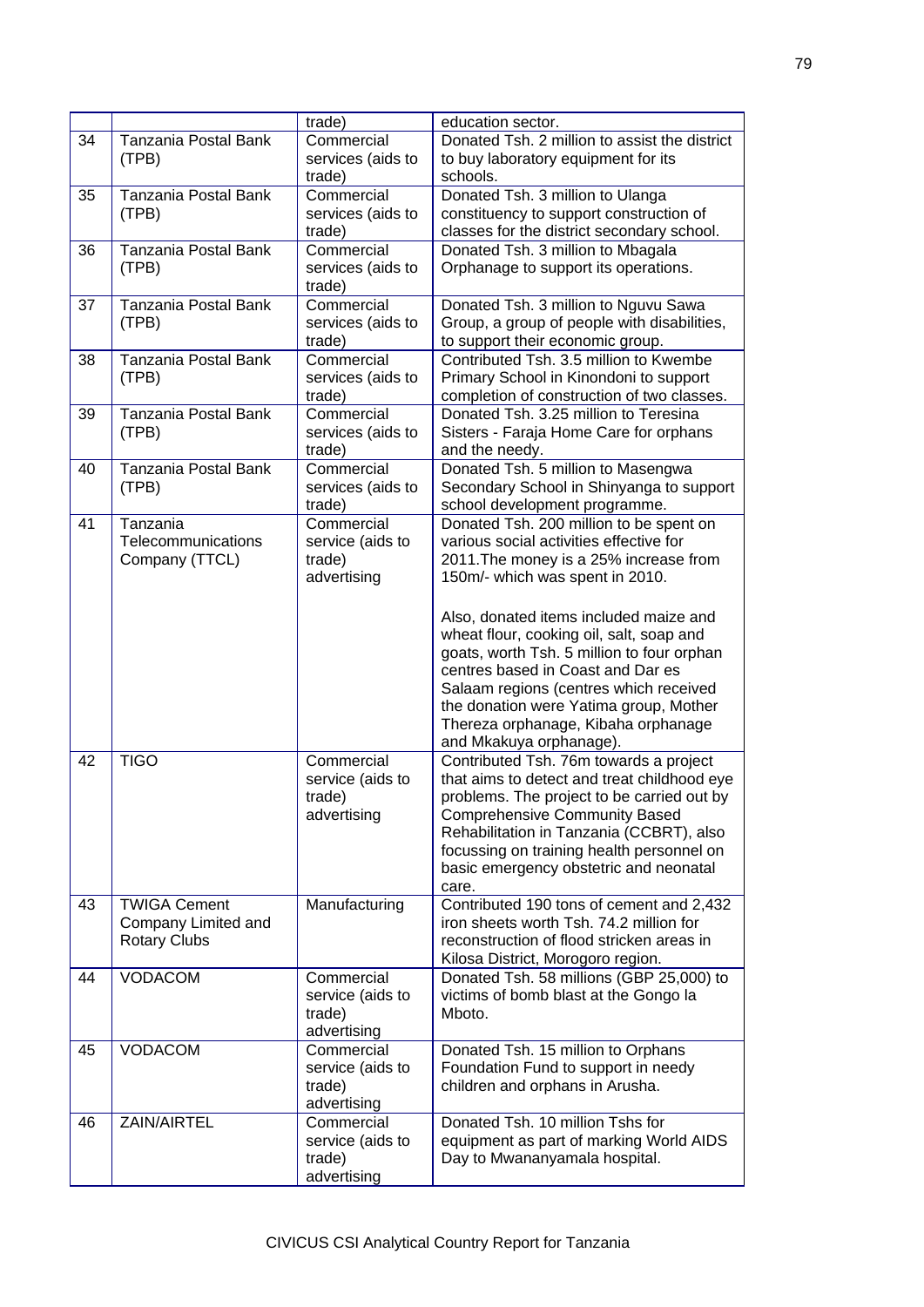| | | trade) | education sector. |
|---|---|---|---|
| 34 | Tanzania Postal Bank (TPB) | Commercial services (aids to trade) | Donated Tsh. 2 million to assist the district to buy laboratory equipment for its schools. |
| 35 | Tanzania Postal Bank (TPB) | Commercial services (aids to trade) | Donated Tsh. 3 million to Ulanga constituency to support construction of classes for the district secondary school. |
| 36 | Tanzania Postal Bank (TPB) | Commercial services (aids to trade) | Donated Tsh. 3 million to Mbagala Orphanage to support its operations. |
| 37 | Tanzania Postal Bank (TPB) | Commercial services (aids to trade) | Donated Tsh. 3 million to Nguvu Sawa Group, a group of people with disabilities, to support their economic group. |
| 38 | Tanzania Postal Bank (TPB) | Commercial services (aids to trade) | Contributed Tsh. 3.5 million to Kwembe Primary School in Kinondoni to support completion of construction of two classes. |
| 39 | Tanzania Postal Bank (TPB) | Commercial services (aids to trade) | Donated Tsh. 3.25 million to Teresina Sisters - Faraja Home Care for orphans and the needy. |
| 40 | Tanzania Postal Bank (TPB) | Commercial services (aids to trade) | Donated Tsh. 5 million to Masengwa Secondary School in Shinyanga to support school development programme. |
| 41 | Tanzania Telecommunications Company (TTCL) | Commercial services (aids to trade) advertising | Donated Tsh. 200 million to be spent on various social activities effective for 2011.The money is a 25% increase from 150m/- which was spent in 2010.<br><br>Also, donated items included maize and wheat flour, cooking oil, salt, soap and goats, worth Tsh. 5 million to four orphan centres based in Coast and Dar es Salaam regions (centres which received the donation were Yatima group, Mother Thereza orphanage, Kibaha orphanage and Mkakuya orphanage). |
| 42 | TIGO | Commercial service (aids to trade) advertising | Contributed Tsh. 76m towards a project that aims to detect and treat childhood eye problems. The project to be carried out by Comprehensive Community Based Rehabilitation in Tanzania (CCBRT), also focussing on training health personnel on basic emergency obstetric and neonatal care. |
| 43 | TWIGA Cement Company Limited and Rotary Clubs | Manufacturing | Contributed 190 tons of cement and 2,432 iron sheets worth Tsh. 74.2 million for reconstruction of flood stricken areas in Kilosa District, Morogoro region. |
| 44 | VODACOM | Commercial service (aids to trade) advertising | Donated Tsh. 58 millions (GBP 25,000) to victims of bomb blast at the Gongo la Mboto. |
| 45 | VODACOM | Commercial service (aids to trade) advertising | Donated Tsh. 15 million to Orphans Foundation Fund to support in needy children and orphans in Arusha. |
| 46 | ZAIN/AIRTEL | Commercial service (aids to trade) advertising | Donated Tsh. 10 million Tshs for equipment as part of marking World AIDS Day to Mwananyamala hospital. |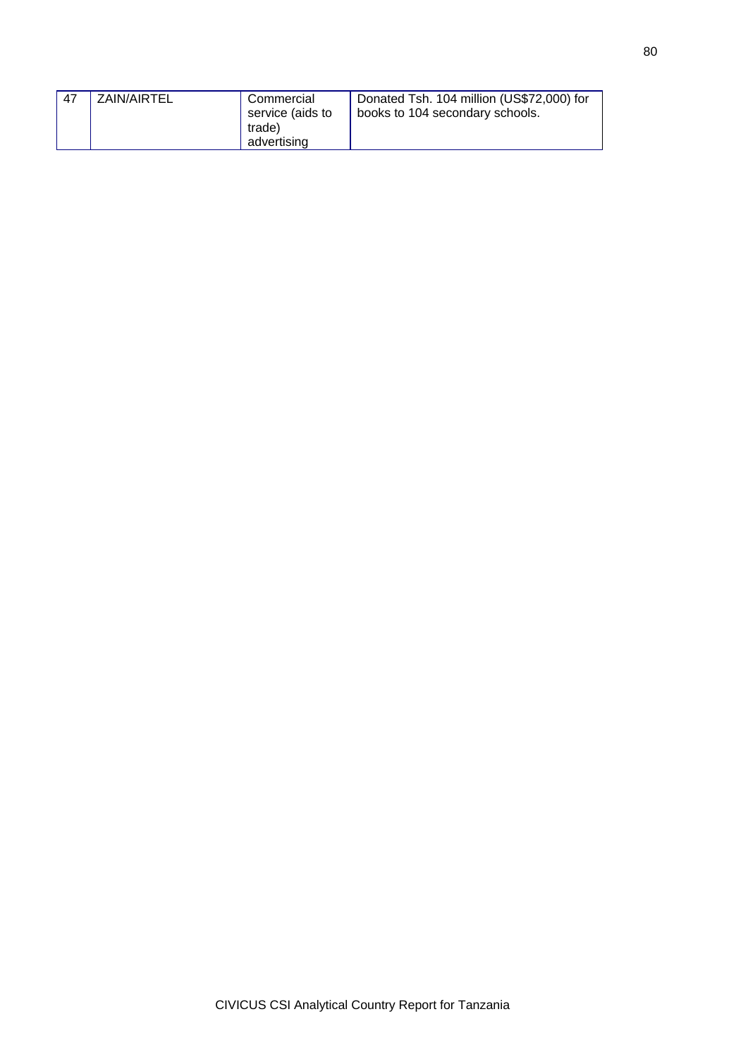| 47 | ZAIN/AIRTEL | Commercial service (aids to trade) advertising | Donated Tsh. 104 million (US$72,000) for books to 104 secondary schools. |
|---|---|---|---|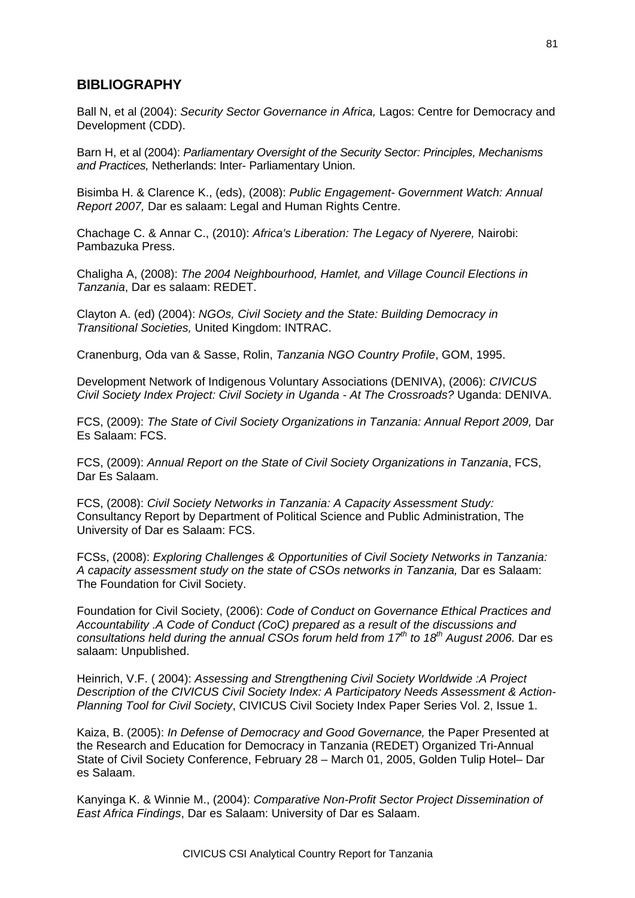## BIBLIOGRAPHY

Ball N, et al (2004): *Security Sector Governance in Africa,* Lagos: Centre for Democracy and Development (CDD).

Barn H, et al (2004): *Parliamentary Oversight of the Security Sector: Principles, Mechanisms and Practices,* Netherlands: Inter- Parliamentary Union.

Bisimba H. & Clarence K., (eds), (2008): *Public Engagement- Government Watch: Annual Report 2007,* Dar es salaam: Legal and Human Rights Centre.

Chachage C. & Annar C., (2010): *Africa's Liberation: The Legacy of Nyerere,* Nairobi: Pambazuka Press.

Chaligha A, (2008): *The 2004 Neighbourhood, Hamlet, and Village Council Elections in Tanzania*, Dar es salaam: REDET.

Clayton A. (ed) (2004): *NGOs, Civil Society and the State: Building Democracy in Transitional Societies,* United Kingdom: INTRAC.

Cranenburg, Oda van & Sasse, Rolin, *Tanzania NGO Country Profile*, GOM, 1995.

Development Network of Indigenous Voluntary Associations (DENIVA), (2006): *CIVICUS Civil Society Index Project: Civil Society in Uganda - At The Crossroads?* Uganda: DENIVA.

FCS, (2009): *The State of Civil Society Organizations in Tanzania: Annual Report 2009,* Dar Es Salaam: FCS.

FCS, (2009): *Annual Report on the State of Civil Society Organizations in Tanzania*, FCS, Dar Es Salaam.

FCS, (2008): *Civil Society Networks in Tanzania: A Capacity Assessment Study:* Consultancy Report by Department of Political Science and Public Administration, The University of Dar es Salaam: FCS.

FCSs, (2008): *Exploring Challenges & Opportunities of Civil Society Networks in Tanzania: A capacity assessment study on the state of CSOs networks in Tanzania,* Dar es Salaam: The Foundation for Civil Society.

Foundation for Civil Society, (2006): *Code of Conduct on Governance Ethical Practices and Accountability .A Code of Conduct (CoC) prepared as a result of the discussions and consultations held during the annual CSOs forum held from 17th to 18th August 2006.* Dar es salaam: Unpublished.

Heinrich, V.F. ( 2004): *Assessing and Strengthening Civil Society Worldwide :A Project Description of the CIVICUS Civil Society Index: A Participatory Needs Assessment & Action-Planning Tool for Civil Society*, CIVICUS Civil Society Index Paper Series Vol. 2, Issue 1.

Kaiza, B. (2005): *In Defense of Democracy and Good Governance,* the Paper Presented at the Research and Education for Democracy in Tanzania (REDET) Organized Tri-Annual State of Civil Society Conference, February 28 – March 01, 2005, Golden Tulip Hotel– Dar es Salaam.

Kanyinga K. & Winnie M., (2004): *Comparative Non-Profit Sector Project Dissemination of East Africa Findings*, Dar es Salaam: University of Dar es Salaam.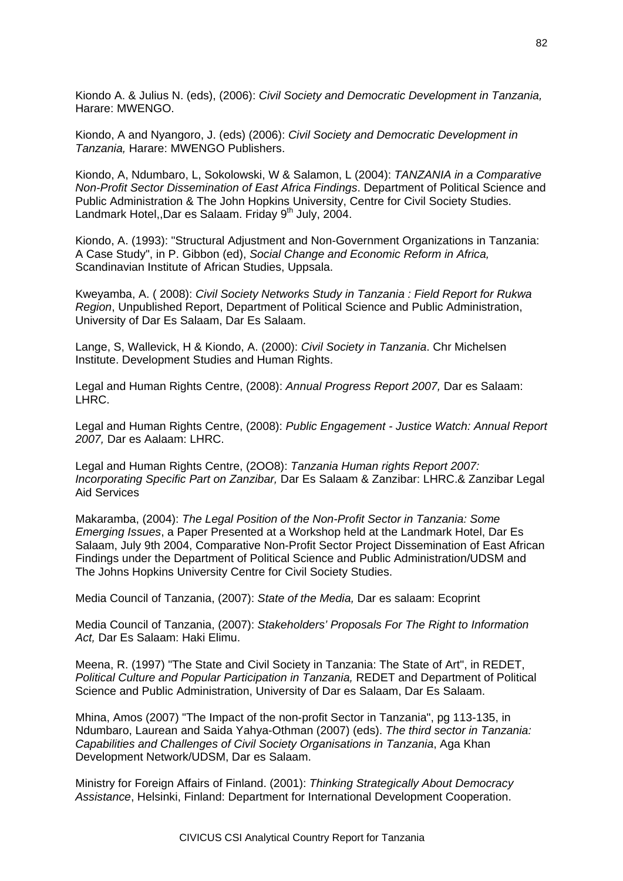Kiondo A. & Julius N. (eds), (2006): *Civil Society and Democratic Development in Tanzania,* Harare: MWENGO.

Kiondo, A and Nyangoro, J. (eds) (2006): *Civil Society and Democratic Development in Tanzania,* Harare: MWENGO Publishers.

Kiondo, A, Ndumbaro, L, Sokolowski, W & Salamon, L (2004): *TANZANIA in a Comparative Non-Profit Sector Dissemination of East Africa Findings*. Department of Political Science and Public Administration & The John Hopkins University, Centre for Civil Society Studies. Landmark Hotel,,Dar es Salaam. Friday 9th July, 2004.

Kiondo, A. (1993): "Structural Adjustment and Non-Government Organizations in Tanzania: A Case Study", in P. Gibbon (ed), *Social Change and Economic Reform in Africa,* Scandinavian Institute of African Studies, Uppsala.

Kweyamba, A. ( 2008): *Civil Society Networks Study in Tanzania : Field Report for Rukwa Region*, Unpublished Report, Department of Political Science and Public Administration, University of Dar Es Salaam, Dar Es Salaam.

Lange, S, Wallevick, H & Kiondo, A. (2000): *Civil Society in Tanzania*. Chr Michelsen Institute. Development Studies and Human Rights.

Legal and Human Rights Centre, (2008): *Annual Progress Report 2007,* Dar es Salaam: LHRC.

Legal and Human Rights Centre, (2008): *Public Engagement - Justice Watch: Annual Report 2007,* Dar es Aalaam: LHRC.

Legal and Human Rights Centre, (2OO8): *Tanzania Human rights Report 2007: Incorporating Specific Part on Zanzibar,* Dar Es Salaam & Zanzibar: LHRC.& Zanzibar Legal Aid Services

Makaramba, (2004): *The Legal Position of the Non-Profit Sector in Tanzania: Some Emerging Issues*, a Paper Presented at a Workshop held at the Landmark Hotel, Dar Es Salaam, July 9th 2004, Comparative Non-Profit Sector Project Dissemination of East African Findings under the Department of Political Science and Public Administration/UDSM and The Johns Hopkins University Centre for Civil Society Studies.

Media Council of Tanzania, (2007): *State of the Media,* Dar es salaam: Ecoprint

Media Council of Tanzania, (2007): *Stakeholders' Proposals For The Right to Information Act,* Dar Es Salaam: Haki Elimu.

Meena, R. (1997) "The State and Civil Society in Tanzania: The State of Art", in REDET, *Political Culture and Popular Participation in Tanzania,* REDET and Department of Political Science and Public Administration, University of Dar es Salaam, Dar Es Salaam.

Mhina, Amos (2007) "The Impact of the non-profit Sector in Tanzania", pg 113-135, in Ndumbaro, Laurean and Saida Yahya-Othman (2007) (eds). *The third sector in Tanzania: Capabilities and Challenges of Civil Society Organisations in Tanzania*, Aga Khan Development Network/UDSM, Dar es Salaam.

Ministry for Foreign Affairs of Finland. (2001): *Thinking Strategically About Democracy Assistance*, Helsinki, Finland: Department for International Development Cooperation.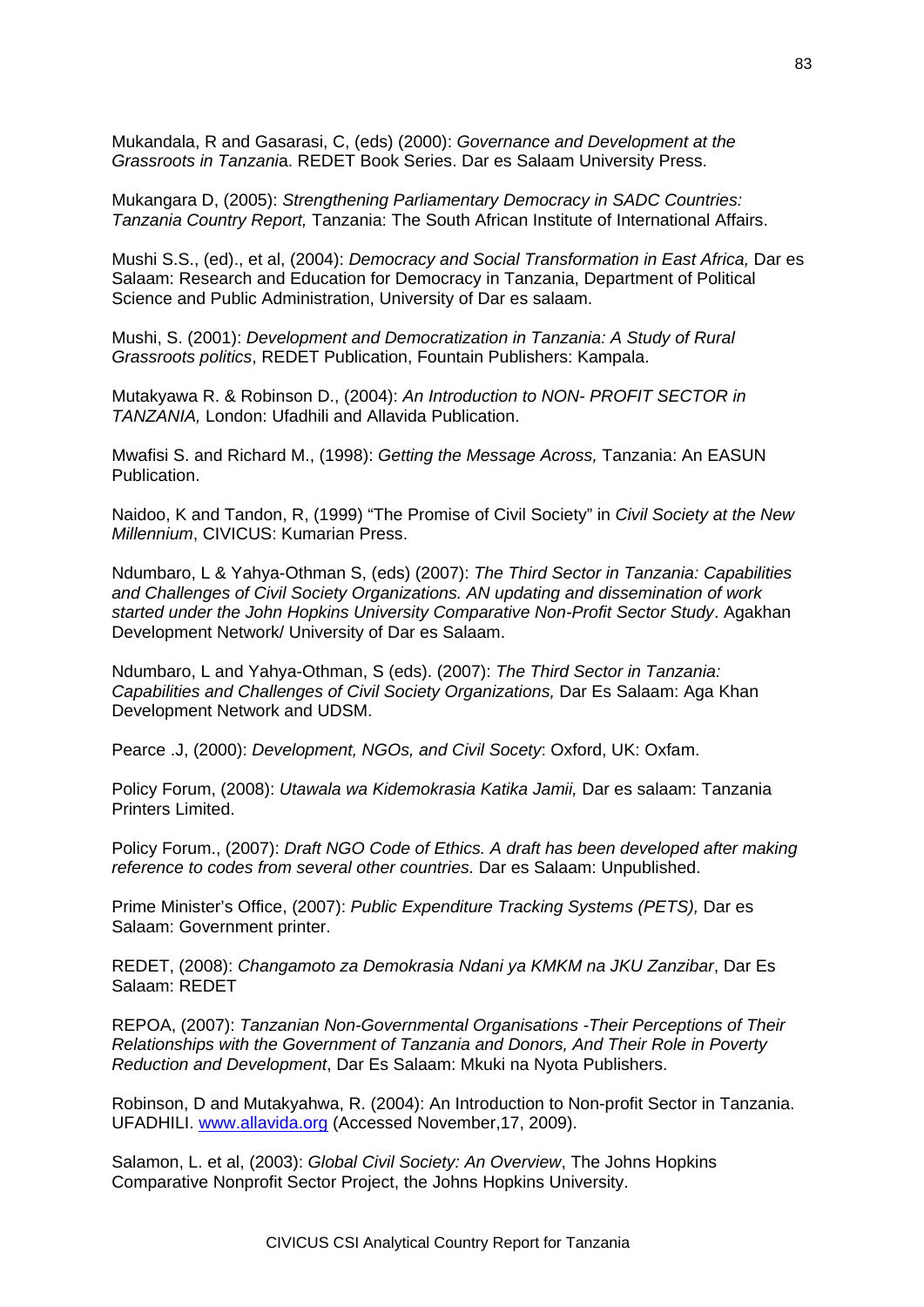Mukandala, R and Gasarasi, C, (eds) (2000): *Governance and Development at the Grassroots in Tanzania*. REDET Book Series. Dar es Salaam University Press.

Mukangara D, (2005): *Strengthening Parliamentary Democracy in SADC Countries: Tanzania Country Report,* Tanzania: The South African Institute of International Affairs.

Mushi S.S., (ed)., et al, (2004): *Democracy and Social Transformation in East Africa,* Dar es Salaam: Research and Education for Democracy in Tanzania, Department of Political Science and Public Administration, University of Dar es salaam.

Mushi, S. (2001): *Development and Democratization in Tanzania: A Study of Rural Grassroots politics*, REDET Publication, Fountain Publishers: Kampala.

Mutakyawa R. & Robinson D., (2004): *An Introduction to NON- PROFIT SECTOR in TANZANIA,* London: Ufadhili and Allavida Publication.

Mwafisi S. and Richard M., (1998): *Getting the Message Across,* Tanzania: An EASUN Publication.

Naidoo, K and Tandon, R, (1999) "The Promise of Civil Society" in *Civil Society at the New Millennium*, CIVICUS: Kumarian Press.

Ndumbaro, L & Yahya-Othman S, (eds) (2007): *The Third Sector in Tanzania: Capabilities and Challenges of Civil Society Organizations. AN updating and dissemination of work started under the John Hopkins University Comparative Non-Profit Sector Study*. Agakhan Development Network/ University of Dar es Salaam.

Ndumbaro, L and Yahya-Othman, S (eds). (2007): *The Third Sector in Tanzania: Capabilities and Challenges of Civil Society Organizations,* Dar Es Salaam: Aga Khan Development Network and UDSM.

Pearce .J, (2000): *Development, NGOs, and Civil Socety*: Oxford, UK: Oxfam.

Policy Forum, (2008): *Utawala wa Kidemokrasia Katika Jamii,* Dar es salaam: Tanzania Printers Limited.

Policy Forum., (2007): *Draft NGO Code of Ethics. A draft has been developed after making reference to codes from several other countries.* Dar es Salaam: Unpublished.

Prime Minister's Office, (2007): *Public Expenditure Tracking Systems (PETS),* Dar es Salaam: Government printer.

REDET, (2008): *Changamoto za Demokrasia Ndani ya KMKM na JKU Zanzibar*, Dar Es Salaam: REDET

REPOA, (2007): *Tanzanian Non-Governmental Organisations -Their Perceptions of Their Relationships with the Government of Tanzania and Donors, And Their Role in Poverty Reduction and Development*, Dar Es Salaam: Mkuki na Nyota Publishers.

Robinson, D and Mutakyahwa, R. (2004): An Introduction to Non-profit Sector in Tanzania. UFADHILI. www.allavida.org (Accessed November,17, 2009).

Salamon, L. et al, (2003): *Global Civil Society: An Overview*, The Johns Hopkins Comparative Nonprofit Sector Project, the Johns Hopkins University.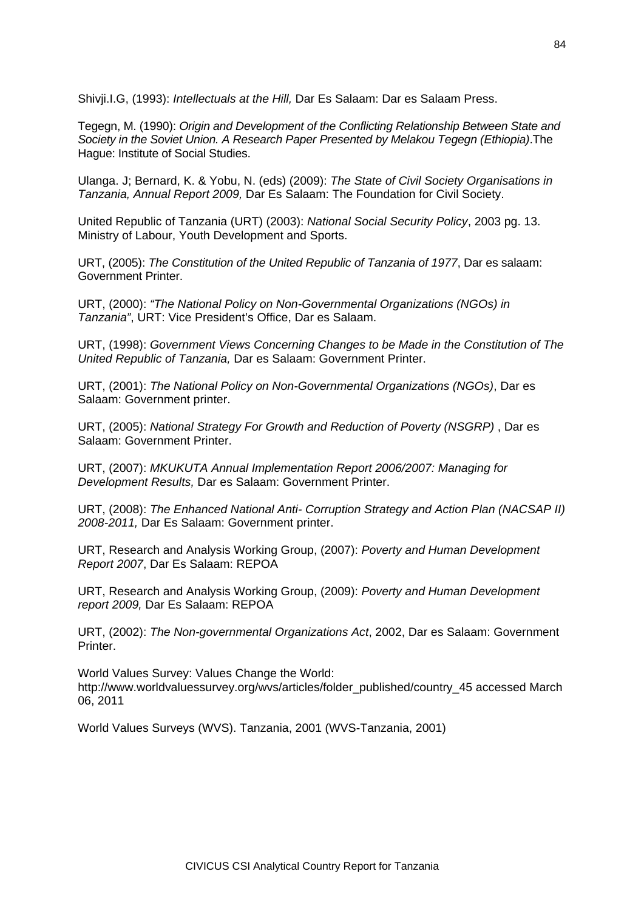Shivji.I.G, (1993): *Intellectuals at the Hill,* Dar Es Salaam: Dar es Salaam Press.

Tegegn, M. (1990): *Origin and Development of the Conflicting Relationship Between State and Society in the Soviet Union. A Research Paper Presented by Melakou Tegegn (Ethiopia)*.The Hague: Institute of Social Studies.

Ulanga. J; Bernard, K. & Yobu, N. (eds) (2009): *The State of Civil Society Organisations in Tanzania, Annual Report 2009,* Dar Es Salaam: The Foundation for Civil Society.

United Republic of Tanzania (URT) (2003): *National Social Security Policy*, 2003 pg. 13. Ministry of Labour, Youth Development and Sports.

URT, (2005): *The Constitution of the United Republic of Tanzania of 1977*, Dar es salaam: Government Printer.

URT, (2000): *"The National Policy on Non-Governmental Organizations (NGOs) in Tanzania"*, URT: Vice President's Office, Dar es Salaam.

URT, (1998): *Government Views Concerning Changes to be Made in the Constitution of The United Republic of Tanzania,* Dar es Salaam: Government Printer.

URT, (2001): *The National Policy on Non-Governmental Organizations (NGOs)*, Dar es Salaam: Government printer.

URT, (2005): *National Strategy For Growth and Reduction of Poverty (NSGRP)* , Dar es Salaam: Government Printer.

URT, (2007): *MKUKUTA Annual Implementation Report 2006/2007: Managing for Development Results,* Dar es Salaam: Government Printer.

URT, (2008): *The Enhanced National Anti- Corruption Strategy and Action Plan (NACSAP II) 2008-2011,* Dar Es Salaam: Government printer.

URT, Research and Analysis Working Group, (2007): *Poverty and Human Development Report 2007*, Dar Es Salaam: REPOA

URT, Research and Analysis Working Group, (2009): *Poverty and Human Development report 2009,* Dar Es Salaam: REPOA

URT, (2002): *The Non-governmental Organizations Act*, 2002, Dar es Salaam: Government Printer.

World Values Survey: Values Change the World: http://www.worldvaluessurvey.org/wvs/articles/folder_published/country_45 accessed March 06, 2011

World Values Surveys (WVS). Tanzania, 2001 (WVS-Tanzania, 2001)